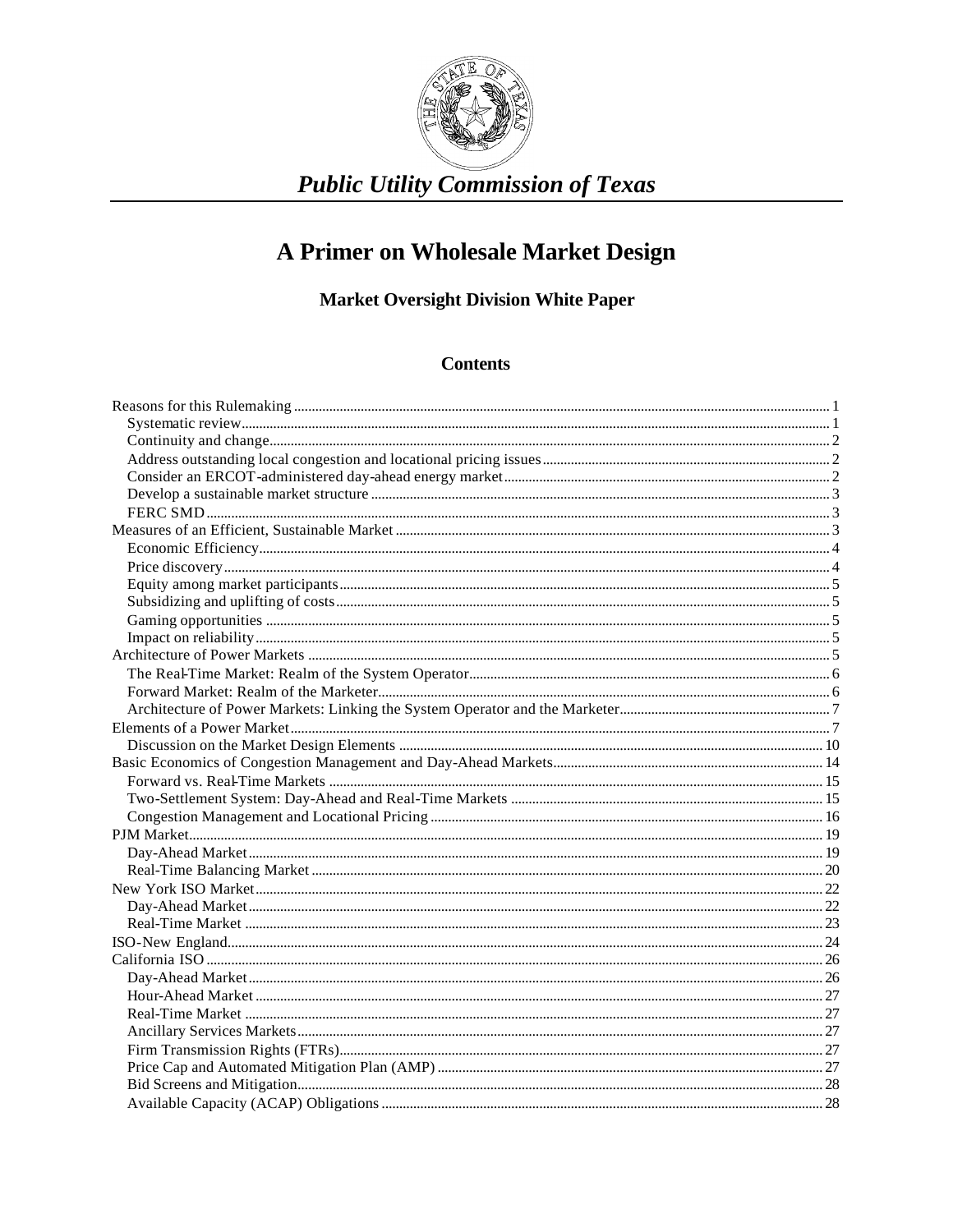*Public Utility Commission of Texas*

# A Primer on Wholesale Market Design

## Market Oversight Division White Paper

### Contents

Reasons for this Rulemaking ........ 1
- Systematic review ........ 1
- Continuity and change ........ 2
- Address outstanding local congestion and locational pricing issues ........ 2
- Consider an ERCOT-administered day-ahead energy market ........ 2
- Develop a sustainable market structure ........ 3
- FERC SMD ........ 3

Measures of an Efficient, Sustainable Market ........ 3
- Economic Efficiency ........ 4
- Price discovery ........ 4
- Equity among market participants ........ 5
- Subsidizing and uplifting of costs ........ 5
- Gaming opportunities ........ 5
- Impact on reliability ........ 5

Architecture of Power Markets ........ 5
- The Real-Time Market: Realm of the System Operator ........ 6
- Forward Market: Realm of the Marketer ........ 6
- Architecture of Power Markets: Linking the System Operator and the Marketer ........ 7

Elements of a Power Market ........ 7
- Discussion on the Market Design Elements ........ 10

Basic Economics of Congestion Management and Day-Ahead Markets ........ 14
- Forward vs. Real-Time Markets ........ 15
- Two-Settlement System: Day-Ahead and Real-Time Markets ........ 15
- Congestion Management and Locational Pricing ........ 16

PJM Market ........ 19
- Day-Ahead Market ........ 19
- Real-Time Balancing Market ........ 20

New York ISO Market ........ 22
- Day-Ahead Market ........ 22
- Real-Time Market ........ 23

ISO-New England ........ 24

California ISO ........ 26
- Day-Ahead Market ........ 26
- Hour-Ahead Market ........ 27
- Real-Time Market ........ 27
- Ancillary Services Markets ........ 27
- Firm Transmission Rights (FTRs) ........ 27
- Price Cap and Automated Mitigation Plan (AMP) ........ 27
- Bid Screens and Mitigation ........ 28
- Available Capacity (ACAP) Obligations ........ 28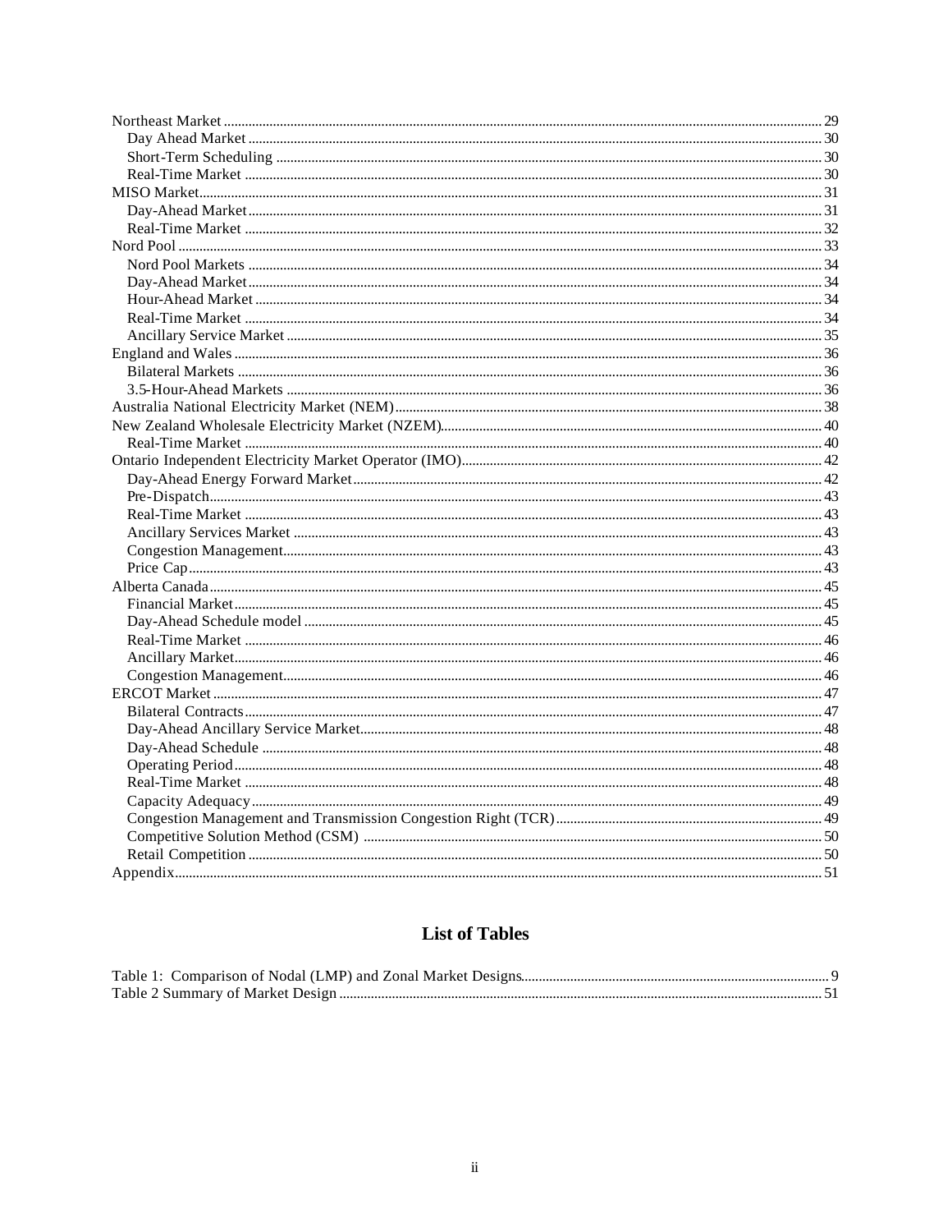Northeast Market ........ 29
  Day Ahead Market ........ 30
  Short-Term Scheduling ........ 30
  Real-Time Market ........ 30
MISO Market ........ 31
  Day-Ahead Market ........ 31
  Real-Time Market ........ 32
Nord Pool ........ 33
  Nord Pool Markets ........ 34
  Day-Ahead Market ........ 34
  Hour-Ahead Market ........ 34
  Real-Time Market ........ 34
  Ancillary Service Market ........ 35
England and Wales ........ 36
  Bilateral Markets ........ 36
  3.5-Hour-Ahead Markets ........ 36
Australia National Electricity Market (NEM) ........ 38
New Zealand Wholesale Electricity Market (NZEM) ........ 40
  Real-Time Market ........ 40
Ontario Independent Electricity Market Operator (IMO) ........ 42
  Day-Ahead Energy Forward Market ........ 42
  Pre-Dispatch ........ 43
  Real-Time Market ........ 43
  Ancillary Services Market ........ 43
  Congestion Management ........ 43
  Price Cap ........ 43
Alberta Canada ........ 45
  Financial Market ........ 45
  Day-Ahead Schedule model ........ 45
  Real-Time Market ........ 46
  Ancillary Market ........ 46
  Congestion Management ........ 46
ERCOT Market ........ 47
  Bilateral Contracts ........ 47
  Day-Ahead Ancillary Service Market ........ 48
  Day-Ahead Schedule ........ 48
  Operating Period ........ 48
  Real-Time Market ........ 48
  Capacity Adequacy ........ 49
  Congestion Management and Transmission Congestion Right (TCR) ........ 49
  Competitive Solution Method (CSM) ........ 50
  Retail Competition ........ 50
Appendix ........ 51

## List of Tables

Table 1: Comparison of Nodal (LMP) and Zonal Market Designs ........ 9
Table 2 Summary of Market Design ........ 51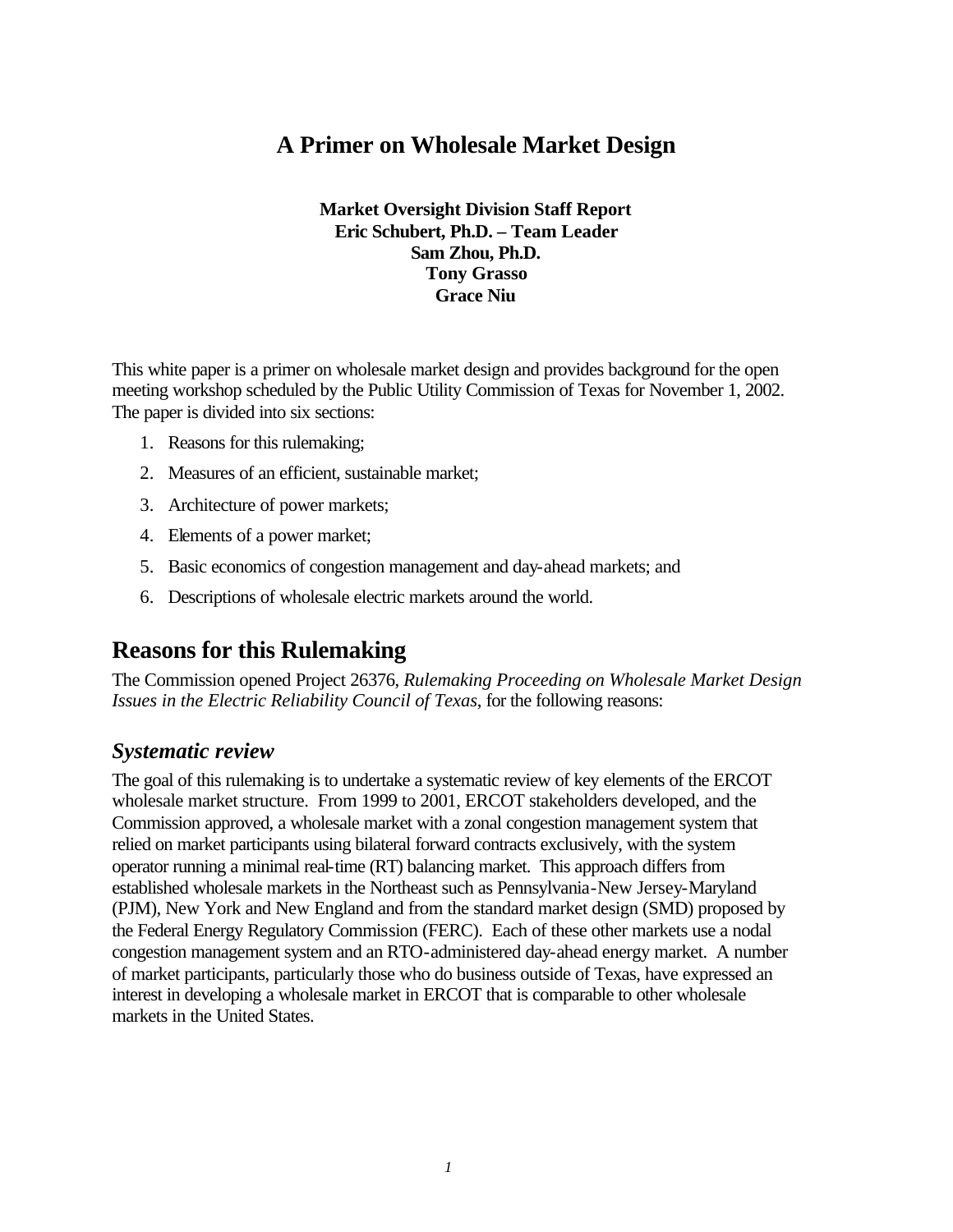# A Primer on Wholesale Market Design

**Market Oversight Division Staff Report**
**Eric Schubert, Ph.D. – Team Leader**
**Sam Zhou, Ph.D.**
**Tony Grasso**
**Grace Niu**

This white paper is a primer on wholesale market design and provides background for the open meeting workshop scheduled by the Public Utility Commission of Texas for November 1, 2002. The paper is divided into six sections:

1. Reasons for this rulemaking;
2. Measures of an efficient, sustainable market;
3. Architecture of power markets;
4. Elements of a power market;
5. Basic economics of congestion management and day-ahead markets; and
6. Descriptions of wholesale electric markets around the world.

## Reasons for this Rulemaking

The Commission opened Project 26376, *Rulemaking Proceeding on Wholesale Market Design Issues in the Electric Reliability Council of Texas*, for the following reasons:

### *Systematic review*

The goal of this rulemaking is to undertake a systematic review of key elements of the ERCOT wholesale market structure. From 1999 to 2001, ERCOT stakeholders developed, and the Commission approved, a wholesale market with a zonal congestion management system that relied on market participants using bilateral forward contracts exclusively, with the system operator running a minimal real-time (RT) balancing market. This approach differs from established wholesale markets in the Northeast such as Pennsylvania-New Jersey-Maryland (PJM), New York and New England and from the standard market design (SMD) proposed by the Federal Energy Regulatory Commission (FERC). Each of these other markets use a nodal congestion management system and an RTO-administered day-ahead energy market. A number of market participants, particularly those who do business outside of Texas, have expressed an interest in developing a wholesale market in ERCOT that is comparable to other wholesale markets in the United States.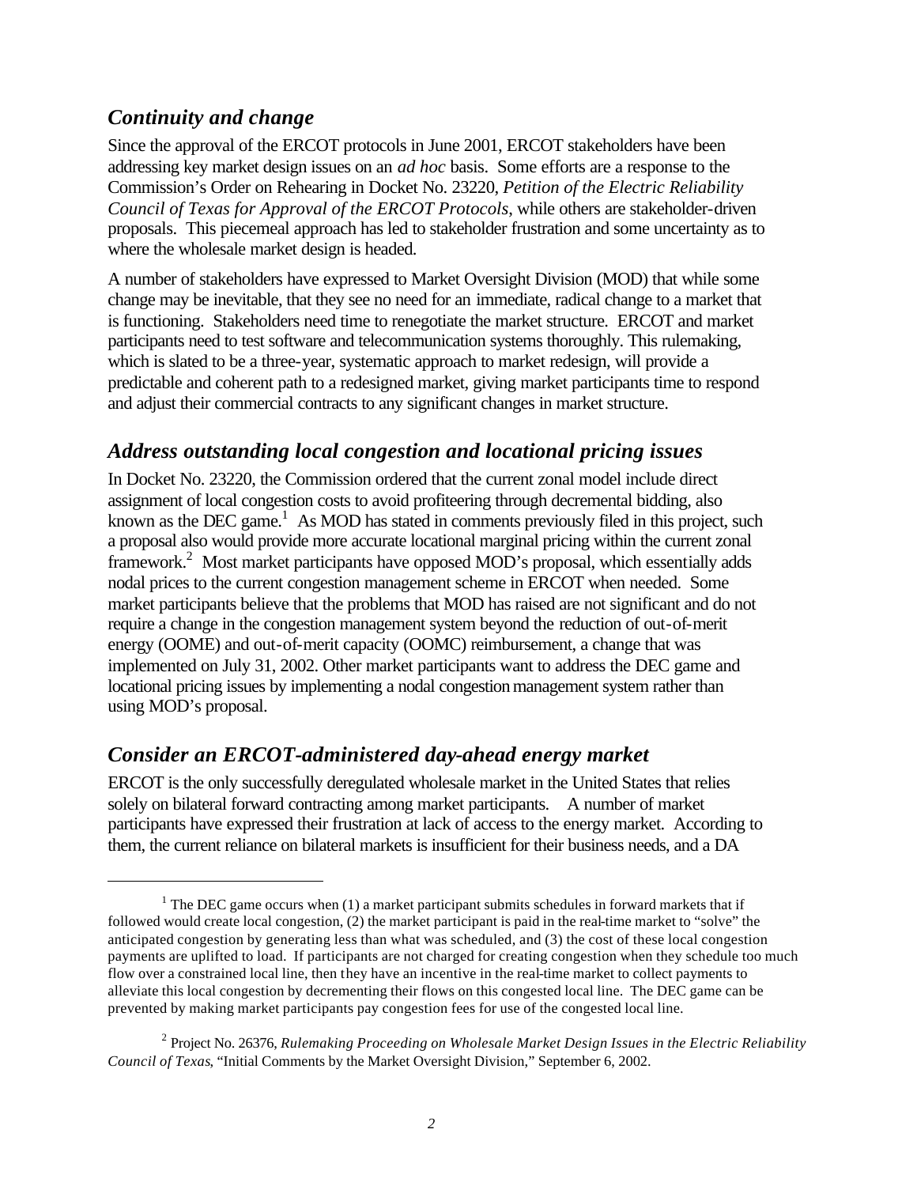## *Continuity and change*

Since the approval of the ERCOT protocols in June 2001, ERCOT stakeholders have been addressing key market design issues on an *ad hoc* basis. Some efforts are a response to the Commission's Order on Rehearing in Docket No. 23220, *Petition of the Electric Reliability Council of Texas for Approval of the ERCOT Protocols*, while others are stakeholder-driven proposals. This piecemeal approach has led to stakeholder frustration and some uncertainty as to where the wholesale market design is headed.

A number of stakeholders have expressed to Market Oversight Division (MOD) that while some change may be inevitable, that they see no need for an immediate, radical change to a market that is functioning. Stakeholders need time to renegotiate the market structure. ERCOT and market participants need to test software and telecommunication systems thoroughly. This rulemaking, which is slated to be a three-year, systematic approach to market redesign, will provide a predictable and coherent path to a redesigned market, giving market participants time to respond and adjust their commercial contracts to any significant changes in market structure.

## *Address outstanding local congestion and locational pricing issues*

In Docket No. 23220, the Commission ordered that the current zonal model include direct assignment of local congestion costs to avoid profiteering through decremental bidding, also known as the DEC game.[1] As MOD has stated in comments previously filed in this project, such a proposal also would provide more accurate locational marginal pricing within the current zonal framework.[2] Most market participants have opposed MOD's proposal, which essentially adds nodal prices to the current congestion management scheme in ERCOT when needed. Some market participants believe that the problems that MOD has raised are not significant and do not require a change in the congestion management system beyond the reduction of out-of-merit energy (OOME) and out-of-merit capacity (OOMC) reimbursement, a change that was implemented on July 31, 2002. Other market participants want to address the DEC game and locational pricing issues by implementing a nodal congestion management system rather than using MOD's proposal.

## *Consider an ERCOT-administered day-ahead energy market*

ERCOT is the only successfully deregulated wholesale market in the United States that relies solely on bilateral forward contracting among market participants. A number of market participants have expressed their frustration at lack of access to the energy market. According to them, the current reliance on bilateral markets is insufficient for their business needs, and a DA

---

[1] The DEC game occurs when (1) a market participant submits schedules in forward markets that if followed would create local congestion, (2) the market participant is paid in the real-time market to "solve" the anticipated congestion by generating less than what was scheduled, and (3) the cost of these local congestion payments are uplifted to load. If participants are not charged for creating congestion when they schedule too much flow over a constrained local line, then they have an incentive in the real-time market to collect payments to alleviate this local congestion by decrementing their flows on this congested local line. The DEC game can be prevented by making market participants pay congestion fees for use of the congested local line.

[2] Project No. 26376, *Rulemaking Proceeding on Wholesale Market Design Issues in the Electric Reliability Council of Texas*, "Initial Comments by the Market Oversight Division," September 6, 2002.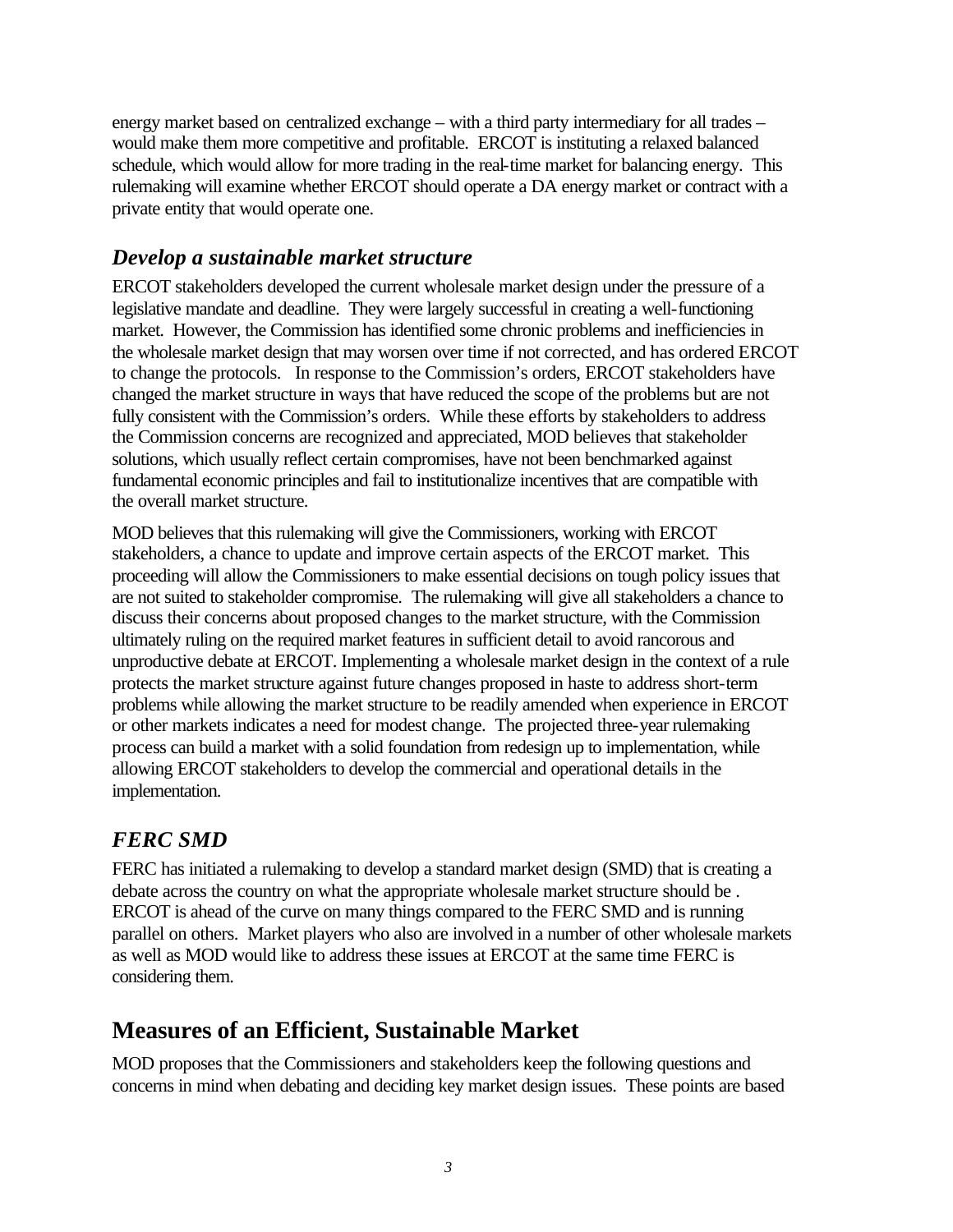energy market based on centralized exchange – with a third party intermediary for all trades – would make them more competitive and profitable. ERCOT is instituting a relaxed balanced schedule, which would allow for more trading in the real-time market for balancing energy. This rulemaking will examine whether ERCOT should operate a DA energy market or contract with a private entity that would operate one.

### *Develop a sustainable market structure*

ERCOT stakeholders developed the current wholesale market design under the pressure of a legislative mandate and deadline. They were largely successful in creating a well-functioning market. However, the Commission has identified some chronic problems and inefficiencies in the wholesale market design that may worsen over time if not corrected, and has ordered ERCOT to change the protocols. In response to the Commission's orders, ERCOT stakeholders have changed the market structure in ways that have reduced the scope of the problems but are not fully consistent with the Commission's orders. While these efforts by stakeholders to address the Commission concerns are recognized and appreciated, MOD believes that stakeholder solutions, which usually reflect certain compromises, have not been benchmarked against fundamental economic principles and fail to institutionalize incentives that are compatible with the overall market structure.

MOD believes that this rulemaking will give the Commissioners, working with ERCOT stakeholders, a chance to update and improve certain aspects of the ERCOT market. This proceeding will allow the Commissioners to make essential decisions on tough policy issues that are not suited to stakeholder compromise. The rulemaking will give all stakeholders a chance to discuss their concerns about proposed changes to the market structure, with the Commission ultimately ruling on the required market features in sufficient detail to avoid rancorous and unproductive debate at ERCOT. Implementing a wholesale market design in the context of a rule protects the market structure against future changes proposed in haste to address short-term problems while allowing the market structure to be readily amended when experience in ERCOT or other markets indicates a need for modest change. The projected three-year rulemaking process can build a market with a solid foundation from redesign up to implementation, while allowing ERCOT stakeholders to develop the commercial and operational details in the implementation.

### *FERC SMD*

FERC has initiated a rulemaking to develop a standard market design (SMD) that is creating a debate across the country on what the appropriate wholesale market structure should be . ERCOT is ahead of the curve on many things compared to the FERC SMD and is running parallel on others. Market players who also are involved in a number of other wholesale markets as well as MOD would like to address these issues at ERCOT at the same time FERC is considering them.

## Measures of an Efficient, Sustainable Market

MOD proposes that the Commissioners and stakeholders keep the following questions and concerns in mind when debating and deciding key market design issues. These points are based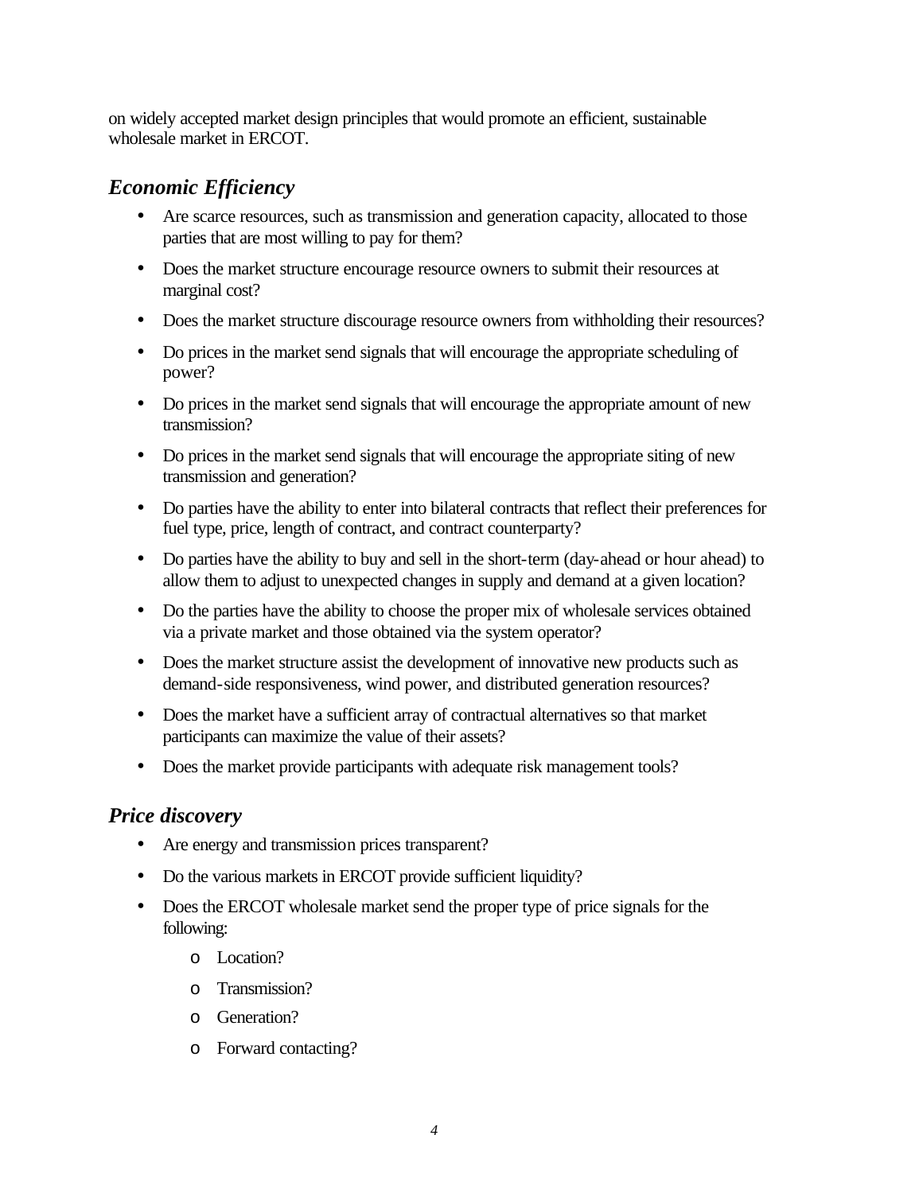on widely accepted market design principles that would promote an efficient, sustainable wholesale market in ERCOT.

## *Economic Efficiency*

- Are scarce resources, such as transmission and generation capacity, allocated to those parties that are most willing to pay for them?
- Does the market structure encourage resource owners to submit their resources at marginal cost?
- Does the market structure discourage resource owners from withholding their resources?
- Do prices in the market send signals that will encourage the appropriate scheduling of power?
- Do prices in the market send signals that will encourage the appropriate amount of new transmission?
- Do prices in the market send signals that will encourage the appropriate siting of new transmission and generation?
- Do parties have the ability to enter into bilateral contracts that reflect their preferences for fuel type, price, length of contract, and contract counterparty?
- Do parties have the ability to buy and sell in the short-term (day-ahead or hour ahead) to allow them to adjust to unexpected changes in supply and demand at a given location?
- Do the parties have the ability to choose the proper mix of wholesale services obtained via a private market and those obtained via the system operator?
- Does the market structure assist the development of innovative new products such as demand-side responsiveness, wind power, and distributed generation resources?
- Does the market have a sufficient array of contractual alternatives so that market participants can maximize the value of their assets?
- Does the market provide participants with adequate risk management tools?

## *Price discovery*

- Are energy and transmission prices transparent?
- Do the various markets in ERCOT provide sufficient liquidity?
- Does the ERCOT wholesale market send the proper type of price signals for the following:
    - Location?
    - Transmission?
    - Generation?
    - Forward contacting?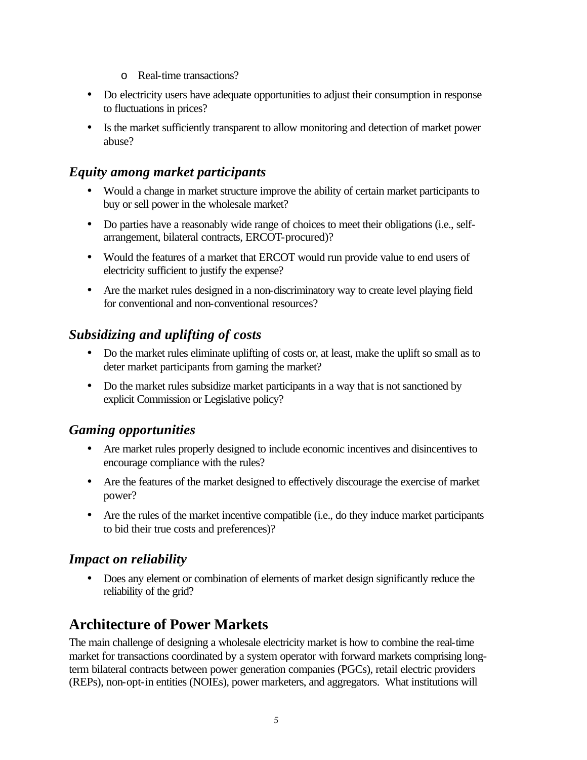- Real-time transactions?

- Do electricity users have adequate opportunities to adjust their consumption in response to fluctuations in prices?
- Is the market sufficiently transparent to allow monitoring and detection of market power abuse?

### *Equity among market participants*

- Would a change in market structure improve the ability of certain market participants to buy or sell power in the wholesale market?
- Do parties have a reasonably wide range of choices to meet their obligations (i.e., self-arrangement, bilateral contracts, ERCOT-procured)?
- Would the features of a market that ERCOT would run provide value to end users of electricity sufficient to justify the expense?
- Are the market rules designed in a non-discriminatory way to create level playing field for conventional and non-conventional resources?

### *Subsidizing and uplifting of costs*

- Do the market rules eliminate uplifting of costs or, at least, make the uplift so small as to deter market participants from gaming the market?
- Do the market rules subsidize market participants in a way that is not sanctioned by explicit Commission or Legislative policy?

### *Gaming opportunities*

- Are market rules properly designed to include economic incentives and disincentives to encourage compliance with the rules?
- Are the features of the market designed to effectively discourage the exercise of market power?
- Are the rules of the market incentive compatible (i.e., do they induce market participants to bid their true costs and preferences)?

### *Impact on reliability*

- Does any element or combination of elements of market design significantly reduce the reliability of the grid?

## Architecture of Power Markets

The main challenge of designing a wholesale electricity market is how to combine the real-time market for transactions coordinated by a system operator with forward markets comprising long-term bilateral contracts between power generation companies (PGCs), retail electric providers (REPs), non-opt-in entities (NOIEs), power marketers, and aggregators. What institutions will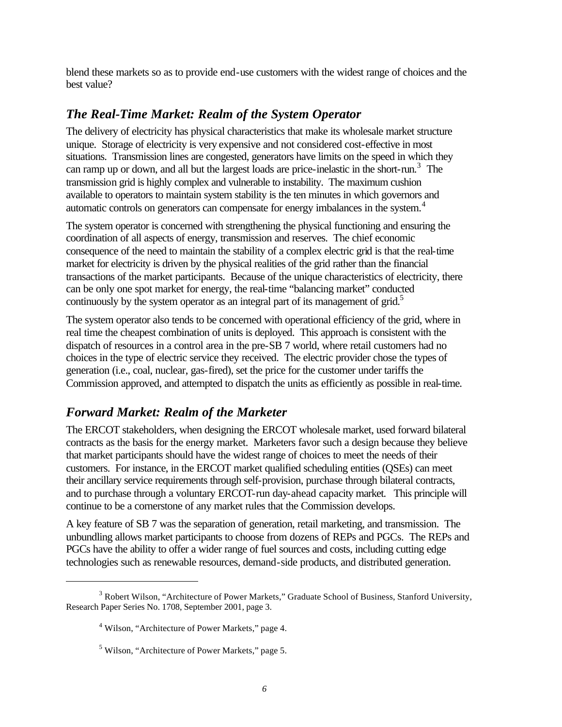blend these markets so as to provide end-use customers with the widest range of choices and the best value?

## *The Real-Time Market: Realm of the System Operator*

The delivery of electricity has physical characteristics that make its wholesale market structure unique. Storage of electricity is very expensive and not considered cost-effective in most situations. Transmission lines are congested, generators have limits on the speed in which they can ramp up or down, and all but the largest loads are price-inelastic in the short-run.[3] The transmission grid is highly complex and vulnerable to instability. The maximum cushion available to operators to maintain system stability is the ten minutes in which governors and automatic controls on generators can compensate for energy imbalances in the system.[4]

The system operator is concerned with strengthening the physical functioning and ensuring the coordination of all aspects of energy, transmission and reserves. The chief economic consequence of the need to maintain the stability of a complex electric grid is that the real-time market for electricity is driven by the physical realities of the grid rather than the financial transactions of the market participants. Because of the unique characteristics of electricity, there can be only one spot market for energy, the real-time "balancing market" conducted continuously by the system operator as an integral part of its management of grid.[5]

The system operator also tends to be concerned with operational efficiency of the grid, where in real time the cheapest combination of units is deployed. This approach is consistent with the dispatch of resources in a control area in the pre-SB 7 world, where retail customers had no choices in the type of electric service they received. The electric provider chose the types of generation (i.e., coal, nuclear, gas-fired), set the price for the customer under tariffs the Commission approved, and attempted to dispatch the units as efficiently as possible in real-time.

## *Forward Market: Realm of the Marketer*

The ERCOT stakeholders, when designing the ERCOT wholesale market, used forward bilateral contracts as the basis for the energy market. Marketers favor such a design because they believe that market participants should have the widest range of choices to meet the needs of their customers. For instance, in the ERCOT market qualified scheduling entities (QSEs) can meet their ancillary service requirements through self-provision, purchase through bilateral contracts, and to purchase through a voluntary ERCOT-run day-ahead capacity market. This principle will continue to be a cornerstone of any market rules that the Commission develops.

A key feature of SB 7 was the separation of generation, retail marketing, and transmission. The unbundling allows market participants to choose from dozens of REPs and PGCs. The REPs and PGCs have the ability to offer a wider range of fuel sources and costs, including cutting edge technologies such as renewable resources, demand-side products, and distributed generation.

---

[3] Robert Wilson, "Architecture of Power Markets," Graduate School of Business, Stanford University, Research Paper Series No. 1708, September 2001, page 3.

[4] Wilson, "Architecture of Power Markets," page 4.

[5] Wilson, "Architecture of Power Markets," page 5.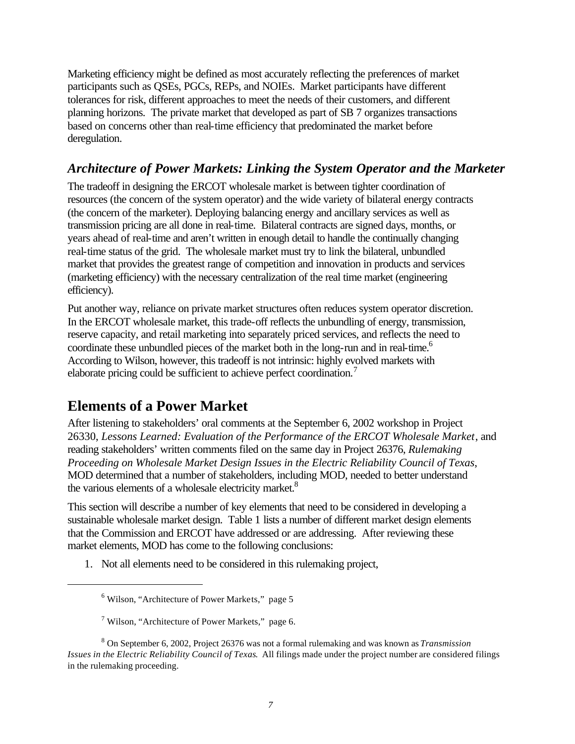Marketing efficiency might be defined as most accurately reflecting the preferences of market participants such as QSEs, PGCs, REPs, and NOIEs. Market participants have different tolerances for risk, different approaches to meet the needs of their customers, and different planning horizons. The private market that developed as part of SB 7 organizes transactions based on concerns other than real-time efficiency that predominated the market before deregulation.

### *Architecture of Power Markets: Linking the System Operator and the Marketer*

The tradeoff in designing the ERCOT wholesale market is between tighter coordination of resources (the concern of the system operator) and the wide variety of bilateral energy contracts (the concern of the marketer). Deploying balancing energy and ancillary services as well as transmission pricing are all done in real-time. Bilateral contracts are signed days, months, or years ahead of real-time and aren't written in enough detail to handle the continually changing real-time status of the grid. The wholesale market must try to link the bilateral, unbundled market that provides the greatest range of competition and innovation in products and services (marketing efficiency) with the necessary centralization of the real time market (engineering efficiency).

Put another way, reliance on private market structures often reduces system operator discretion. In the ERCOT wholesale market, this trade-off reflects the unbundling of energy, transmission, reserve capacity, and retail marketing into separately priced services, and reflects the need to coordinate these unbundled pieces of the market both in the long-run and in real-time.[6] According to Wilson, however, this tradeoff is not intrinsic: highly evolved markets with elaborate pricing could be sufficient to achieve perfect coordination.[7]

## Elements of a Power Market

After listening to stakeholders' oral comments at the September 6, 2002 workshop in Project 26330, *Lessons Learned: Evaluation of the Performance of the ERCOT Wholesale Market*, and reading stakeholders' written comments filed on the same day in Project 26376, *Rulemaking Proceeding on Wholesale Market Design Issues in the Electric Reliability Council of Texas*, MOD determined that a number of stakeholders, including MOD, needed to better understand the various elements of a wholesale electricity market.[8]

This section will describe a number of key elements that need to be considered in developing a sustainable wholesale market design. Table 1 lists a number of different market design elements that the Commission and ERCOT have addressed or are addressing. After reviewing these market elements, MOD has come to the following conclusions:

1. Not all elements need to be considered in this rulemaking project,

---

[6] Wilson, "Architecture of Power Markets," page 5

[7] Wilson, "Architecture of Power Markets," page 6.

[8] On September 6, 2002, Project 26376 was not a formal rulemaking and was known as *Transmission Issues in the Electric Reliability Council of Texas*. All filings made under the project number are considered filings in the rulemaking proceeding.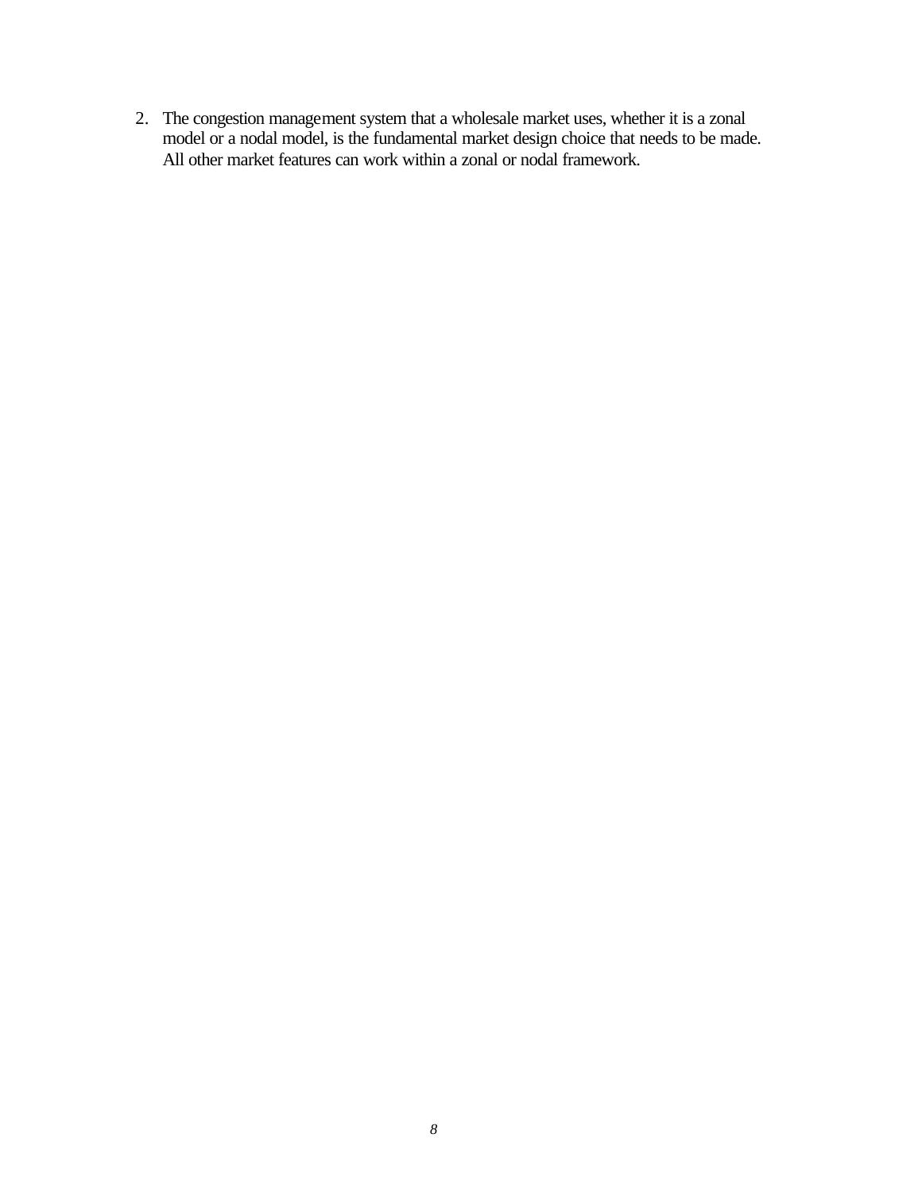2. The congestion management system that a wholesale market uses, whether it is a zonal model or a nodal model, is the fundamental market design choice that needs to be made. All other market features can work within a zonal or nodal framework.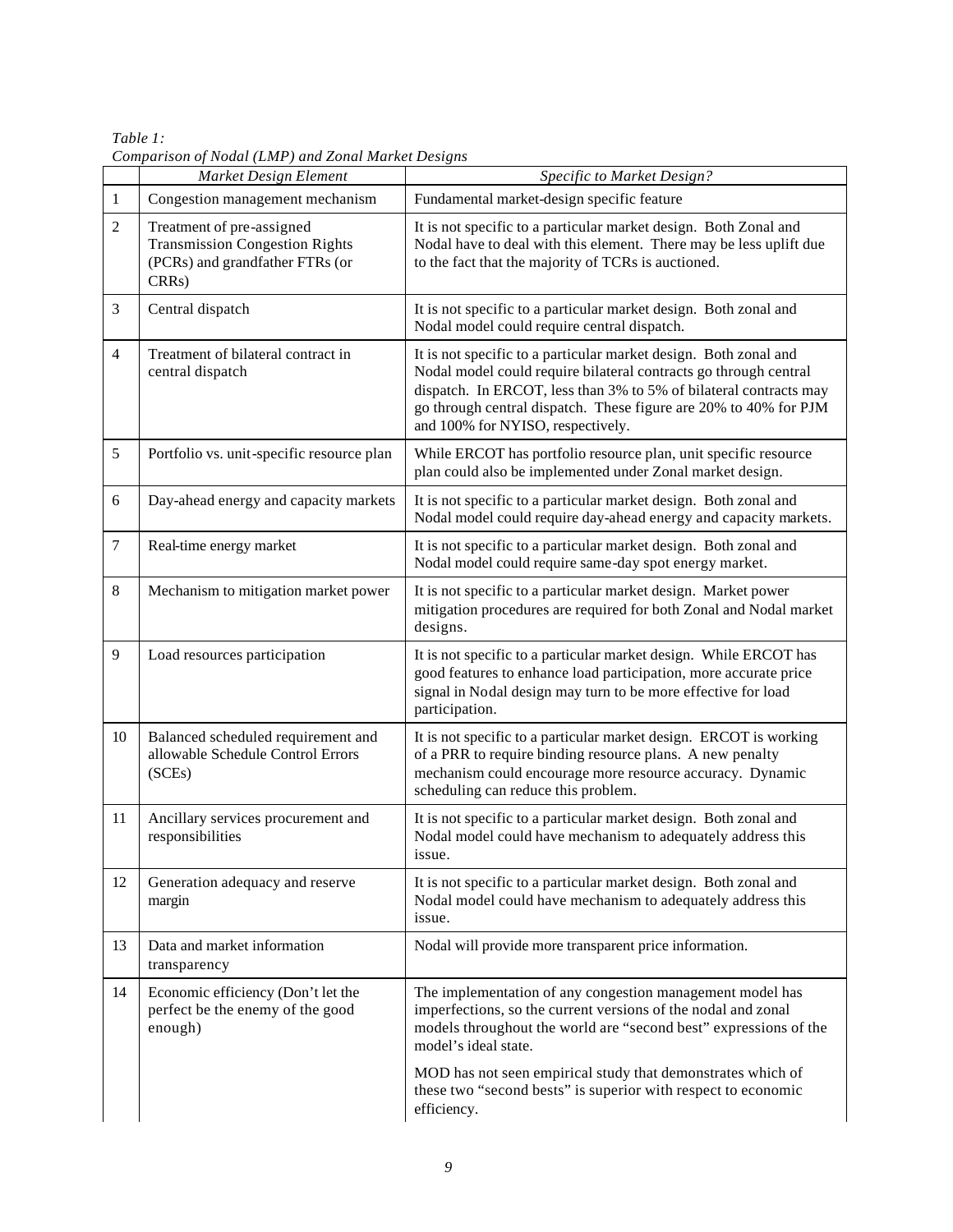*Table 1:*
*Comparison of Nodal (LMP) and Zonal Market Designs*

| | *Market Design Element* | *Specific to Market Design?* |
|---|---|---|
| 1 | Congestion management mechanism | Fundamental market-design specific feature |
| 2 | Treatment of pre-assigned Transmission Congestion Rights (PCRs) and grandfather FTRs (or CRRs) | It is not specific to a particular market design. Both Zonal and Nodal have to deal with this element. There may be less uplift due to the fact that the majority of TCRs is auctioned. |
| 3 | Central dispatch | It is not specific to a particular market design. Both zonal and Nodal model could require central dispatch. |
| 4 | Treatment of bilateral contract in central dispatch | It is not specific to a particular market design. Both zonal and Nodal model could require bilateral contracts go through central dispatch. In ERCOT, less than 3% to 5% of bilateral contracts may go through central dispatch. These figure are 20% to 40% for PJM and 100% for NYISO, respectively. |
| 5 | Portfolio vs. unit-specific resource plan | While ERCOT has portfolio resource plan, unit specific resource plan could also be implemented under Zonal market design. |
| 6 | Day-ahead energy and capacity markets | It is not specific to a particular market design. Both zonal and Nodal model could require day-ahead energy and capacity markets. |
| 7 | Real-time energy market | It is not specific to a particular market design. Both zonal and Nodal model could require same-day spot energy market. |
| 8 | Mechanism to mitigation market power | It is not specific to a particular market design. Market power mitigation procedures are required for both Zonal and Nodal market designs. |
| 9 | Load resources participation | It is not specific to a particular market design. While ERCOT has good features to enhance load participation, more accurate price signal in Nodal design may turn to be more effective for load participation. |
| 10 | Balanced scheduled requirement and allowable Schedule Control Errors (SCEs) | It is not specific to a particular market design. ERCOT is working of a PRR to require binding resource plans. A new penalty mechanism could encourage more resource accuracy. Dynamic scheduling can reduce this problem. |
| 11 | Ancillary services procurement and responsibilities | It is not specific to a particular market design. Both zonal and Nodal model could have mechanism to adequately address this issue. |
| 12 | Generation adequacy and reserve margin | It is not specific to a particular market design. Both zonal and Nodal model could have mechanism to adequately address this issue. |
| 13 | Data and market information transparency | Nodal will provide more transparent price information. |
| 14 | Economic efficiency (Don't let the perfect be the enemy of the good enough) | The implementation of any congestion management model has imperfections, so the current versions of the nodal and zonal models throughout the world are "second best" expressions of the model's ideal state.<br><br>MOD has not seen empirical study that demonstrates which of these two "second bests" is superior with respect to economic efficiency. |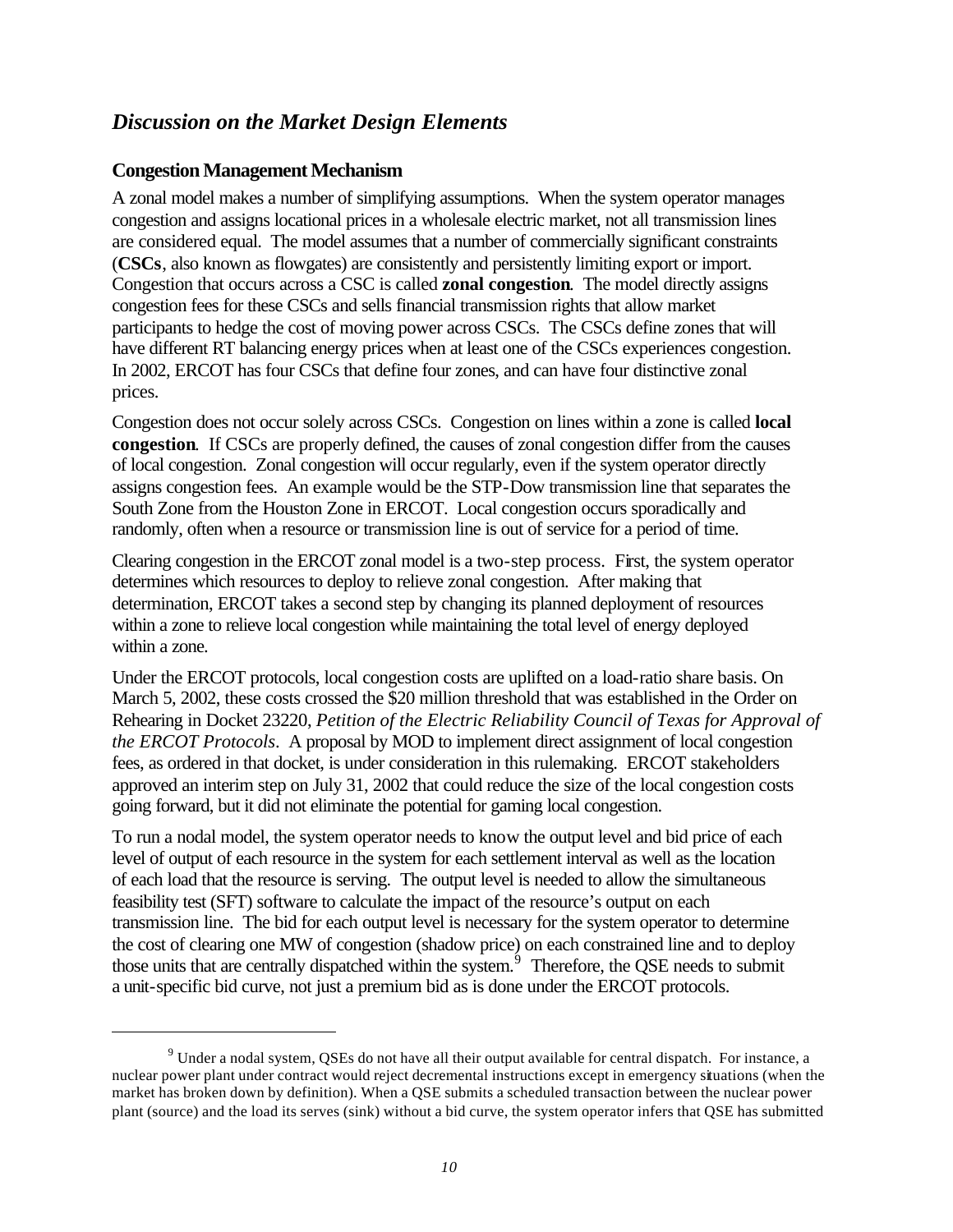## *Discussion on the Market Design Elements*

### Congestion Management Mechanism

A zonal model makes a number of simplifying assumptions. When the system operator manages congestion and assigns locational prices in a wholesale electric market, not all transmission lines are considered equal. The model assumes that a number of commercially significant constraints (**CSCs**, also known as flowgates) are consistently and persistently limiting export or import. Congestion that occurs across a CSC is called **zonal congestion**. The model directly assigns congestion fees for these CSCs and sells financial transmission rights that allow market participants to hedge the cost of moving power across CSCs. The CSCs define zones that will have different RT balancing energy prices when at least one of the CSCs experiences congestion. In 2002, ERCOT has four CSCs that define four zones, and can have four distinctive zonal prices.

Congestion does not occur solely across CSCs. Congestion on lines within a zone is called **local congestion**. If CSCs are properly defined, the causes of zonal congestion differ from the causes of local congestion. Zonal congestion will occur regularly, even if the system operator directly assigns congestion fees. An example would be the STP-Dow transmission line that separates the South Zone from the Houston Zone in ERCOT. Local congestion occurs sporadically and randomly, often when a resource or transmission line is out of service for a period of time.

Clearing congestion in the ERCOT zonal model is a two-step process. First, the system operator determines which resources to deploy to relieve zonal congestion. After making that determination, ERCOT takes a second step by changing its planned deployment of resources within a zone to relieve local congestion while maintaining the total level of energy deployed within a zone.

Under the ERCOT protocols, local congestion costs are uplifted on a load-ratio share basis. On March 5, 2002, these costs crossed the $20 million threshold that was established in the Order on Rehearing in Docket 23220, *Petition of the Electric Reliability Council of Texas for Approval of the ERCOT Protocols*. A proposal by MOD to implement direct assignment of local congestion fees, as ordered in that docket, is under consideration in this rulemaking. ERCOT stakeholders approved an interim step on July 31, 2002 that could reduce the size of the local congestion costs going forward, but it did not eliminate the potential for gaming local congestion.

To run a nodal model, the system operator needs to know the output level and bid price of each level of output of each resource in the system for each settlement interval as well as the location of each load that the resource is serving. The output level is needed to allow the simultaneous feasibility test (SFT) software to calculate the impact of the resource's output on each transmission line. The bid for each output level is necessary for the system operator to determine the cost of clearing one MW of congestion (shadow price) on each constrained line and to deploy those units that are centrally dispatched within the system.[9] Therefore, the QSE needs to submit a unit-specific bid curve, not just a premium bid as is done under the ERCOT protocols.

---

[9] Under a nodal system, QSEs do not have all their output available for central dispatch. For instance, a nuclear power plant under contract would reject decremental instructions except in emergency situations (when the market has broken down by definition). When a QSE submits a scheduled transaction between the nuclear power plant (source) and the load its serves (sink) without a bid curve, the system operator infers that QSE has submitted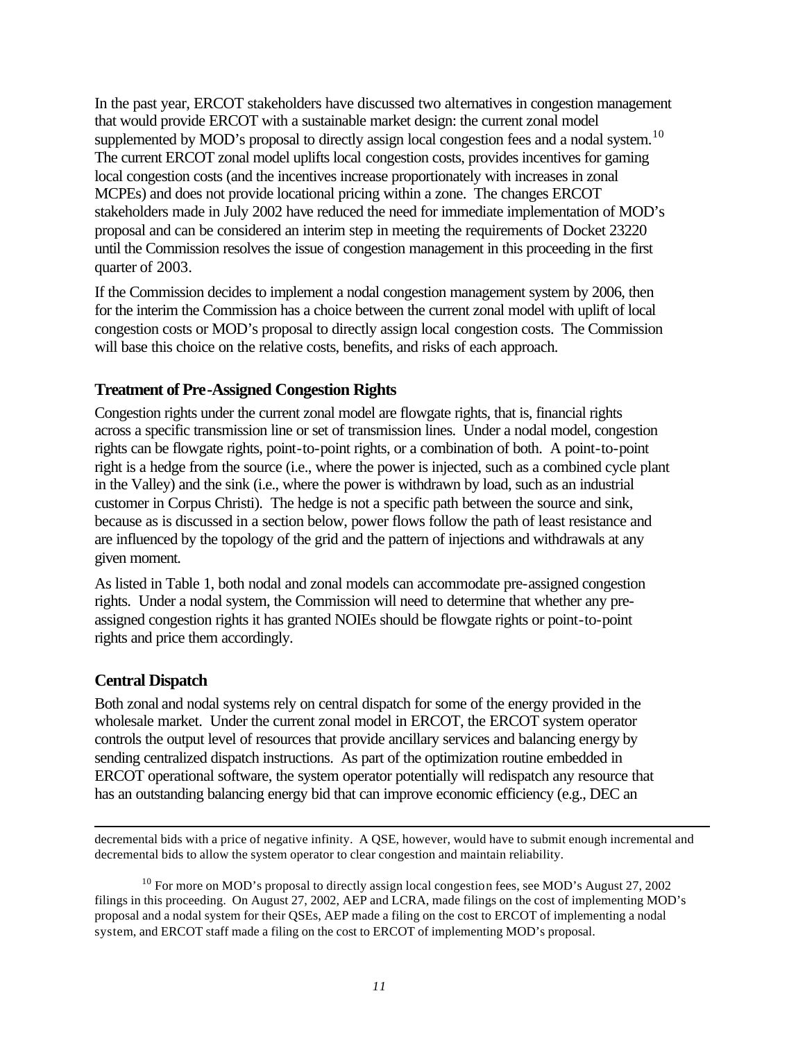In the past year, ERCOT stakeholders have discussed two alternatives in congestion management that would provide ERCOT with a sustainable market design: the current zonal model supplemented by MOD's proposal to directly assign local congestion fees and a nodal system.[10] The current ERCOT zonal model uplifts local congestion costs, provides incentives for gaming local congestion costs (and the incentives increase proportionately with increases in zonal MCPEs) and does not provide locational pricing within a zone. The changes ERCOT stakeholders made in July 2002 have reduced the need for immediate implementation of MOD's proposal and can be considered an interim step in meeting the requirements of Docket 23220 until the Commission resolves the issue of congestion management in this proceeding in the first quarter of 2003.

If the Commission decides to implement a nodal congestion management system by 2006, then for the interim the Commission has a choice between the current zonal model with uplift of local congestion costs or MOD's proposal to directly assign local congestion costs. The Commission will base this choice on the relative costs, benefits, and risks of each approach.

## Treatment of Pre-Assigned Congestion Rights

Congestion rights under the current zonal model are flowgate rights, that is, financial rights across a specific transmission line or set of transmission lines. Under a nodal model, congestion rights can be flowgate rights, point-to-point rights, or a combination of both. A point-to-point right is a hedge from the source (i.e., where the power is injected, such as a combined cycle plant in the Valley) and the sink (i.e., where the power is withdrawn by load, such as an industrial customer in Corpus Christi). The hedge is not a specific path between the source and sink, because as is discussed in a section below, power flows follow the path of least resistance and are influenced by the topology of the grid and the pattern of injections and withdrawals at any given moment.

As listed in Table 1, both nodal and zonal models can accommodate pre-assigned congestion rights. Under a nodal system, the Commission will need to determine that whether any pre-assigned congestion rights it has granted NOIEs should be flowgate rights or point-to-point rights and price them accordingly.

## Central Dispatch

Both zonal and nodal systems rely on central dispatch for some of the energy provided in the wholesale market. Under the current zonal model in ERCOT, the ERCOT system operator controls the output level of resources that provide ancillary services and balancing energy by sending centralized dispatch instructions. As part of the optimization routine embedded in ERCOT operational software, the system operator potentially will redispatch any resource that has an outstanding balancing energy bid that can improve economic efficiency (e.g., DEC an

---

decremental bids with a price of negative infinity. A QSE, however, would have to submit enough incremental and decremental bids to allow the system operator to clear congestion and maintain reliability.

[10] For more on MOD's proposal to directly assign local congestion fees, see MOD's August 27, 2002 filings in this proceeding. On August 27, 2002, AEP and LCRA, made filings on the cost of implementing MOD's proposal and a nodal system for their QSEs, AEP made a filing on the cost to ERCOT of implementing a nodal system, and ERCOT staff made a filing on the cost to ERCOT of implementing MOD's proposal.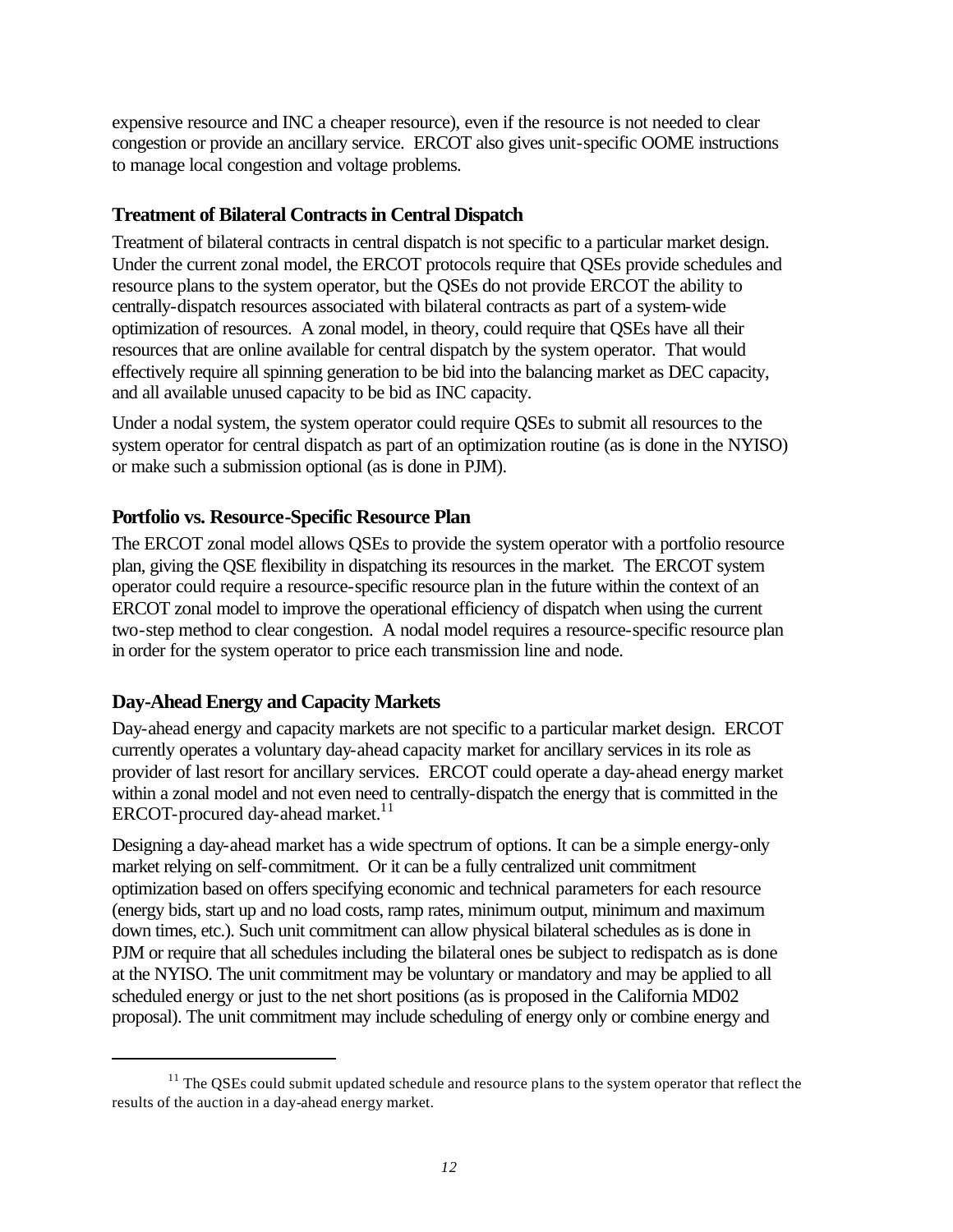expensive resource and INC a cheaper resource), even if the resource is not needed to clear congestion or provide an ancillary service. ERCOT also gives unit-specific OOME instructions to manage local congestion and voltage problems.

### Treatment of Bilateral Contracts in Central Dispatch

Treatment of bilateral contracts in central dispatch is not specific to a particular market design. Under the current zonal model, the ERCOT protocols require that QSEs provide schedules and resource plans to the system operator, but the QSEs do not provide ERCOT the ability to centrally-dispatch resources associated with bilateral contracts as part of a system-wide optimization of resources. A zonal model, in theory, could require that QSEs have all their resources that are online available for central dispatch by the system operator. That would effectively require all spinning generation to be bid into the balancing market as DEC capacity, and all available unused capacity to be bid as INC capacity.

Under a nodal system, the system operator could require QSEs to submit all resources to the system operator for central dispatch as part of an optimization routine (as is done in the NYISO) or make such a submission optional (as is done in PJM).

### Portfolio vs. Resource-Specific Resource Plan

The ERCOT zonal model allows QSEs to provide the system operator with a portfolio resource plan, giving the QSE flexibility in dispatching its resources in the market. The ERCOT system operator could require a resource-specific resource plan in the future within the context of an ERCOT zonal model to improve the operational efficiency of dispatch when using the current two-step method to clear congestion. A nodal model requires a resource-specific resource plan in order for the system operator to price each transmission line and node.

### Day-Ahead Energy and Capacity Markets

Day-ahead energy and capacity markets are not specific to a particular market design. ERCOT currently operates a voluntary day-ahead capacity market for ancillary services in its role as provider of last resort for ancillary services. ERCOT could operate a day-ahead energy market within a zonal model and not even need to centrally-dispatch the energy that is committed in the ERCOT-procured day-ahead market.[11]

Designing a day-ahead market has a wide spectrum of options. It can be a simple energy-only market relying on self-commitment. Or it can be a fully centralized unit commitment optimization based on offers specifying economic and technical parameters for each resource (energy bids, start up and no load costs, ramp rates, minimum output, minimum and maximum down times, etc.). Such unit commitment can allow physical bilateral schedules as is done in PJM or require that all schedules including the bilateral ones be subject to redispatch as is done at the NYISO. The unit commitment may be voluntary or mandatory and may be applied to all scheduled energy or just to the net short positions (as is proposed in the California MD02 proposal). The unit commitment may include scheduling of energy only or combine energy and

[11] The QSEs could submit updated schedule and resource plans to the system operator that reflect the results of the auction in a day-ahead energy market.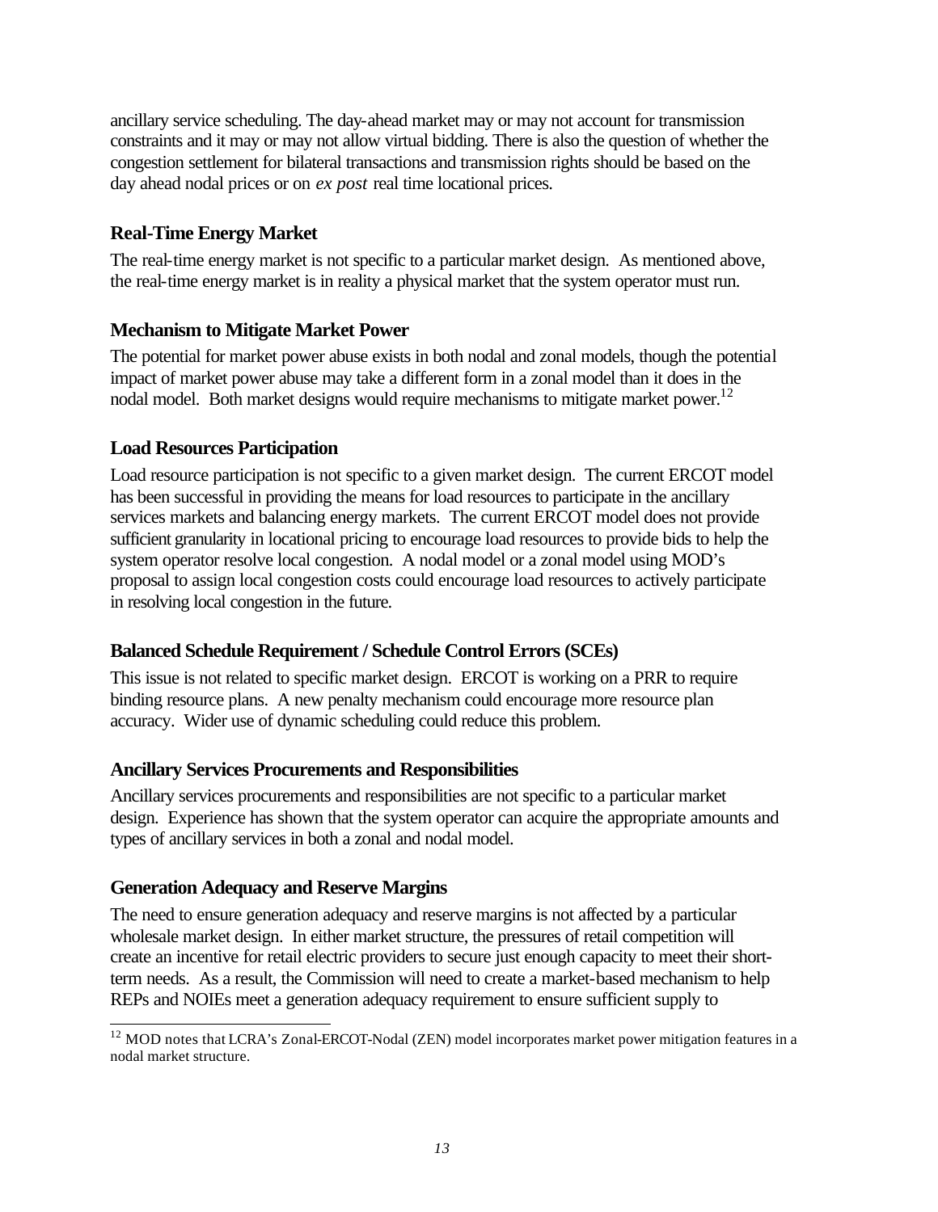ancillary service scheduling. The day-ahead market may or may not account for transmission constraints and it may or may not allow virtual bidding. There is also the question of whether the congestion settlement for bilateral transactions and transmission rights should be based on the day ahead nodal prices or on *ex post* real time locational prices.

### Real-Time Energy Market

The real-time energy market is not specific to a particular market design. As mentioned above, the real-time energy market is in reality a physical market that the system operator must run.

### Mechanism to Mitigate Market Power

The potential for market power abuse exists in both nodal and zonal models, though the potential impact of market power abuse may take a different form in a zonal model than it does in the nodal model. Both market designs would require mechanisms to mitigate market power.[12]

### Load Resources Participation

Load resource participation is not specific to a given market design. The current ERCOT model has been successful in providing the means for load resources to participate in the ancillary services markets and balancing energy markets. The current ERCOT model does not provide sufficient granularity in locational pricing to encourage load resources to provide bids to help the system operator resolve local congestion. A nodal model or a zonal model using MOD's proposal to assign local congestion costs could encourage load resources to actively participate in resolving local congestion in the future.

### Balanced Schedule Requirement / Schedule Control Errors (SCEs)

This issue is not related to specific market design. ERCOT is working on a PRR to require binding resource plans. A new penalty mechanism could encourage more resource plan accuracy. Wider use of dynamic scheduling could reduce this problem.

### Ancillary Services Procurements and Responsibilities

Ancillary services procurements and responsibilities are not specific to a particular market design. Experience has shown that the system operator can acquire the appropriate amounts and types of ancillary services in both a zonal and nodal model.

### Generation Adequacy and Reserve Margins

The need to ensure generation adequacy and reserve margins is not affected by a particular wholesale market design. In either market structure, the pressures of retail competition will create an incentive for retail electric providers to secure just enough capacity to meet their short-term needs. As a result, the Commission will need to create a market-based mechanism to help REPs and NOIEs meet a generation adequacy requirement to ensure sufficient supply to

[12] MOD notes that LCRA's Zonal-ERCOT-Nodal (ZEN) model incorporates market power mitigation features in a nodal market structure.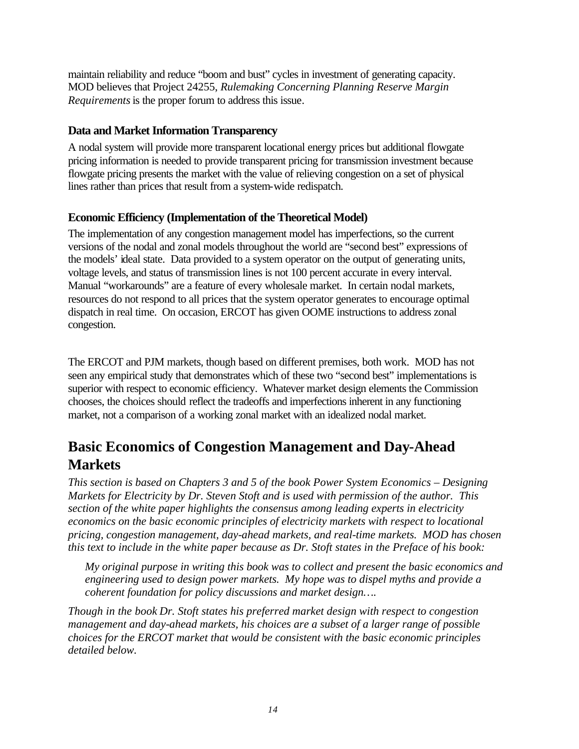maintain reliability and reduce "boom and bust" cycles in investment of generating capacity. MOD believes that Project 24255, *Rulemaking Concerning Planning Reserve Margin Requirements* is the proper forum to address this issue.

### Data and Market Information Transparency

A nodal system will provide more transparent locational energy prices but additional flowgate pricing information is needed to provide transparent pricing for transmission investment because flowgate pricing presents the market with the value of relieving congestion on a set of physical lines rather than prices that result from a system-wide redispatch.

### Economic Efficiency (Implementation of the Theoretical Model)

The implementation of any congestion management model has imperfections, so the current versions of the nodal and zonal models throughout the world are "second best" expressions of the models' ideal state. Data provided to a system operator on the output of generating units, voltage levels, and status of transmission lines is not 100 percent accurate in every interval. Manual "workarounds" are a feature of every wholesale market. In certain nodal markets, resources do not respond to all prices that the system operator generates to encourage optimal dispatch in real time. On occasion, ERCOT has given OOME instructions to address zonal congestion.

The ERCOT and PJM markets, though based on different premises, both work. MOD has not seen any empirical study that demonstrates which of these two "second best" implementations is superior with respect to economic efficiency. Whatever market design elements the Commission chooses, the choices should reflect the tradeoffs and imperfections inherent in any functioning market, not a comparison of a working zonal market with an idealized nodal market.

## Basic Economics of Congestion Management and Day-Ahead Markets

*This section is based on Chapters 3 and 5 of the book Power System Economics – Designing Markets for Electricity by Dr. Steven Stoft and is used with permission of the author. This section of the white paper highlights the consensus among leading experts in electricity economics on the basic economic principles of electricity markets with respect to locational pricing, congestion management, day-ahead markets, and real-time markets. MOD has chosen this text to include in the white paper because as Dr. Stoft states in the Preface of his book:*

> *My original purpose in writing this book was to collect and present the basic economics and engineering used to design power markets. My hope was to dispel myths and provide a coherent foundation for policy discussions and market design….*

*Though in the book Dr. Stoft states his preferred market design with respect to congestion management and day-ahead markets, his choices are a subset of a larger range of possible choices for the ERCOT market that would be consistent with the basic economic principles detailed below.*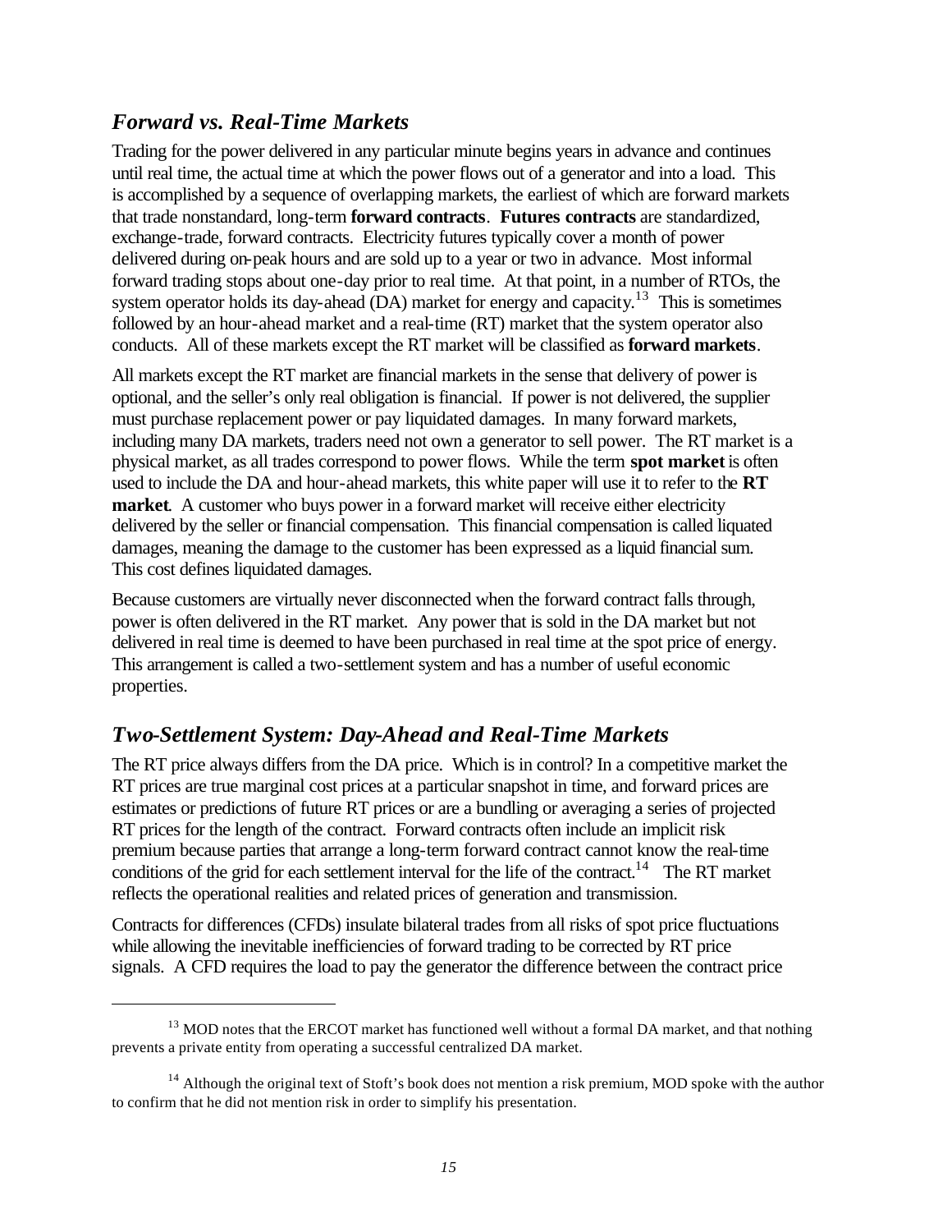## *Forward vs. Real-Time Markets*

Trading for the power delivered in any particular minute begins years in advance and continues until real time, the actual time at which the power flows out of a generator and into a load. This is accomplished by a sequence of overlapping markets, the earliest of which are forward markets that trade nonstandard, long-term **forward contracts**. **Futures contracts** are standardized, exchange-trade, forward contracts. Electricity futures typically cover a month of power delivered during on-peak hours and are sold up to a year or two in advance. Most informal forward trading stops about one-day prior to real time. At that point, in a number of RTOs, the system operator holds its day-ahead (DA) market for energy and capacity.[13] This is sometimes followed by an hour-ahead market and a real-time (RT) market that the system operator also conducts. All of these markets except the RT market will be classified as **forward markets**.

All markets except the RT market are financial markets in the sense that delivery of power is optional, and the seller's only real obligation is financial. If power is not delivered, the supplier must purchase replacement power or pay liquidated damages. In many forward markets, including many DA markets, traders need not own a generator to sell power. The RT market is a physical market, as all trades correspond to power flows. While the term **spot market** is often used to include the DA and hour-ahead markets, this white paper will use it to refer to the **RT market**. A customer who buys power in a forward market will receive either electricity delivered by the seller or financial compensation. This financial compensation is called liquated damages, meaning the damage to the customer has been expressed as a liquid financial sum. This cost defines liquidated damages.

Because customers are virtually never disconnected when the forward contract falls through, power is often delivered in the RT market. Any power that is sold in the DA market but not delivered in real time is deemed to have been purchased in real time at the spot price of energy. This arrangement is called a two-settlement system and has a number of useful economic properties.

## *Two-Settlement System: Day-Ahead and Real-Time Markets*

The RT price always differs from the DA price. Which is in control? In a competitive market the RT prices are true marginal cost prices at a particular snapshot in time, and forward prices are estimates or predictions of future RT prices or are a bundling or averaging a series of projected RT prices for the length of the contract. Forward contracts often include an implicit risk premium because parties that arrange a long-term forward contract cannot know the real-time conditions of the grid for each settlement interval for the life of the contract.[14] The RT market reflects the operational realities and related prices of generation and transmission.

Contracts for differences (CFDs) insulate bilateral trades from all risks of spot price fluctuations while allowing the inevitable inefficiencies of forward trading to be corrected by RT price signals. A CFD requires the load to pay the generator the difference between the contract price

---

[13] MOD notes that the ERCOT market has functioned well without a formal DA market, and that nothing prevents a private entity from operating a successful centralized DA market.

[14] Although the original text of Stoft's book does not mention a risk premium, MOD spoke with the author to confirm that he did not mention risk in order to simplify his presentation.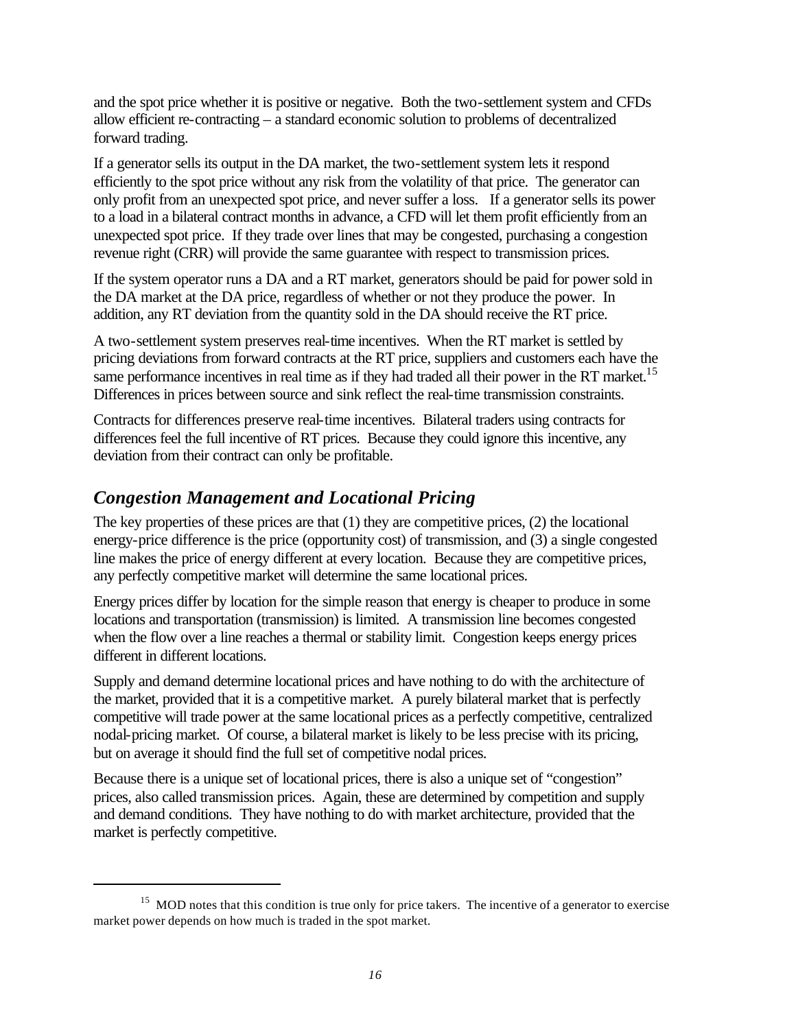and the spot price whether it is positive or negative. Both the two-settlement system and CFDs allow efficient re-contracting – a standard economic solution to problems of decentralized forward trading.

If a generator sells its output in the DA market, the two-settlement system lets it respond efficiently to the spot price without any risk from the volatility of that price. The generator can only profit from an unexpected spot price, and never suffer a loss. If a generator sells its power to a load in a bilateral contract months in advance, a CFD will let them profit efficiently from an unexpected spot price. If they trade over lines that may be congested, purchasing a congestion revenue right (CRR) will provide the same guarantee with respect to transmission prices.

If the system operator runs a DA and a RT market, generators should be paid for power sold in the DA market at the DA price, regardless of whether or not they produce the power. In addition, any RT deviation from the quantity sold in the DA should receive the RT price.

A two-settlement system preserves real-time incentives. When the RT market is settled by pricing deviations from forward contracts at the RT price, suppliers and customers each have the same performance incentives in real time as if they had traded all their power in the RT market.[15] Differences in prices between source and sink reflect the real-time transmission constraints.

Contracts for differences preserve real-time incentives. Bilateral traders using contracts for differences feel the full incentive of RT prices. Because they could ignore this incentive, any deviation from their contract can only be profitable.

## *Congestion Management and Locational Pricing*

The key properties of these prices are that (1) they are competitive prices, (2) the locational energy-price difference is the price (opportunity cost) of transmission, and (3) a single congested line makes the price of energy different at every location. Because they are competitive prices, any perfectly competitive market will determine the same locational prices.

Energy prices differ by location for the simple reason that energy is cheaper to produce in some locations and transportation (transmission) is limited. A transmission line becomes congested when the flow over a line reaches a thermal or stability limit. Congestion keeps energy prices different in different locations.

Supply and demand determine locational prices and have nothing to do with the architecture of the market, provided that it is a competitive market. A purely bilateral market that is perfectly competitive will trade power at the same locational prices as a perfectly competitive, centralized nodal-pricing market. Of course, a bilateral market is likely to be less precise with its pricing, but on average it should find the full set of competitive nodal prices.

Because there is a unique set of locational prices, there is also a unique set of "congestion" prices, also called transmission prices. Again, these are determined by competition and supply and demand conditions. They have nothing to do with market architecture, provided that the market is perfectly competitive.

---

[15] MOD notes that this condition is true only for price takers. The incentive of a generator to exercise market power depends on how much is traded in the spot market.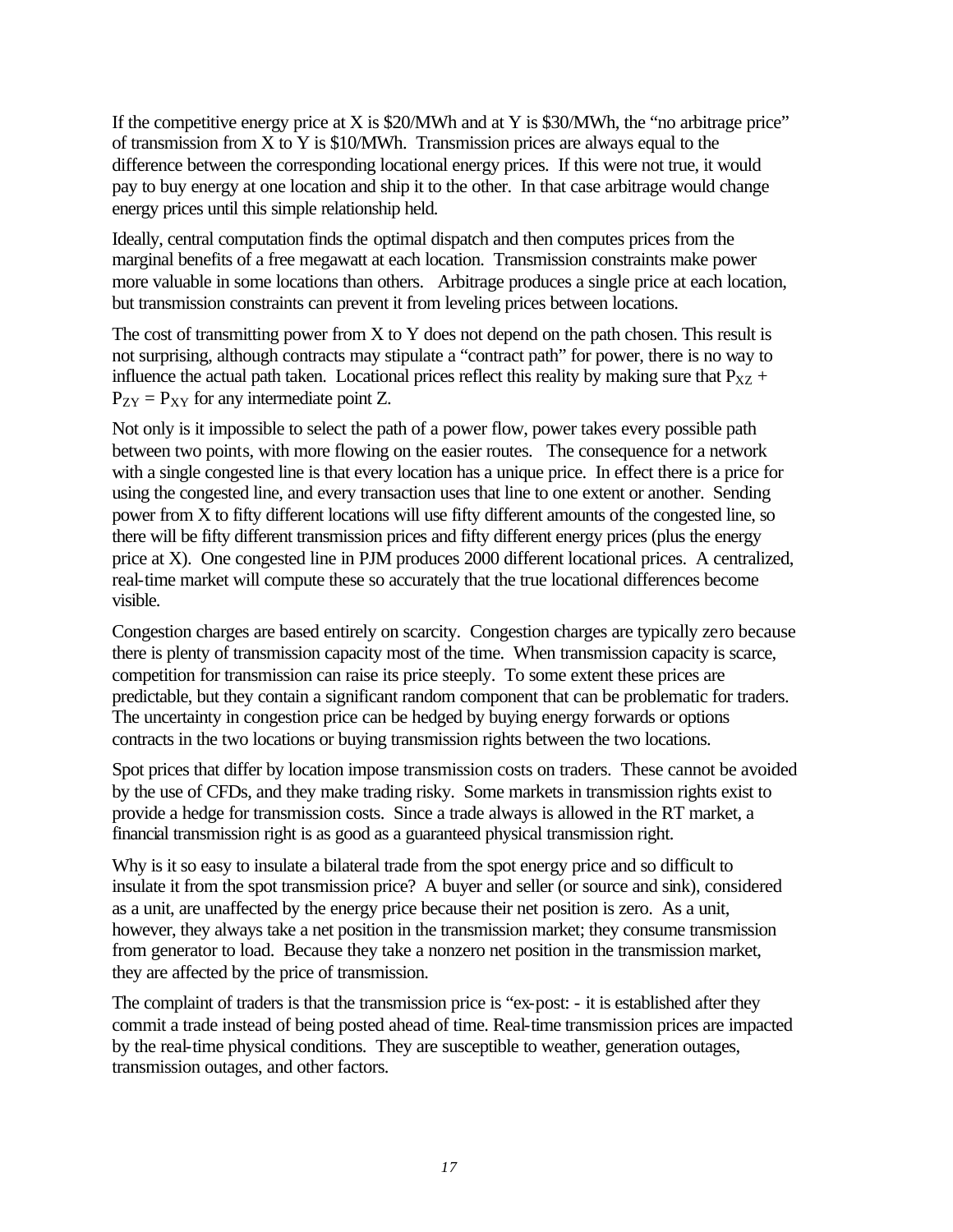If the competitive energy price at X is $20/MWh and at Y is $30/MWh, the "no arbitrage price" of transmission from X to Y is $10/MWh. Transmission prices are always equal to the difference between the corresponding locational energy prices. If this were not true, it would pay to buy energy at one location and ship it to the other. In that case arbitrage would change energy prices until this simple relationship held.

Ideally, central computation finds the optimal dispatch and then computes prices from the marginal benefits of a free megawatt at each location. Transmission constraints make power more valuable in some locations than others. Arbitrage produces a single price at each location, but transmission constraints can prevent it from leveling prices between locations.

The cost of transmitting power from X to Y does not depend on the path chosen. This result is not surprising, although contracts may stipulate a "contract path" for power, there is no way to influence the actual path taken. Locational prices reflect this reality by making sure that $P_{XZ} + P_{ZY} = P_{XY}$ for any intermediate point Z.

Not only is it impossible to select the path of a power flow, power takes every possible path between two points, with more flowing on the easier routes. The consequence for a network with a single congested line is that every location has a unique price. In effect there is a price for using the congested line, and every transaction uses that line to one extent or another. Sending power from X to fifty different locations will use fifty different amounts of the congested line, so there will be fifty different transmission prices and fifty different energy prices (plus the energy price at X). One congested line in PJM produces 2000 different locational prices. A centralized, real-time market will compute these so accurately that the true locational differences become visible.

Congestion charges are based entirely on scarcity. Congestion charges are typically zero because there is plenty of transmission capacity most of the time. When transmission capacity is scarce, competition for transmission can raise its price steeply. To some extent these prices are predictable, but they contain a significant random component that can be problematic for traders. The uncertainty in congestion price can be hedged by buying energy forwards or options contracts in the two locations or buying transmission rights between the two locations.

Spot prices that differ by location impose transmission costs on traders. These cannot be avoided by the use of CFDs, and they make trading risky. Some markets in transmission rights exist to provide a hedge for transmission costs. Since a trade always is allowed in the RT market, a financial transmission right is as good as a guaranteed physical transmission right.

Why is it so easy to insulate a bilateral trade from the spot energy price and so difficult to insulate it from the spot transmission price? A buyer and seller (or source and sink), considered as a unit, are unaffected by the energy price because their net position is zero. As a unit, however, they always take a net position in the transmission market; they consume transmission from generator to load. Because they take a nonzero net position in the transmission market, they are affected by the price of transmission.

The complaint of traders is that the transmission price is "ex-post: - it is established after they commit a trade instead of being posted ahead of time. Real-time transmission prices are impacted by the real-time physical conditions. They are susceptible to weather, generation outages, transmission outages, and other factors.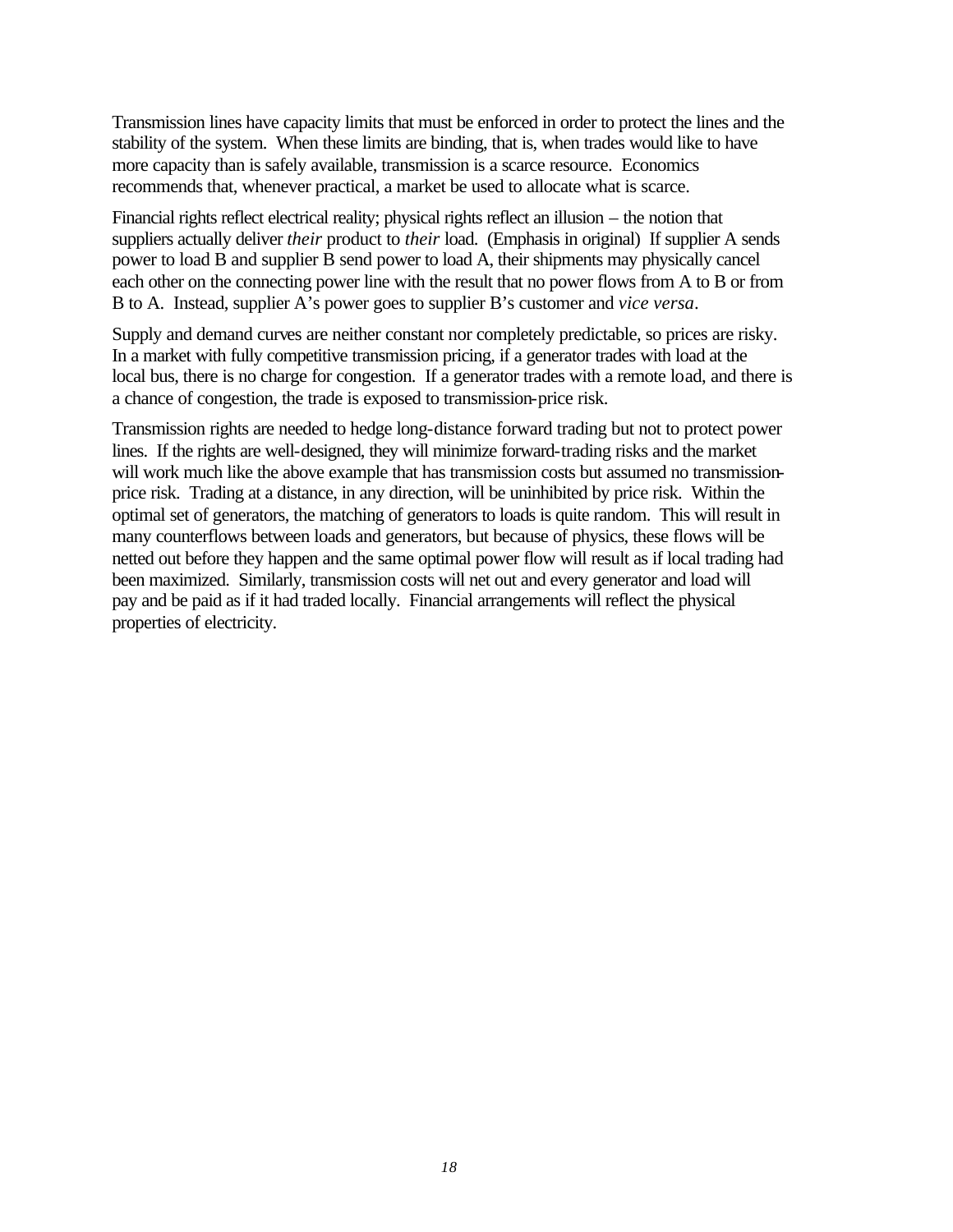Transmission lines have capacity limits that must be enforced in order to protect the lines and the stability of the system. When these limits are binding, that is, when trades would like to have more capacity than is safely available, transmission is a scarce resource. Economics recommends that, whenever practical, a market be used to allocate what is scarce.

Financial rights reflect electrical reality; physical rights reflect an illusion – the notion that suppliers actually deliver *their* product to *their* load. (Emphasis in original) If supplier A sends power to load B and supplier B send power to load A, their shipments may physically cancel each other on the connecting power line with the result that no power flows from A to B or from B to A. Instead, supplier A's power goes to supplier B's customer and *vice versa*.

Supply and demand curves are neither constant nor completely predictable, so prices are risky. In a market with fully competitive transmission pricing, if a generator trades with load at the local bus, there is no charge for congestion. If a generator trades with a remote load, and there is a chance of congestion, the trade is exposed to transmission-price risk.

Transmission rights are needed to hedge long-distance forward trading but not to protect power lines. If the rights are well-designed, they will minimize forward-trading risks and the market will work much like the above example that has transmission costs but assumed no transmission-price risk. Trading at a distance, in any direction, will be uninhibited by price risk. Within the optimal set of generators, the matching of generators to loads is quite random. This will result in many counterflows between loads and generators, but because of physics, these flows will be netted out before they happen and the same optimal power flow will result as if local trading had been maximized. Similarly, transmission costs will net out and every generator and load will pay and be paid as if it had traded locally. Financial arrangements will reflect the physical properties of electricity.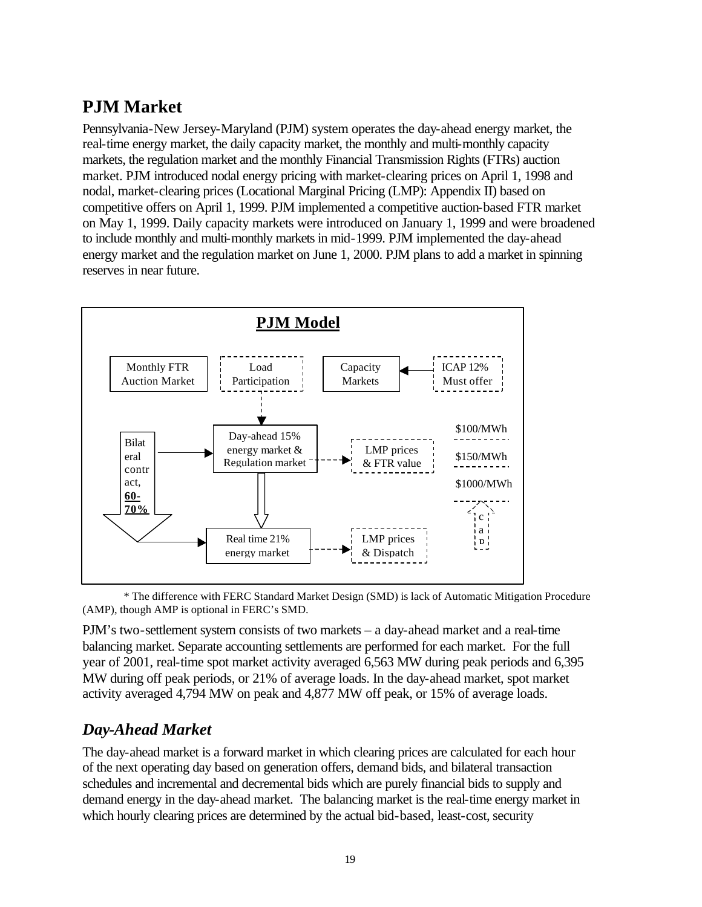## PJM Market

Pennsylvania-New Jersey-Maryland (PJM) system operates the day-ahead energy market, the real-time energy market, the daily capacity market, the monthly and multi-monthly capacity markets, the regulation market and the monthly Financial Transmission Rights (FTRs) auction market. PJM introduced nodal energy pricing with market-clearing prices on April 1, 1998 and nodal, market-clearing prices (Locational Marginal Pricing (LMP): Appendix II) based on competitive offers on April 1, 1999. PJM implemented a competitive auction-based FTR market on May 1, 1999. Daily capacity markets were introduced on January 1, 1999 and were broadened to include monthly and multi-monthly markets in mid-1999. PJM implemented the day-ahead energy market and the regulation market on June 1, 2000. PJM plans to add a market in spinning reserves in near future.

PJM Model

Monthly FTR Auction Market

Load Participation

Capacity Markets

ICAP 12% Must offer

Bilateral contract, **60-70%**

Day-ahead 15% energy market & Regulation market

LMP prices & FTR value

$100/MWh

$150/MWh

$1000/MWh

cap

Real time 21% energy market

LMP prices & Dispatch

\* The difference with FERC Standard Market Design (SMD) is lack of Automatic Mitigation Procedure (AMP), though AMP is optional in FERC's SMD.

PJM's two-settlement system consists of two markets – a day-ahead market and a real-time balancing market. Separate accounting settlements are performed for each market. For the full year of 2001, real-time spot market activity averaged 6,563 MW during peak periods and 6,395 MW during off peak periods, or 21% of average loads. In the day-ahead market, spot market activity averaged 4,794 MW on peak and 4,877 MW off peak, or 15% of average loads.

### *Day-Ahead Market*

The day-ahead market is a forward market in which clearing prices are calculated for each hour of the next operating day based on generation offers, demand bids, and bilateral transaction schedules and incremental and decremental bids which are purely financial bids to supply and demand energy in the day-ahead market. The balancing market is the real-time energy market in which hourly clearing prices are determined by the actual bid-based, least-cost, security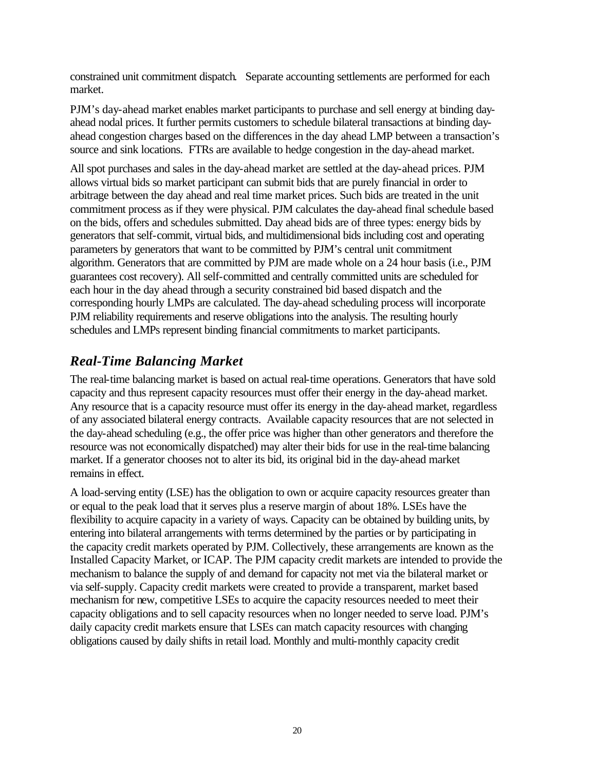constrained unit commitment dispatch. Separate accounting settlements are performed for each market.

PJM's day-ahead market enables market participants to purchase and sell energy at binding day-ahead nodal prices. It further permits customers to schedule bilateral transactions at binding day-ahead congestion charges based on the differences in the day ahead LMP between a transaction's source and sink locations. FTRs are available to hedge congestion in the day-ahead market.

All spot purchases and sales in the day-ahead market are settled at the day-ahead prices. PJM allows virtual bids so market participant can submit bids that are purely financial in order to arbitrage between the day ahead and real time market prices. Such bids are treated in the unit commitment process as if they were physical. PJM calculates the day-ahead final schedule based on the bids, offers and schedules submitted. Day ahead bids are of three types: energy bids by generators that self-commit, virtual bids, and multidimensional bids including cost and operating parameters by generators that want to be committed by PJM's central unit commitment algorithm. Generators that are committed by PJM are made whole on a 24 hour basis (i.e., PJM guarantees cost recovery). All self-committed and centrally committed units are scheduled for each hour in the day ahead through a security constrained bid based dispatch and the corresponding hourly LMPs are calculated. The day-ahead scheduling process will incorporate PJM reliability requirements and reserve obligations into the analysis. The resulting hourly schedules and LMPs represent binding financial commitments to market participants.

## *Real-Time Balancing Market*

The real-time balancing market is based on actual real-time operations. Generators that have sold capacity and thus represent capacity resources must offer their energy in the day-ahead market. Any resource that is a capacity resource must offer its energy in the day-ahead market, regardless of any associated bilateral energy contracts. Available capacity resources that are not selected in the day-ahead scheduling (e.g., the offer price was higher than other generators and therefore the resource was not economically dispatched) may alter their bids for use in the real-time balancing market. If a generator chooses not to alter its bid, its original bid in the day-ahead market remains in effect.

A load-serving entity (LSE) has the obligation to own or acquire capacity resources greater than or equal to the peak load that it serves plus a reserve margin of about 18%. LSEs have the flexibility to acquire capacity in a variety of ways. Capacity can be obtained by building units, by entering into bilateral arrangements with terms determined by the parties or by participating in the capacity credit markets operated by PJM. Collectively, these arrangements are known as the Installed Capacity Market, or ICAP. The PJM capacity credit markets are intended to provide the mechanism to balance the supply of and demand for capacity not met via the bilateral market or via self-supply. Capacity credit markets were created to provide a transparent, market based mechanism for new, competitive LSEs to acquire the capacity resources needed to meet their capacity obligations and to sell capacity resources when no longer needed to serve load. PJM's daily capacity credit markets ensure that LSEs can match capacity resources with changing obligations caused by daily shifts in retail load. Monthly and multi-monthly capacity credit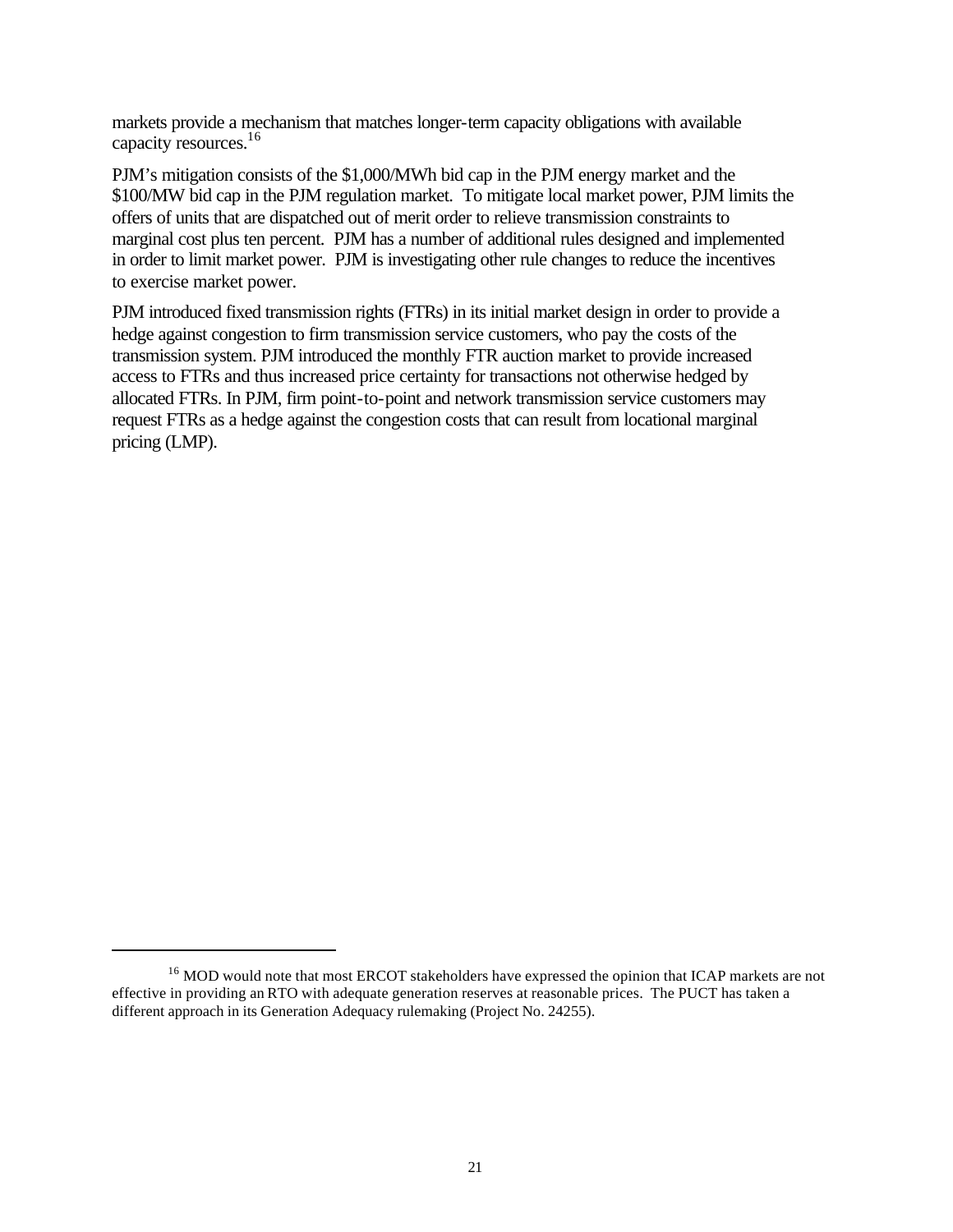markets provide a mechanism that matches longer-term capacity obligations with available capacity resources.[16]

PJM's mitigation consists of the $1,000/MWh bid cap in the PJM energy market and the $100/MW bid cap in the PJM regulation market. To mitigate local market power, PJM limits the offers of units that are dispatched out of merit order to relieve transmission constraints to marginal cost plus ten percent. PJM has a number of additional rules designed and implemented in order to limit market power. PJM is investigating other rule changes to reduce the incentives to exercise market power.

PJM introduced fixed transmission rights (FTRs) in its initial market design in order to provide a hedge against congestion to firm transmission service customers, who pay the costs of the transmission system. PJM introduced the monthly FTR auction market to provide increased access to FTRs and thus increased price certainty for transactions not otherwise hedged by allocated FTRs. In PJM, firm point-to-point and network transmission service customers may request FTRs as a hedge against the congestion costs that can result from locational marginal pricing (LMP).

---

[16] MOD would note that most ERCOT stakeholders have expressed the opinion that ICAP markets are not effective in providing an RTO with adequate generation reserves at reasonable prices. The PUCT has taken a different approach in its Generation Adequacy rulemaking (Project No. 24255).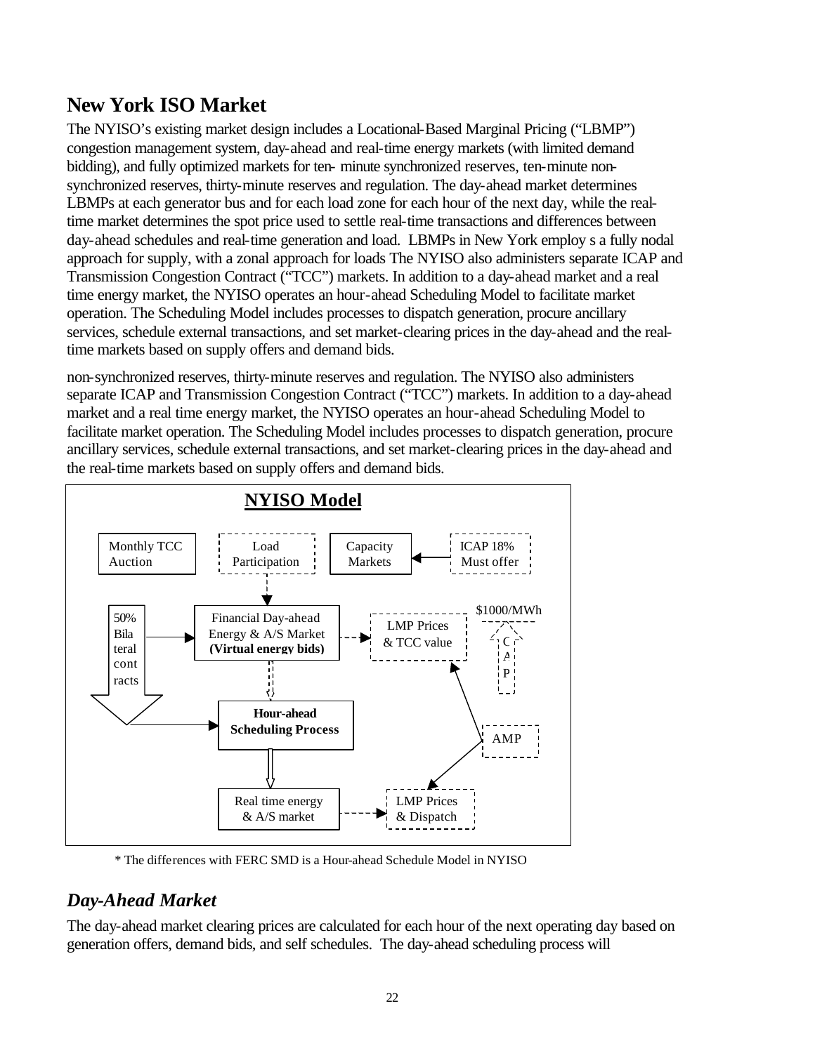## New York ISO Market

The NYISO's existing market design includes a Locational-Based Marginal Pricing ("LBMP") congestion management system, day-ahead and real-time energy markets (with limited demand bidding), and fully optimized markets for ten- minute synchronized reserves, ten-minute non-synchronized reserves, thirty-minute reserves and regulation. The day-ahead market determines LBMPs at each generator bus and for each load zone for each hour of the next day, while the real-time market determines the spot price used to settle real-time transactions and differences between day-ahead schedules and real-time generation and load. LBMPs in New York employ s a fully nodal approach for supply, with a zonal approach for loads The NYISO also administers separate ICAP and Transmission Congestion Contract ("TCC") markets. In addition to a day-ahead market and a real time energy market, the NYISO operates an hour-ahead Scheduling Model to facilitate market operation. The Scheduling Model includes processes to dispatch generation, procure ancillary services, schedule external transactions, and set market-clearing prices in the day-ahead and the real-time markets based on supply offers and demand bids.

non-synchronized reserves, thirty-minute reserves and regulation. The NYISO also administers separate ICAP and Transmission Congestion Contract ("TCC") markets. In addition to a day-ahead market and a real time energy market, the NYISO operates an hour-ahead Scheduling Model to facilitate market operation. The Scheduling Model includes processes to dispatch generation, procure ancillary services, schedule external transactions, and set market-clearing prices in the day-ahead and the real-time markets based on supply offers and demand bids.

**NYISO Model**

Monthly TCC Auction

Load Participation

Capacity Markets

ICAP 18% Must offer

50% Bilateral contracts

Financial Day-ahead Energy & A/S Market **(Virtual energy bids)**

LMP Prices & TCC value

$1000/MWh

CAP

**Hour-ahead Scheduling Process**

AMP

Real time energy & A/S market

LMP Prices & Dispatch

\* The differences with FERC SMD is a Hour-ahead Schedule Model in NYISO

## *Day-Ahead Market*

The day-ahead market clearing prices are calculated for each hour of the next operating day based on generation offers, demand bids, and self schedules. The day-ahead scheduling process will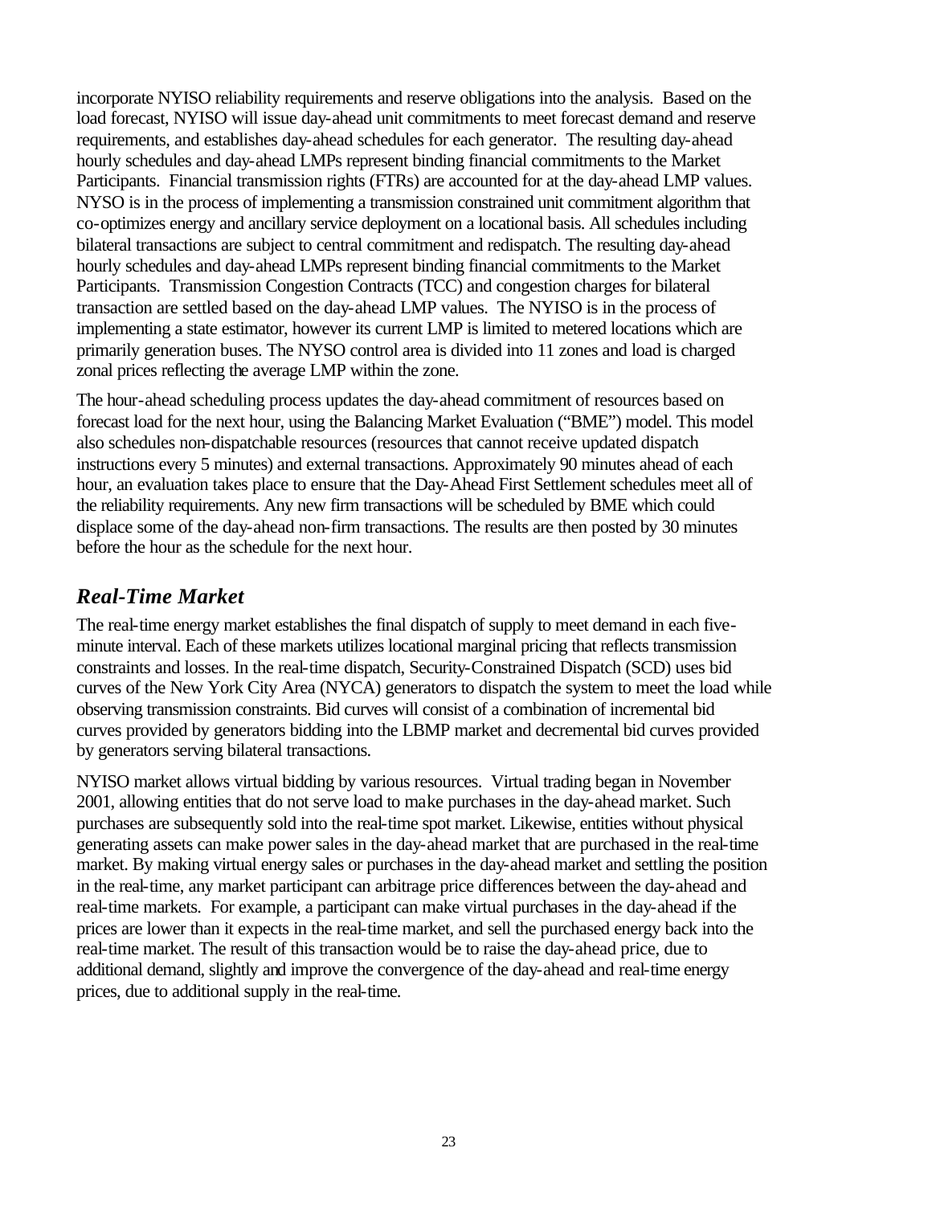incorporate NYISO reliability requirements and reserve obligations into the analysis. Based on the load forecast, NYISO will issue day-ahead unit commitments to meet forecast demand and reserve requirements, and establishes day-ahead schedules for each generator. The resulting day-ahead hourly schedules and day-ahead LMPs represent binding financial commitments to the Market Participants. Financial transmission rights (FTRs) are accounted for at the day-ahead LMP values. NYSO is in the process of implementing a transmission constrained unit commitment algorithm that co-optimizes energy and ancillary service deployment on a locational basis. All schedules including bilateral transactions are subject to central commitment and redispatch. The resulting day-ahead hourly schedules and day-ahead LMPs represent binding financial commitments to the Market Participants. Transmission Congestion Contracts (TCC) and congestion charges for bilateral transaction are settled based on the day-ahead LMP values. The NYISO is in the process of implementing a state estimator, however its current LMP is limited to metered locations which are primarily generation buses. The NYSO control area is divided into 11 zones and load is charged zonal prices reflecting the average LMP within the zone.

The hour-ahead scheduling process updates the day-ahead commitment of resources based on forecast load for the next hour, using the Balancing Market Evaluation ("BME") model. This model also schedules non-dispatchable resources (resources that cannot receive updated dispatch instructions every 5 minutes) and external transactions. Approximately 90 minutes ahead of each hour, an evaluation takes place to ensure that the Day-Ahead First Settlement schedules meet all of the reliability requirements. Any new firm transactions will be scheduled by BME which could displace some of the day-ahead non-firm transactions. The results are then posted by 30 minutes before the hour as the schedule for the next hour.

## *Real-Time Market*

The real-time energy market establishes the final dispatch of supply to meet demand in each five-minute interval. Each of these markets utilizes locational marginal pricing that reflects transmission constraints and losses. In the real-time dispatch, Security-Constrained Dispatch (SCD) uses bid curves of the New York City Area (NYCA) generators to dispatch the system to meet the load while observing transmission constraints. Bid curves will consist of a combination of incremental bid curves provided by generators bidding into the LBMP market and decremental bid curves provided by generators serving bilateral transactions.

NYISO market allows virtual bidding by various resources. Virtual trading began in November 2001, allowing entities that do not serve load to make purchases in the day-ahead market. Such purchases are subsequently sold into the real-time spot market. Likewise, entities without physical generating assets can make power sales in the day-ahead market that are purchased in the real-time market. By making virtual energy sales or purchases in the day-ahead market and settling the position in the real-time, any market participant can arbitrage price differences between the day-ahead and real-time markets. For example, a participant can make virtual purchases in the day-ahead if the prices are lower than it expects in the real-time market, and sell the purchased energy back into the real-time market. The result of this transaction would be to raise the day-ahead price, due to additional demand, slightly and improve the convergence of the day-ahead and real-time energy prices, due to additional supply in the real-time.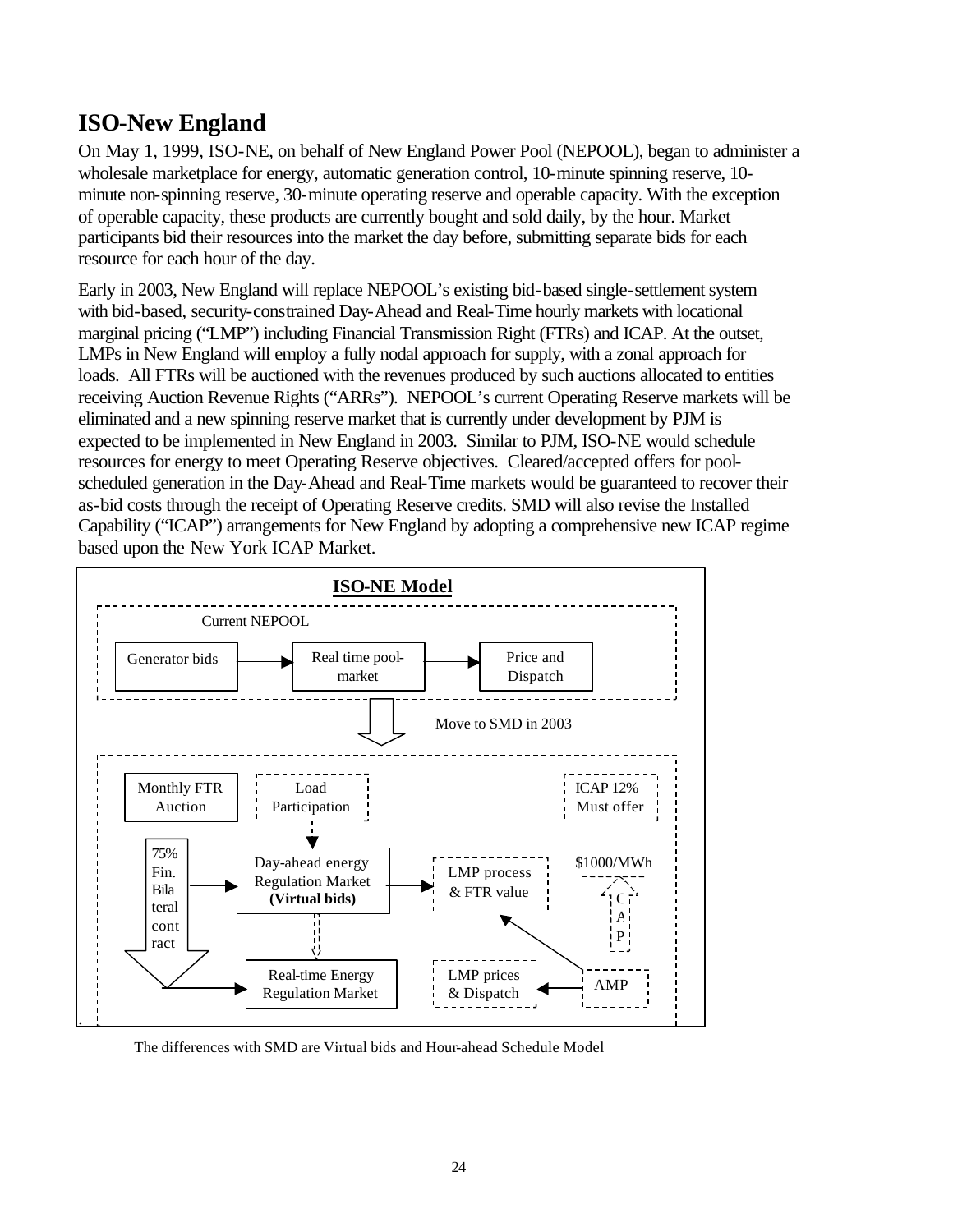## ISO-New England

On May 1, 1999, ISO-NE, on behalf of New England Power Pool (NEPOOL), began to administer a wholesale marketplace for energy, automatic generation control, 10-minute spinning reserve, 10-minute non-spinning reserve, 30-minute operating reserve and operable capacity. With the exception of operable capacity, these products are currently bought and sold daily, by the hour. Market participants bid their resources into the market the day before, submitting separate bids for each resource for each hour of the day.

Early in 2003, New England will replace NEPOOL's existing bid-based single-settlement system with bid-based, security-constrained Day-Ahead and Real-Time hourly markets with locational marginal pricing ("LMP") including Financial Transmission Right (FTRs) and ICAP. At the outset, LMPs in New England will employ a fully nodal approach for supply, with a zonal approach for loads. All FTRs will be auctioned with the revenues produced by such auctions allocated to entities receiving Auction Revenue Rights ("ARRs"). NEPOOL's current Operating Reserve markets will be eliminated and a new spinning reserve market that is currently under development by PJM is expected to be implemented in New England in 2003. Similar to PJM, ISO-NE would schedule resources for energy to meet Operating Reserve objectives. Cleared/accepted offers for pool-scheduled generation in the Day-Ahead and Real-Time markets would be guaranteed to recover their as-bid costs through the receipt of Operating Reserve credits. SMD will also revise the Installed Capability ("ICAP") arrangements for New England by adopting a comprehensive new ICAP regime based upon the New York ICAP Market.

**ISO-NE Model**

Current NEPOOL

Generator bids

Real time pool-market

Price and Dispatch

Move to SMD in 2003

Monthly FTR Auction

Load Participation

ICAP 12% Must offer

75% Fin. Bilateral contract

Day-ahead energy Regulation Market **(Virtual bids)**

LMP process & FTR value

$1000/MWh

CAP

Real-time Energy Regulation Market

LMP prices & Dispatch

AMP

The differences with SMD are Virtual bids and Hour-ahead Schedule Model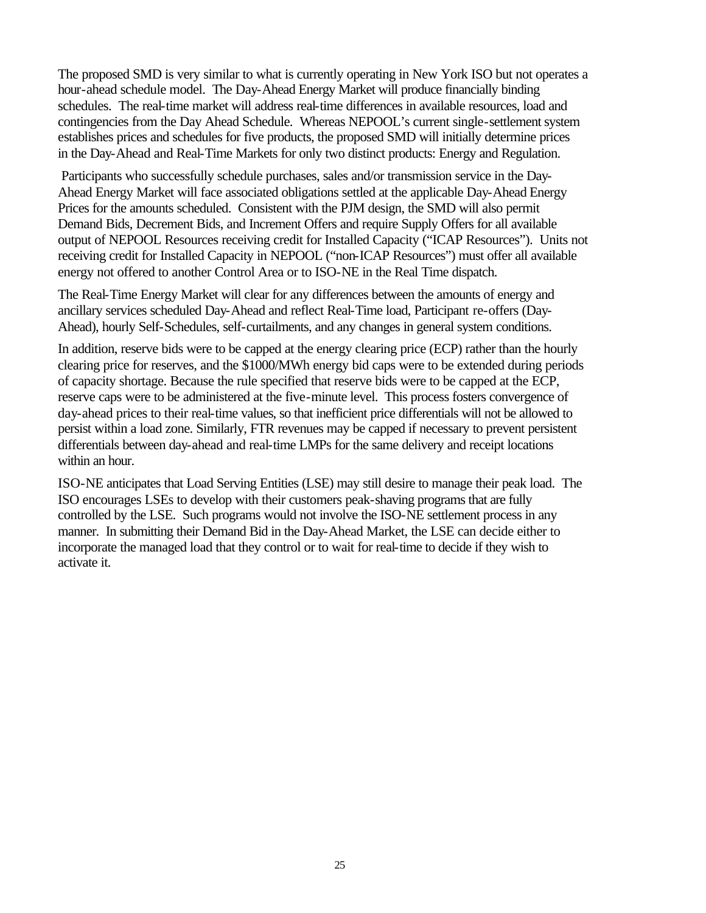The proposed SMD is very similar to what is currently operating in New York ISO but not operates a hour-ahead schedule model. The Day-Ahead Energy Market will produce financially binding schedules. The real-time market will address real-time differences in available resources, load and contingencies from the Day Ahead Schedule. Whereas NEPOOL's current single-settlement system establishes prices and schedules for five products, the proposed SMD will initially determine prices in the Day-Ahead and Real-Time Markets for only two distinct products: Energy and Regulation.

Participants who successfully schedule purchases, sales and/or transmission service in the Day-Ahead Energy Market will face associated obligations settled at the applicable Day-Ahead Energy Prices for the amounts scheduled. Consistent with the PJM design, the SMD will also permit Demand Bids, Decrement Bids, and Increment Offers and require Supply Offers for all available output of NEPOOL Resources receiving credit for Installed Capacity ("ICAP Resources"). Units not receiving credit for Installed Capacity in NEPOOL ("non-ICAP Resources") must offer all available energy not offered to another Control Area or to ISO-NE in the Real Time dispatch.

The Real-Time Energy Market will clear for any differences between the amounts of energy and ancillary services scheduled Day-Ahead and reflect Real-Time load, Participant re-offers (Day-Ahead), hourly Self-Schedules, self-curtailments, and any changes in general system conditions.

In addition, reserve bids were to be capped at the energy clearing price (ECP) rather than the hourly clearing price for reserves, and the $1000/MWh energy bid caps were to be extended during periods of capacity shortage. Because the rule specified that reserve bids were to be capped at the ECP, reserve caps were to be administered at the five-minute level. This process fosters convergence of day-ahead prices to their real-time values, so that inefficient price differentials will not be allowed to persist within a load zone. Similarly, FTR revenues may be capped if necessary to prevent persistent differentials between day-ahead and real-time LMPs for the same delivery and receipt locations within an hour.

ISO-NE anticipates that Load Serving Entities (LSE) may still desire to manage their peak load. The ISO encourages LSEs to develop with their customers peak-shaving programs that are fully controlled by the LSE. Such programs would not involve the ISO-NE settlement process in any manner. In submitting their Demand Bid in the Day-Ahead Market, the LSE can decide either to incorporate the managed load that they control or to wait for real-time to decide if they wish to activate it.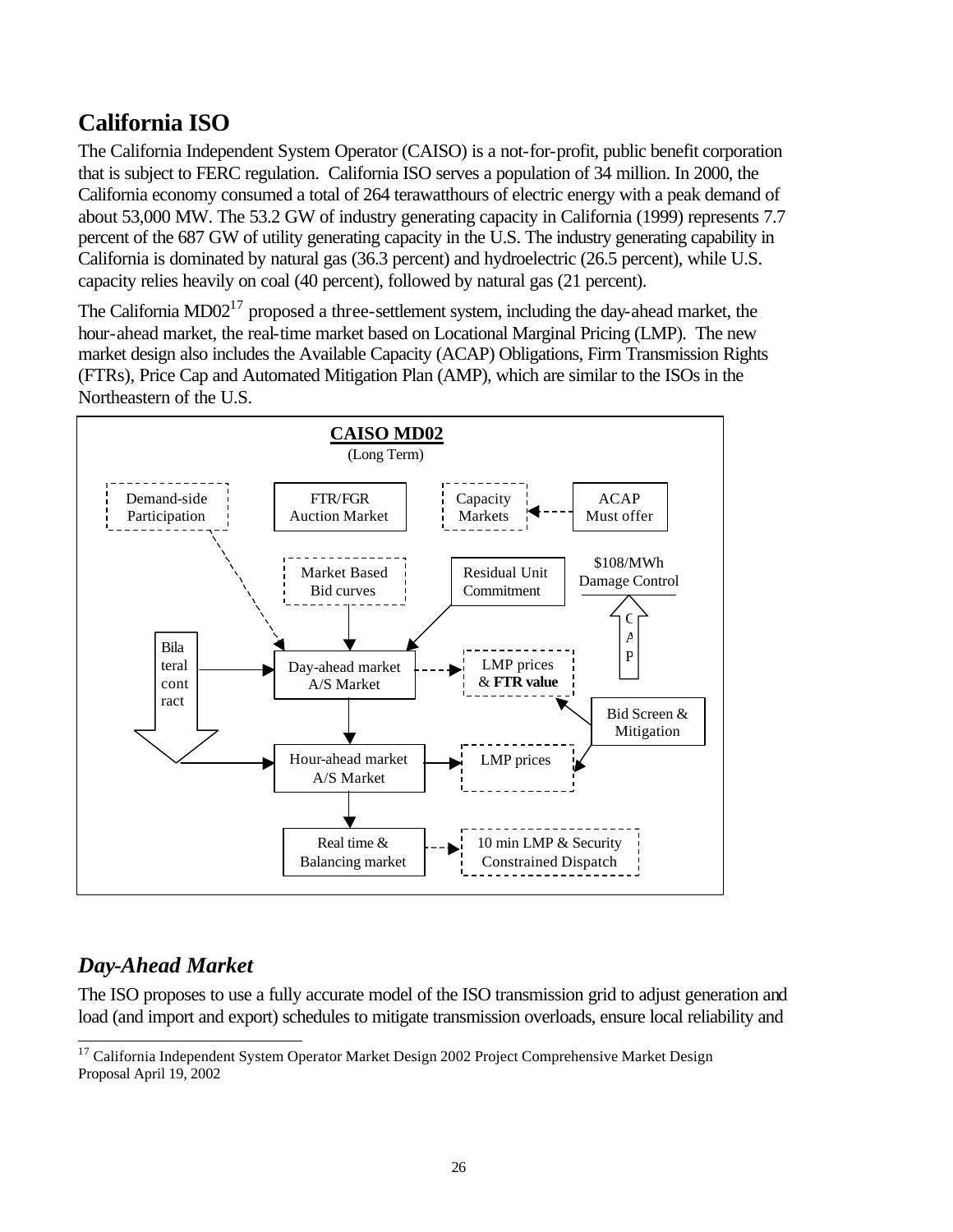## California ISO

The California Independent System Operator (CAISO) is a not-for-profit, public benefit corporation that is subject to FERC regulation. California ISO serves a population of 34 million. In 2000, the California economy consumed a total of 264 terawatthours of electric energy with a peak demand of about 53,000 MW. The 53.2 GW of industry generating capacity in California (1999) represents 7.7 percent of the 687 GW of utility generating capacity in the U.S. The industry generating capability in California is dominated by natural gas (36.3 percent) and hydroelectric (26.5 percent), while U.S. capacity relies heavily on coal (40 percent), followed by natural gas (21 percent).

The California MD02[17] proposed a three-settlement system, including the day-ahead market, the hour-ahead market, the real-time market based on Locational Marginal Pricing (LMP). The new market design also includes the Available Capacity (ACAP) Obligations, Firm Transmission Rights (FTRs), Price Cap and Automated Mitigation Plan (AMP), which are similar to the ISOs in the Northeastern of the U.S.

**CAISO MD02**
(Long Term)

Demand-side Participation
FTR/FGR Auction Market
Capacity Markets
ACAP Must offer
Market Based Bid curves
Residual Unit Commitment
$108/MWh Damage Control
CAP
Bilateral contract
Day-ahead market A/S Market
LMP prices & **FTR value**
Bid Screen & Mitigation
Hour-ahead market A/S Market
LMP prices
Real time & Balancing market
10 min LMP & Security Constrained Dispatch

### *Day-Ahead Market*

The ISO proposes to use a fully accurate model of the ISO transmission grid to adjust generation and load (and import and export) schedules to mitigate transmission overloads, ensure local reliability and

[17] California Independent System Operator Market Design 2002 Project Comprehensive Market Design Proposal April 19, 2002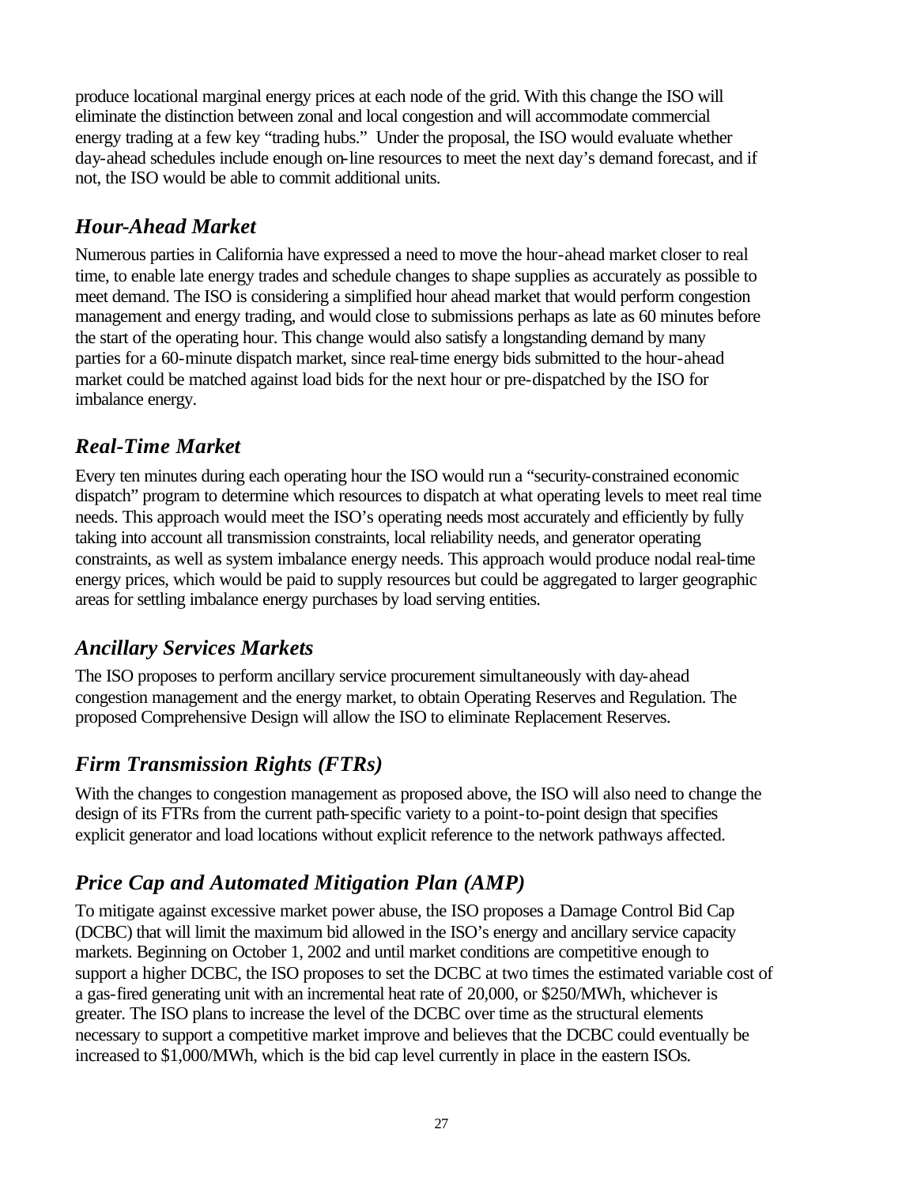produce locational marginal energy prices at each node of the grid. With this change the ISO will eliminate the distinction between zonal and local congestion and will accommodate commercial energy trading at a few key "trading hubs." Under the proposal, the ISO would evaluate whether day-ahead schedules include enough on-line resources to meet the next day's demand forecast, and if not, the ISO would be able to commit additional units.

## *Hour-Ahead Market*

Numerous parties in California have expressed a need to move the hour-ahead market closer to real time, to enable late energy trades and schedule changes to shape supplies as accurately as possible to meet demand. The ISO is considering a simplified hour ahead market that would perform congestion management and energy trading, and would close to submissions perhaps as late as 60 minutes before the start of the operating hour. This change would also satisfy a longstanding demand by many parties for a 60-minute dispatch market, since real-time energy bids submitted to the hour-ahead market could be matched against load bids for the next hour or pre-dispatched by the ISO for imbalance energy.

## *Real-Time Market*

Every ten minutes during each operating hour the ISO would run a "security-constrained economic dispatch" program to determine which resources to dispatch at what operating levels to meet real time needs. This approach would meet the ISO's operating needs most accurately and efficiently by fully taking into account all transmission constraints, local reliability needs, and generator operating constraints, as well as system imbalance energy needs. This approach would produce nodal real-time energy prices, which would be paid to supply resources but could be aggregated to larger geographic areas for settling imbalance energy purchases by load serving entities.

## *Ancillary Services Markets*

The ISO proposes to perform ancillary service procurement simultaneously with day-ahead congestion management and the energy market, to obtain Operating Reserves and Regulation. The proposed Comprehensive Design will allow the ISO to eliminate Replacement Reserves.

## *Firm Transmission Rights (FTRs)*

With the changes to congestion management as proposed above, the ISO will also need to change the design of its FTRs from the current path-specific variety to a point-to-point design that specifies explicit generator and load locations without explicit reference to the network pathways affected.

## *Price Cap and Automated Mitigation Plan (AMP)*

To mitigate against excessive market power abuse, the ISO proposes a Damage Control Bid Cap (DCBC) that will limit the maximum bid allowed in the ISO's energy and ancillary service capacity markets. Beginning on October 1, 2002 and until market conditions are competitive enough to support a higher DCBC, the ISO proposes to set the DCBC at two times the estimated variable cost of a gas-fired generating unit with an incremental heat rate of 20,000, or $250/MWh, whichever is greater. The ISO plans to increase the level of the DCBC over time as the structural elements necessary to support a competitive market improve and believes that the DCBC could eventually be increased to $1,000/MWh, which is the bid cap level currently in place in the eastern ISOs.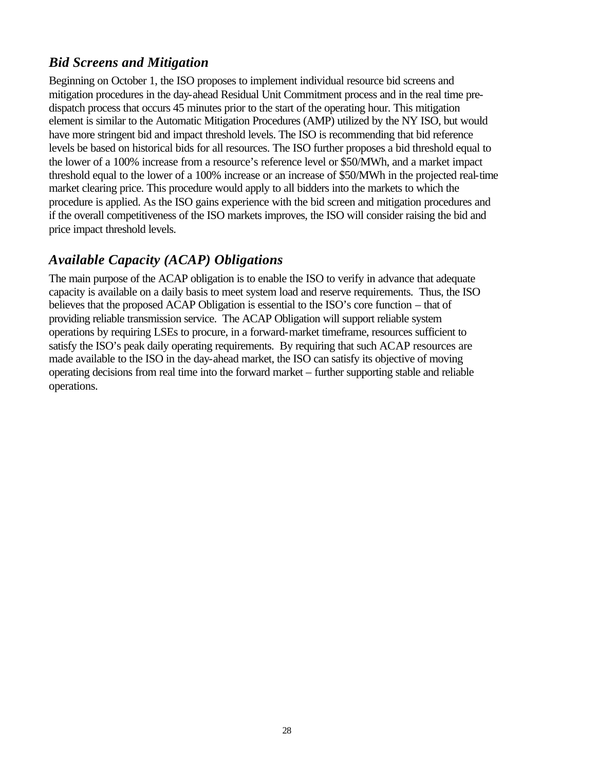## *Bid Screens and Mitigation*

Beginning on October 1, the ISO proposes to implement individual resource bid screens and mitigation procedures in the day-ahead Residual Unit Commitment process and in the real time pre-dispatch process that occurs 45 minutes prior to the start of the operating hour. This mitigation element is similar to the Automatic Mitigation Procedures (AMP) utilized by the NY ISO, but would have more stringent bid and impact threshold levels. The ISO is recommending that bid reference levels be based on historical bids for all resources. The ISO further proposes a bid threshold equal to the lower of a 100% increase from a resource's reference level or $50/MWh, and a market impact threshold equal to the lower of a 100% increase or an increase of $50/MWh in the projected real-time market clearing price. This procedure would apply to all bidders into the markets to which the procedure is applied. As the ISO gains experience with the bid screen and mitigation procedures and if the overall competitiveness of the ISO markets improves, the ISO will consider raising the bid and price impact threshold levels.

## *Available Capacity (ACAP) Obligations*

The main purpose of the ACAP obligation is to enable the ISO to verify in advance that adequate capacity is available on a daily basis to meet system load and reserve requirements. Thus, the ISO believes that the proposed ACAP Obligation is essential to the ISO's core function – that of providing reliable transmission service. The ACAP Obligation will support reliable system operations by requiring LSEs to procure, in a forward-market timeframe, resources sufficient to satisfy the ISO's peak daily operating requirements. By requiring that such ACAP resources are made available to the ISO in the day-ahead market, the ISO can satisfy its objective of moving operating decisions from real time into the forward market – further supporting stable and reliable operations.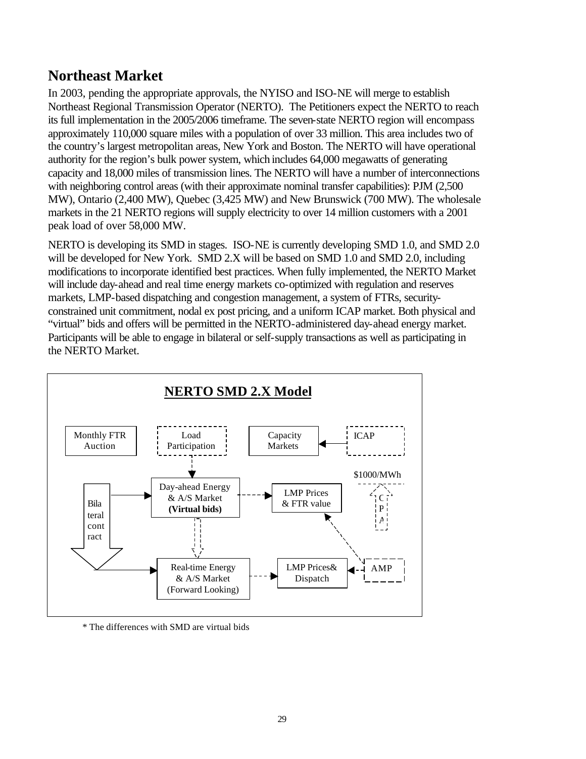## Northeast Market

In 2003, pending the appropriate approvals, the NYISO and ISO-NE will merge to establish Northeast Regional Transmission Operator (NERTO). The Petitioners expect the NERTO to reach its full implementation in the 2005/2006 timeframe. The seven-state NERTO region will encompass approximately 110,000 square miles with a population of over 33 million. This area includes two of the country's largest metropolitan areas, New York and Boston. The NERTO will have operational authority for the region's bulk power system, which includes 64,000 megawatts of generating capacity and 18,000 miles of transmission lines. The NERTO will have a number of interconnections with neighboring control areas (with their approximate nominal transfer capabilities): PJM (2,500 MW), Ontario (2,400 MW), Quebec (3,425 MW) and New Brunswick (700 MW). The wholesale markets in the 21 NERTO regions will supply electricity to over 14 million customers with a 2001 peak load of over 58,000 MW.

NERTO is developing its SMD in stages. ISO-NE is currently developing SMD 1.0, and SMD 2.0 will be developed for New York. SMD 2.X will be based on SMD 1.0 and SMD 2.0, including modifications to incorporate identified best practices. When fully implemented, the NERTO Market will include day-ahead and real time energy markets co-optimized with regulation and reserves markets, LMP-based dispatching and congestion management, a system of FTRs, security-constrained unit commitment, nodal ex post pricing, and a uniform ICAP market. Both physical and "virtual" bids and offers will be permitted in the NERTO-administered day-ahead energy market. Participants will be able to engage in bilateral or self-supply transactions as well as participating in the NERTO Market.

**NERTO SMD 2.X Model**

Monthly FTR Auction

Load Participation

Capacity Markets

ICAP

$1000/MWh

Day-ahead Energy & A/S Market **(Virtual bids)**

LMP Prices & FTR value

CPA

Bilateral contract

Real-time Energy & A/S Market (Forward Looking)

LMP Prices& Dispatch

AMP

\* The differences with SMD are virtual bids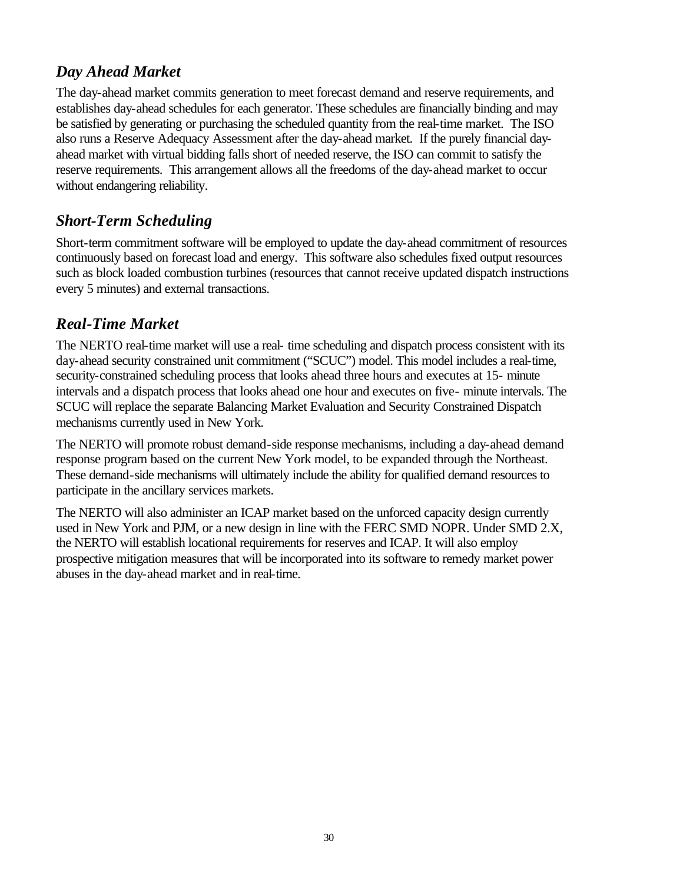## *Day Ahead Market*

The day-ahead market commits generation to meet forecast demand and reserve requirements, and establishes day-ahead schedules for each generator. These schedules are financially binding and may be satisfied by generating or purchasing the scheduled quantity from the real-time market. The ISO also runs a Reserve Adequacy Assessment after the day-ahead market. If the purely financial day-ahead market with virtual bidding falls short of needed reserve, the ISO can commit to satisfy the reserve requirements. This arrangement allows all the freedoms of the day-ahead market to occur without endangering reliability.

## *Short-Term Scheduling*

Short-term commitment software will be employed to update the day-ahead commitment of resources continuously based on forecast load and energy. This software also schedules fixed output resources such as block loaded combustion turbines (resources that cannot receive updated dispatch instructions every 5 minutes) and external transactions.

## *Real-Time Market*

The NERTO real-time market will use a real- time scheduling and dispatch process consistent with its day-ahead security constrained unit commitment ("SCUC") model. This model includes a real-time, security-constrained scheduling process that looks ahead three hours and executes at 15- minute intervals and a dispatch process that looks ahead one hour and executes on five- minute intervals. The SCUC will replace the separate Balancing Market Evaluation and Security Constrained Dispatch mechanisms currently used in New York.

The NERTO will promote robust demand-side response mechanisms, including a day-ahead demand response program based on the current New York model, to be expanded through the Northeast. These demand-side mechanisms will ultimately include the ability for qualified demand resources to participate in the ancillary services markets.

The NERTO will also administer an ICAP market based on the unforced capacity design currently used in New York and PJM, or a new design in line with the FERC SMD NOPR. Under SMD 2.X, the NERTO will establish locational requirements for reserves and ICAP. It will also employ prospective mitigation measures that will be incorporated into its software to remedy market power abuses in the day-ahead market and in real-time.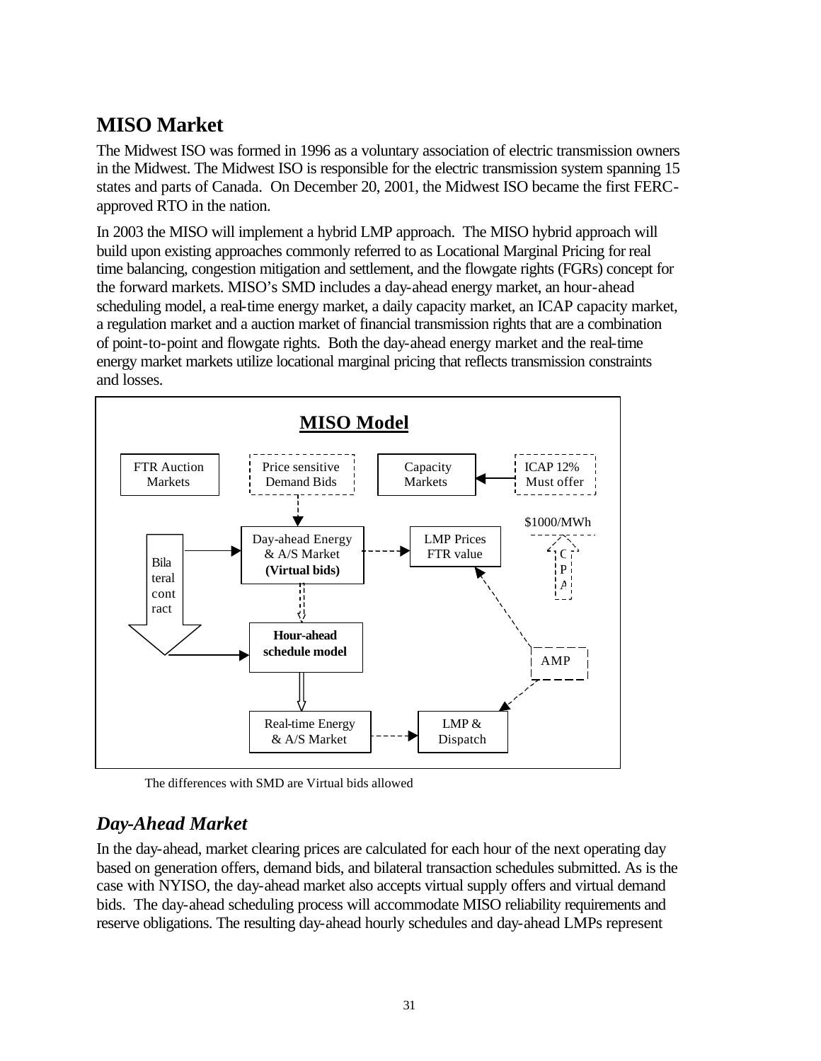## MISO Market

The Midwest ISO was formed in 1996 as a voluntary association of electric transmission owners in the Midwest. The Midwest ISO is responsible for the electric transmission system spanning 15 states and parts of Canada. On December 20, 2001, the Midwest ISO became the first FERC-approved RTO in the nation.

In 2003 the MISO will implement a hybrid LMP approach. The MISO hybrid approach will build upon existing approaches commonly referred to as Locational Marginal Pricing for real time balancing, congestion mitigation and settlement, and the flowgate rights (FGRs) concept for the forward markets. MISO's SMD includes a day-ahead energy market, an hour-ahead scheduling model, a real-time energy market, a daily capacity market, an ICAP capacity market, a regulation market and a auction market of financial transmission rights that are a combination of point-to-point and flowgate rights. Both the day-ahead energy market and the real-time energy market markets utilize locational marginal pricing that reflects transmission constraints and losses.

**MISO Model**

FTR Auction Markets

Price sensitive Demand Bids

Capacity Markets

ICAP 12% Must offer

$1000/MWh

Day-ahead Energy & A/S Market **(Virtual bids)**

LMP Prices FTR value

CPA

Bilateral contract

**Hour-ahead schedule model**

AMP

Real-time Energy & A/S Market

LMP & Dispatch

The differences with SMD are Virtual bids allowed

### *Day-Ahead Market*

In the day-ahead, market clearing prices are calculated for each hour of the next operating day based on generation offers, demand bids, and bilateral transaction schedules submitted. As is the case with NYISO, the day-ahead market also accepts virtual supply offers and virtual demand bids. The day-ahead scheduling process will accommodate MISO reliability requirements and reserve obligations. The resulting day-ahead hourly schedules and day-ahead LMPs represent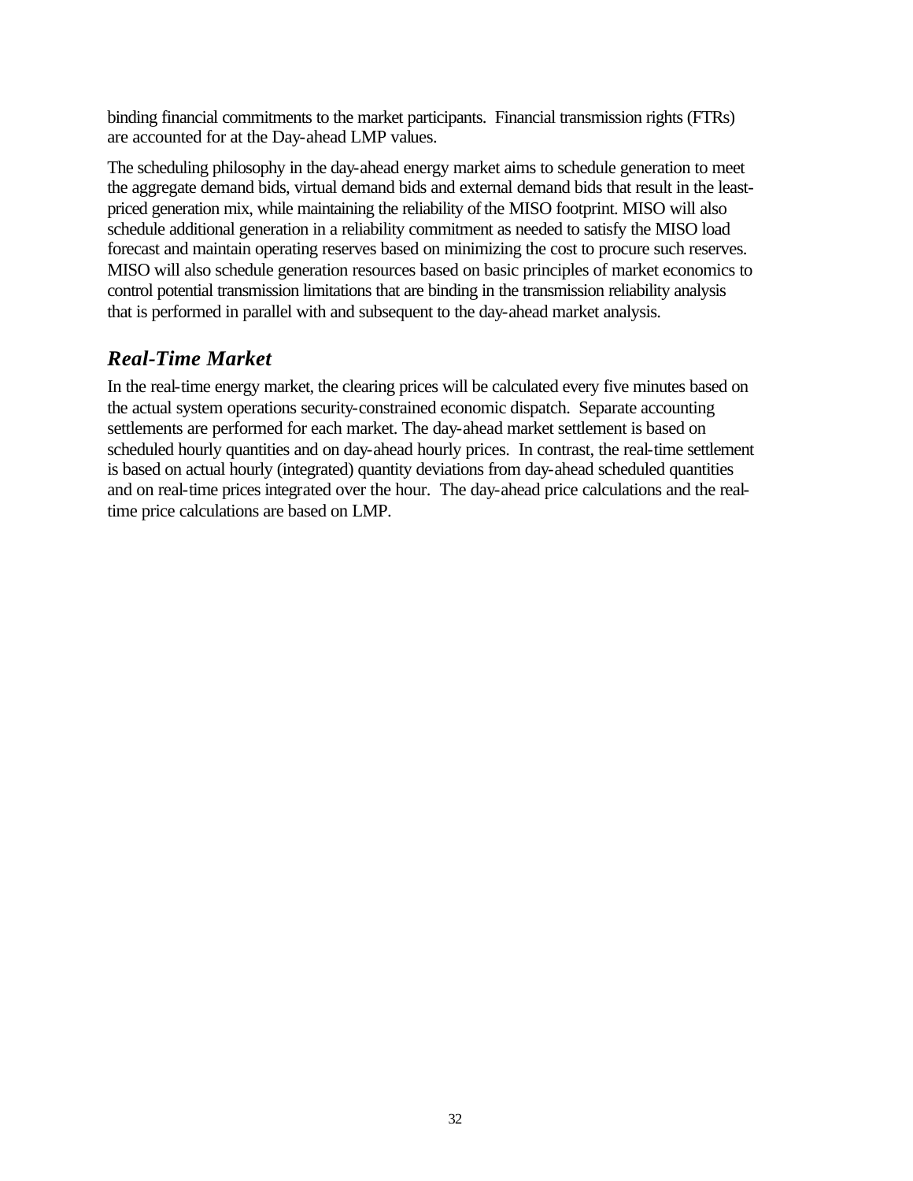binding financial commitments to the market participants. Financial transmission rights (FTRs) are accounted for at the Day-ahead LMP values.

The scheduling philosophy in the day-ahead energy market aims to schedule generation to meet the aggregate demand bids, virtual demand bids and external demand bids that result in the least-priced generation mix, while maintaining the reliability of the MISO footprint. MISO will also schedule additional generation in a reliability commitment as needed to satisfy the MISO load forecast and maintain operating reserves based on minimizing the cost to procure such reserves. MISO will also schedule generation resources based on basic principles of market economics to control potential transmission limitations that are binding in the transmission reliability analysis that is performed in parallel with and subsequent to the day-ahead market analysis.

## *Real-Time Market*

In the real-time energy market, the clearing prices will be calculated every five minutes based on the actual system operations security-constrained economic dispatch. Separate accounting settlements are performed for each market. The day-ahead market settlement is based on scheduled hourly quantities and on day-ahead hourly prices. In contrast, the real-time settlement is based on actual hourly (integrated) quantity deviations from day-ahead scheduled quantities and on real-time prices integrated over the hour. The day-ahead price calculations and the real-time price calculations are based on LMP.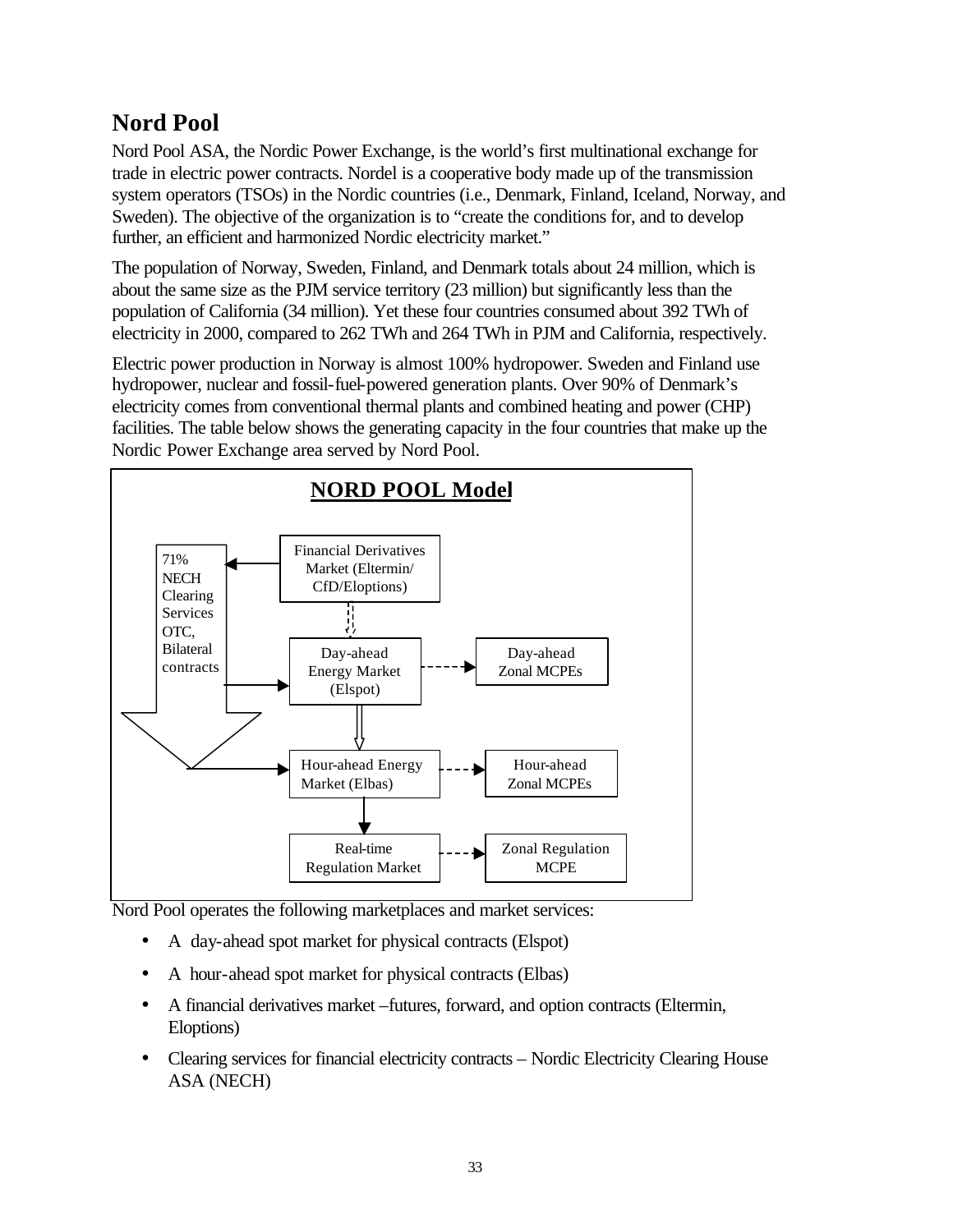## Nord Pool

Nord Pool ASA, the Nordic Power Exchange, is the world's first multinational exchange for trade in electric power contracts. Nordel is a cooperative body made up of the transmission system operators (TSOs) in the Nordic countries (i.e., Denmark, Finland, Iceland, Norway, and Sweden). The objective of the organization is to "create the conditions for, and to develop further, an efficient and harmonized Nordic electricity market."

The population of Norway, Sweden, Finland, and Denmark totals about 24 million, which is about the same size as the PJM service territory (23 million) but significantly less than the population of California (34 million). Yet these four countries consumed about 392 TWh of electricity in 2000, compared to 262 TWh and 264 TWh in PJM and California, respectively.

Electric power production in Norway is almost 100% hydropower. Sweden and Finland use hydropower, nuclear and fossil-fuel-powered generation plants. Over 90% of Denmark's electricity comes from conventional thermal plants and combined heating and power (CHP) facilities. The table below shows the generating capacity in the four countries that make up the Nordic Power Exchange area served by Nord Pool.

NORD POOL Model

Financial Derivatives Market (Eltermin/ CfD/Eloptions)

71% NECH Clearing Services OTC, Bilateral contracts

Day-ahead Energy Market (Elspot)

Day-ahead Zonal MCPEs

Hour-ahead Energy Market (Elbas)

Hour-ahead Zonal MCPEs

Real-time Regulation Market

Zonal Regulation MCPE

Nord Pool operates the following marketplaces and market services:

- A day-ahead spot market for physical contracts (Elspot)
- A hour-ahead spot market for physical contracts (Elbas)
- A financial derivatives market –futures, forward, and option contracts (Eltermin, Eloptions)
- Clearing services for financial electricity contracts – Nordic Electricity Clearing House ASA (NECH)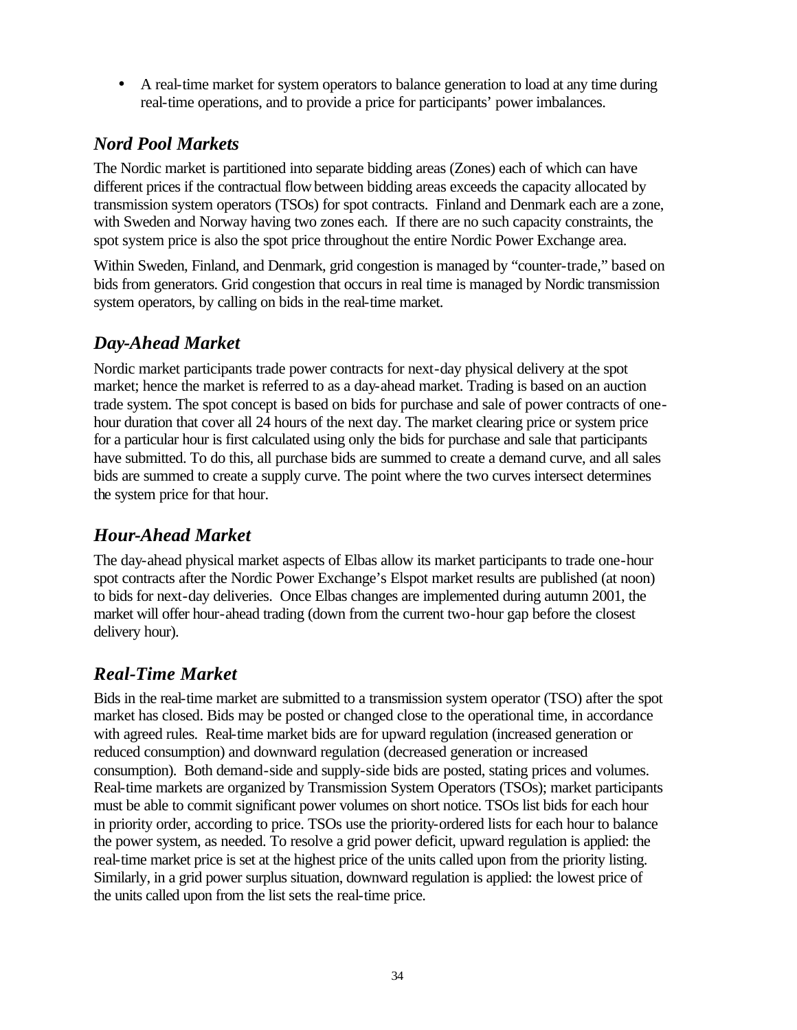- A real-time market for system operators to balance generation to load at any time during real-time operations, and to provide a price for participants' power imbalances.

## *Nord Pool Markets*

The Nordic market is partitioned into separate bidding areas (Zones) each of which can have different prices if the contractual flow between bidding areas exceeds the capacity allocated by transmission system operators (TSOs) for spot contracts. Finland and Denmark each are a zone, with Sweden and Norway having two zones each. If there are no such capacity constraints, the spot system price is also the spot price throughout the entire Nordic Power Exchange area.

Within Sweden, Finland, and Denmark, grid congestion is managed by "counter-trade," based on bids from generators. Grid congestion that occurs in real time is managed by Nordic transmission system operators, by calling on bids in the real-time market.

## *Day-Ahead Market*

Nordic market participants trade power contracts for next-day physical delivery at the spot market; hence the market is referred to as a day-ahead market. Trading is based on an auction trade system. The spot concept is based on bids for purchase and sale of power contracts of one-hour duration that cover all 24 hours of the next day. The market clearing price or system price for a particular hour is first calculated using only the bids for purchase and sale that participants have submitted. To do this, all purchase bids are summed to create a demand curve, and all sales bids are summed to create a supply curve. The point where the two curves intersect determines the system price for that hour.

## *Hour-Ahead Market*

The day-ahead physical market aspects of Elbas allow its market participants to trade one-hour spot contracts after the Nordic Power Exchange's Elspot market results are published (at noon) to bids for next-day deliveries. Once Elbas changes are implemented during autumn 2001, the market will offer hour-ahead trading (down from the current two-hour gap before the closest delivery hour).

## *Real-Time Market*

Bids in the real-time market are submitted to a transmission system operator (TSO) after the spot market has closed. Bids may be posted or changed close to the operational time, in accordance with agreed rules. Real-time market bids are for upward regulation (increased generation or reduced consumption) and downward regulation (decreased generation or increased consumption). Both demand-side and supply-side bids are posted, stating prices and volumes. Real-time markets are organized by Transmission System Operators (TSOs); market participants must be able to commit significant power volumes on short notice. TSOs list bids for each hour in priority order, according to price. TSOs use the priority-ordered lists for each hour to balance the power system, as needed. To resolve a grid power deficit, upward regulation is applied: the real-time market price is set at the highest price of the units called upon from the priority listing. Similarly, in a grid power surplus situation, downward regulation is applied: the lowest price of the units called upon from the list sets the real-time price.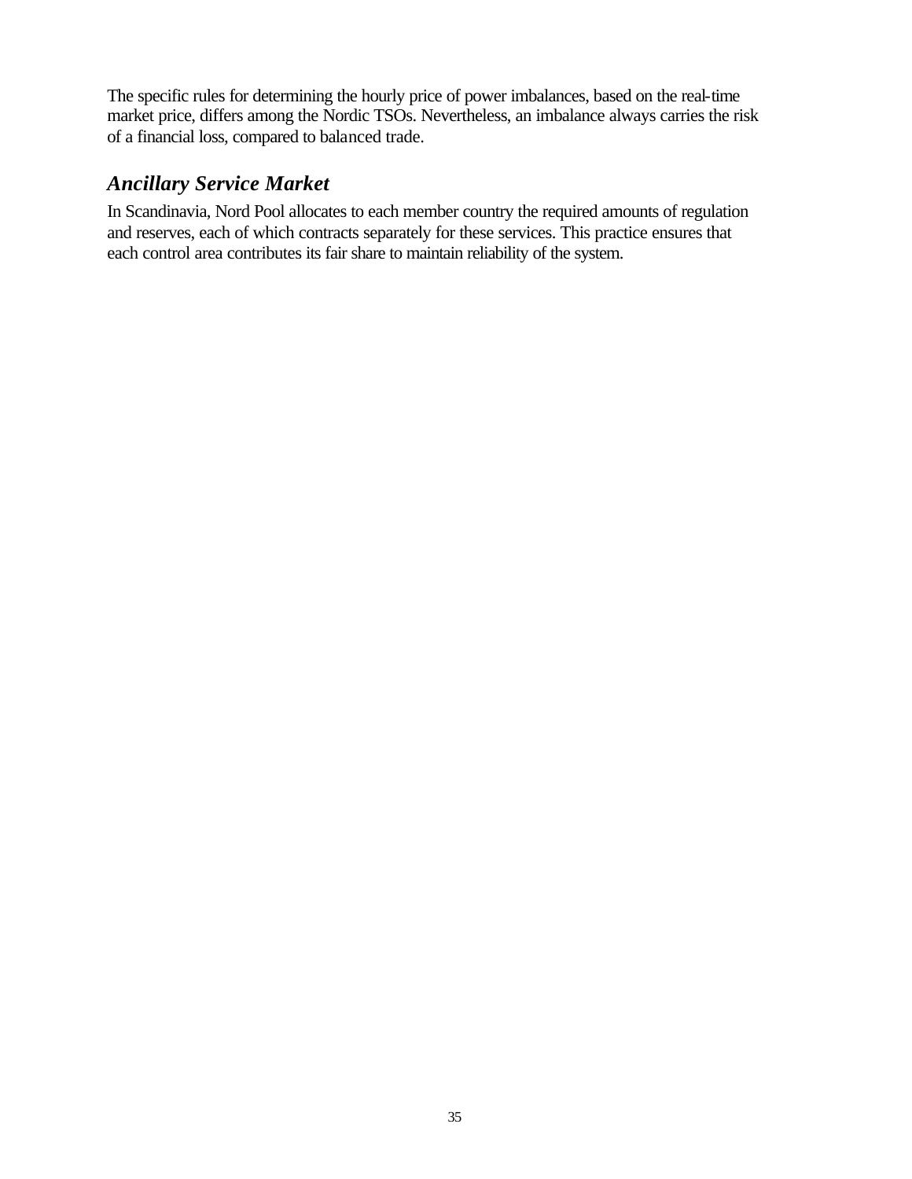The specific rules for determining the hourly price of power imbalances, based on the real-time market price, differs among the Nordic TSOs. Nevertheless, an imbalance always carries the risk of a financial loss, compared to balanced trade.

### *Ancillary Service Market*

In Scandinavia, Nord Pool allocates to each member country the required amounts of regulation and reserves, each of which contracts separately for these services. This practice ensures that each control area contributes its fair share to maintain reliability of the system.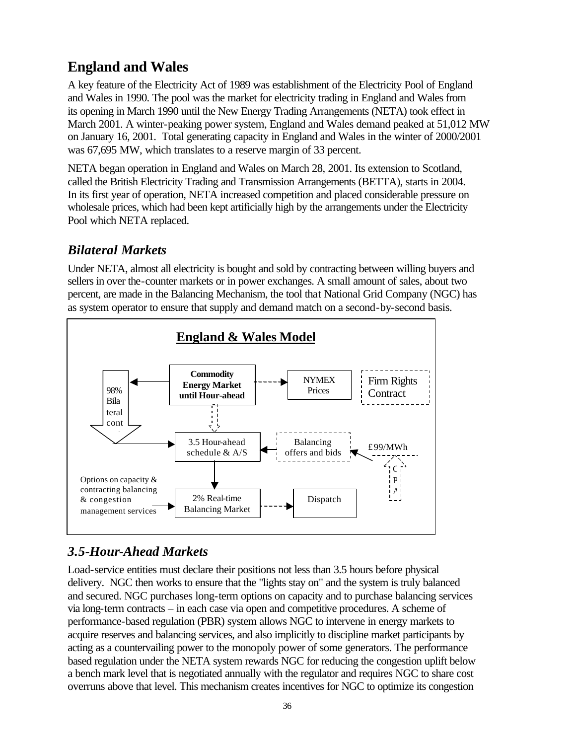## England and Wales

A key feature of the Electricity Act of 1989 was establishment of the Electricity Pool of England and Wales in 1990. The pool was the market for electricity trading in England and Wales from its opening in March 1990 until the New Energy Trading Arrangements (NETA) took effect in March 2001. A winter-peaking power system, England and Wales demand peaked at 51,012 MW on January 16, 2001. Total generating capacity in England and Wales in the winter of 2000/2001 was 67,695 MW, which translates to a reserve margin of 33 percent.

NETA began operation in England and Wales on March 28, 2001. Its extension to Scotland, called the British Electricity Trading and Transmission Arrangements (BETTA), starts in 2004. In its first year of operation, NETA increased competition and placed considerable pressure on wholesale prices, which had been kept artificially high by the arrangements under the Electricity Pool which NETA replaced.

### *Bilateral Markets*

Under NETA, almost all electricity is bought and sold by contracting between willing buyers and sellers in over the-counter markets or in power exchanges. A small amount of sales, about two percent, are made in the Balancing Mechanism, the tool that National Grid Company (NGC) has as system operator to ensure that supply and demand match on a second-by-second basis.

**England & Wales Model**

Commodity Energy Market until Hour-ahead

NYMEX Prices

Firm Rights Contract

98% Bilateral cont

3.5 Hour-ahead schedule & A/S

Balancing offers and bids

£99/MWh

CPA

Options on capacity & contracting balancing & congestion management services

2% Real-time Balancing Market

Dispatch

### *3.5-Hour-Ahead Markets*

Load-service entities must declare their positions not less than 3.5 hours before physical delivery. NGC then works to ensure that the "lights stay on" and the system is truly balanced and secured. NGC purchases long-term options on capacity and to purchase balancing services via long-term contracts – in each case via open and competitive procedures. A scheme of performance-based regulation (PBR) system allows NGC to intervene in energy markets to acquire reserves and balancing services, and also implicitly to discipline market participants by acting as a countervailing power to the monopoly power of some generators. The performance based regulation under the NETA system rewards NGC for reducing the congestion uplift below a bench mark level that is negotiated annually with the regulator and requires NGC to share cost overruns above that level. This mechanism creates incentives for NGC to optimize its congestion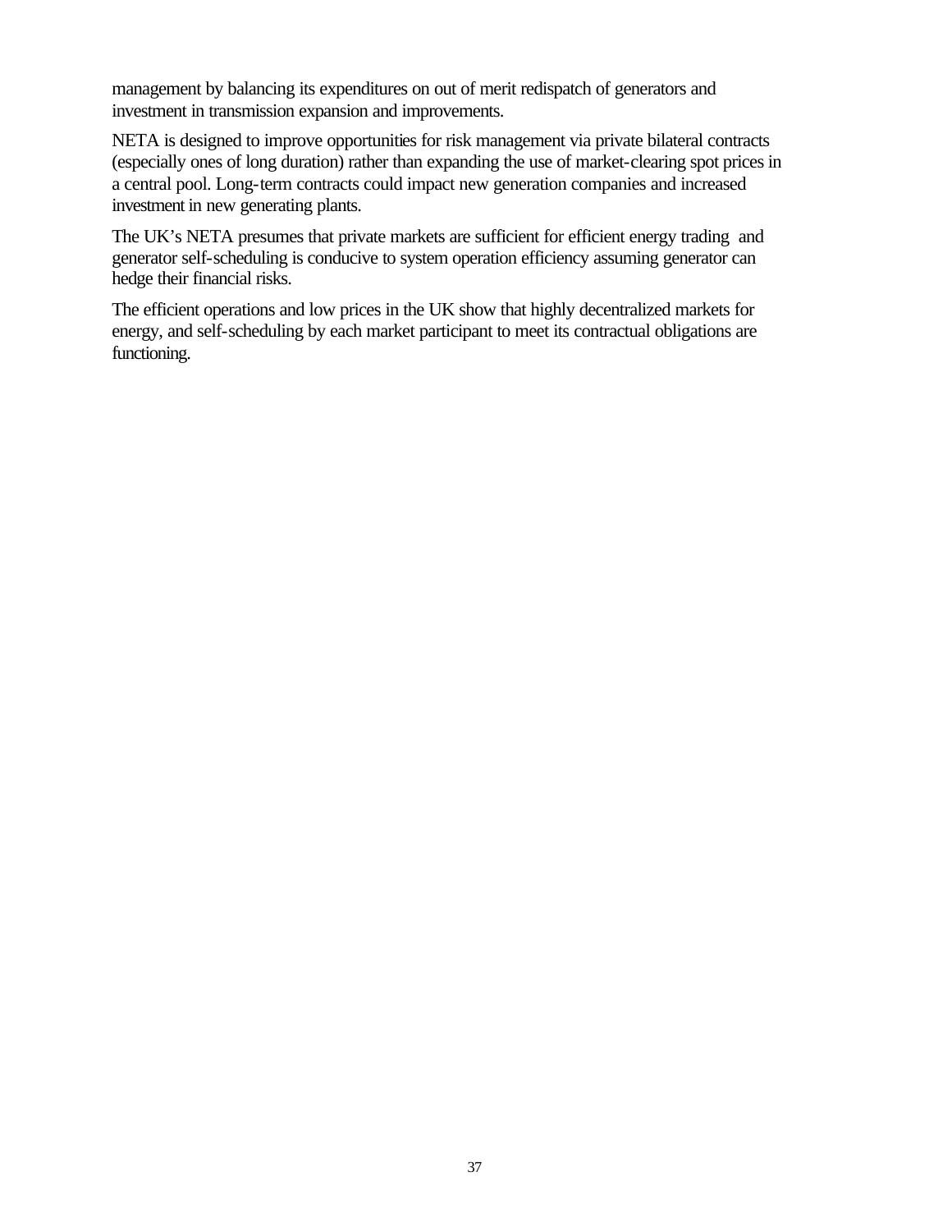management by balancing its expenditures on out of merit redispatch of generators and investment in transmission expansion and improvements.

NETA is designed to improve opportunities for risk management via private bilateral contracts (especially ones of long duration) rather than expanding the use of market-clearing spot prices in a central pool. Long-term contracts could impact new generation companies and increased investment in new generating plants.

The UK's NETA presumes that private markets are sufficient for efficient energy trading and generator self-scheduling is conducive to system operation efficiency assuming generator can hedge their financial risks.

The efficient operations and low prices in the UK show that highly decentralized markets for energy, and self-scheduling by each market participant to meet its contractual obligations are functioning.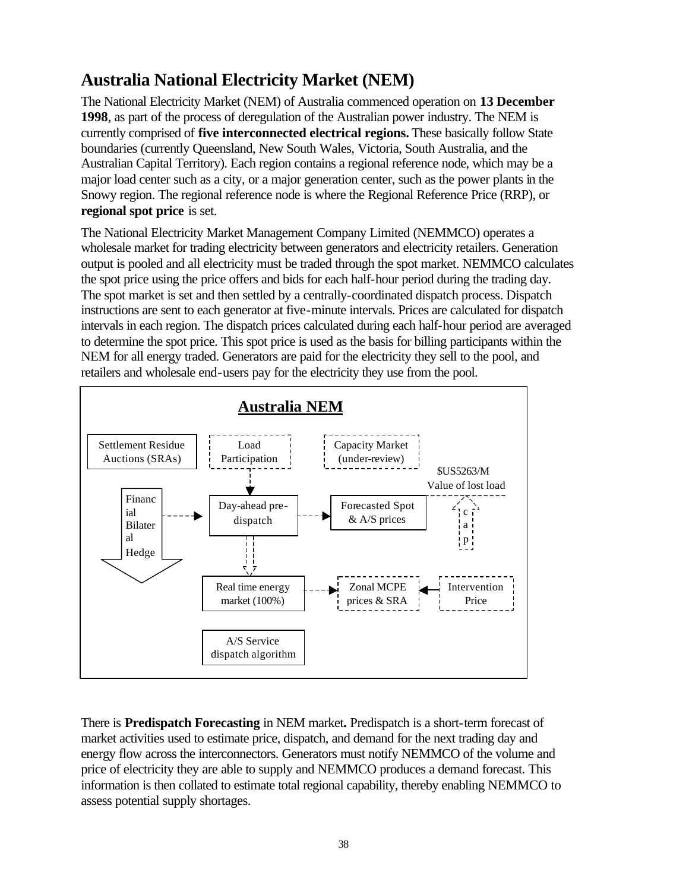## Australia National Electricity Market (NEM)

The National Electricity Market (NEM) of Australia commenced operation on **13 December 1998**, as part of the process of deregulation of the Australian power industry. The NEM is currently comprised of **five interconnected electrical regions.** These basically follow State boundaries (currently Queensland, New South Wales, Victoria, South Australia, and the Australian Capital Territory). Each region contains a regional reference node, which may be a major load center such as a city, or a major generation center, such as the power plants in the Snowy region. The regional reference node is where the Regional Reference Price (RRP), or **regional spot price** is set.

The National Electricity Market Management Company Limited (NEMMCO) operates a wholesale market for trading electricity between generators and electricity retailers. Generation output is pooled and all electricity must be traded through the spot market. NEMMCO calculates the spot price using the price offers and bids for each half-hour period during the trading day. The spot market is set and then settled by a centrally-coordinated dispatch process. Dispatch instructions are sent to each generator at five-minute intervals. Prices are calculated for dispatch intervals in each region. The dispatch prices calculated during each half-hour period are averaged to determine the spot price. This spot price is used as the basis for billing participants within the NEM for all energy traded. Generators are paid for the electricity they sell to the pool, and retailers and wholesale end-users pay for the electricity they use from the pool.

Australia NEM

Settlement Residue Auctions (SRAs)

Load Participation

Capacity Market (under-review)

$US5263/M Value of lost load

Financial Bilateral Hedge

Day-ahead pre-dispatch

Forecasted Spot & A/S prices

cap

Real time energy market (100%)

Zonal MCPE prices & SRA

Intervention Price

A/S Service dispatch algorithm

There is **Predispatch Forecasting** in NEM market**.** Predispatch is a short-term forecast of market activities used to estimate price, dispatch, and demand for the next trading day and energy flow across the interconnectors. Generators must notify NEMMCO of the volume and price of electricity they are able to supply and NEMMCO produces a demand forecast. This information is then collated to estimate total regional capability, thereby enabling NEMMCO to assess potential supply shortages.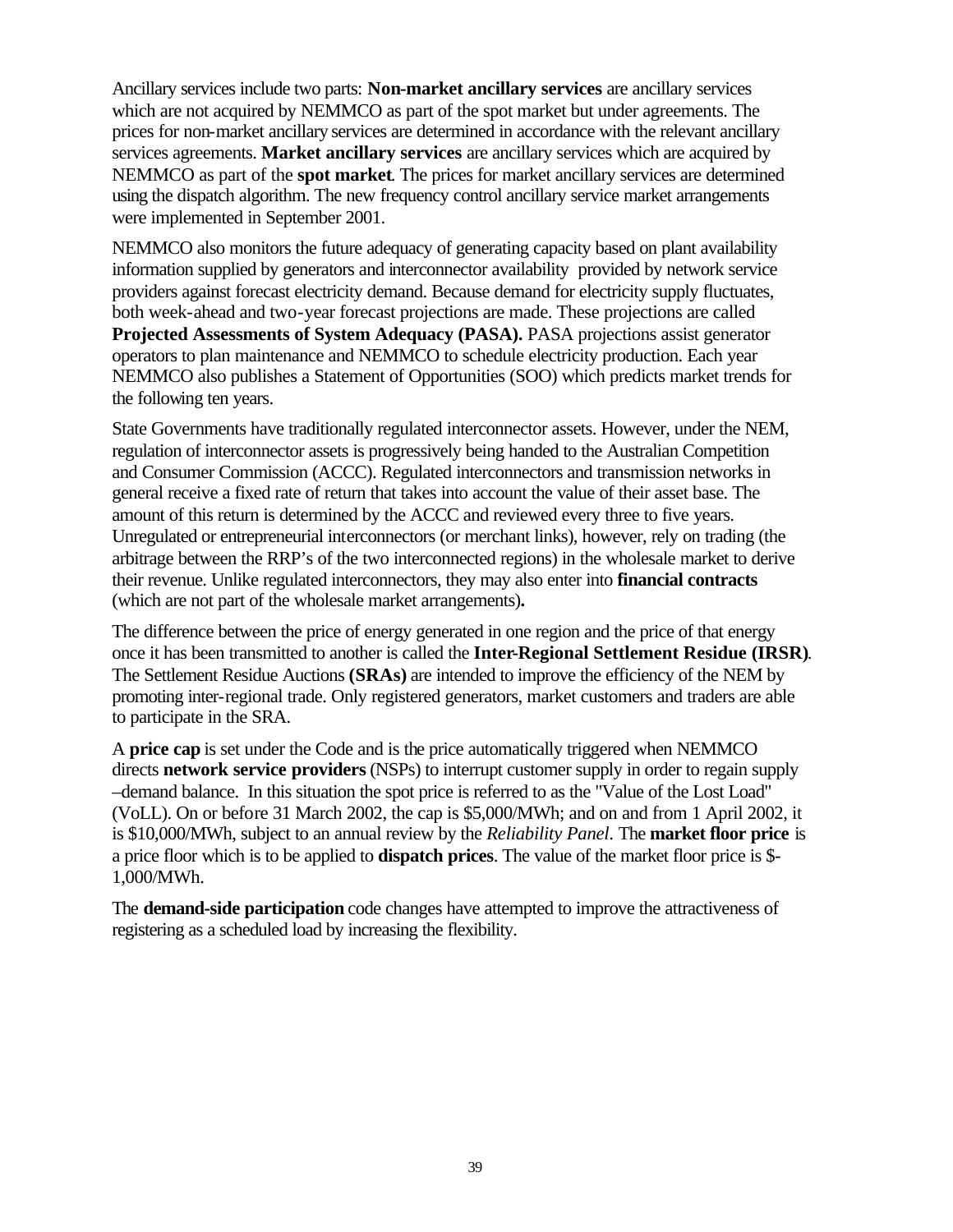Ancillary services include two parts: **Non-market ancillary services** are ancillary services which are not acquired by NEMMCO as part of the spot market but under agreements. The prices for non-market ancillary services are determined in accordance with the relevant ancillary services agreements. **Market ancillary services** are ancillary services which are acquired by NEMMCO as part of the **spot market**. The prices for market ancillary services are determined using the dispatch algorithm. The new frequency control ancillary service market arrangements were implemented in September 2001.

NEMMCO also monitors the future adequacy of generating capacity based on plant availability information supplied by generators and interconnector availability provided by network service providers against forecast electricity demand. Because demand for electricity supply fluctuates, both week-ahead and two-year forecast projections are made. These projections are called **Projected Assessments of System Adequacy (PASA).** PASA projections assist generator operators to plan maintenance and NEMMCO to schedule electricity production. Each year NEMMCO also publishes a Statement of Opportunities (SOO) which predicts market trends for the following ten years.

State Governments have traditionally regulated interconnector assets. However, under the NEM, regulation of interconnector assets is progressively being handed to the Australian Competition and Consumer Commission (ACCC). Regulated interconnectors and transmission networks in general receive a fixed rate of return that takes into account the value of their asset base. The amount of this return is determined by the ACCC and reviewed every three to five years. Unregulated or entrepreneurial interconnectors (or merchant links), however, rely on trading (the arbitrage between the RRP's of the two interconnected regions) in the wholesale market to derive their revenue. Unlike regulated interconnectors, they may also enter into **financial contracts** (which are not part of the wholesale market arrangements)**.**

The difference between the price of energy generated in one region and the price of that energy once it has been transmitted to another is called the **Inter-Regional Settlement Residue (IRSR)**. The Settlement Residue Auctions **(SRAs)** are intended to improve the efficiency of the NEM by promoting inter-regional trade. Only registered generators, market customers and traders are able to participate in the SRA.

A **price cap** is set under the Code and is the price automatically triggered when NEMMCO directs **network service providers** (NSPs) to interrupt customer supply in order to regain supply –demand balance. In this situation the spot price is referred to as the "Value of the Lost Load" (VoLL). On or before 31 March 2002, the cap is $5,000/MWh; and on and from 1 April 2002, it is $10,000/MWh, subject to an annual review by the *Reliability Panel*. The **market floor price** is a price floor which is to be applied to **dispatch prices**. The value of the market floor price is $-1,000/MWh.

The **demand-side participation** code changes have attempted to improve the attractiveness of registering as a scheduled load by increasing the flexibility.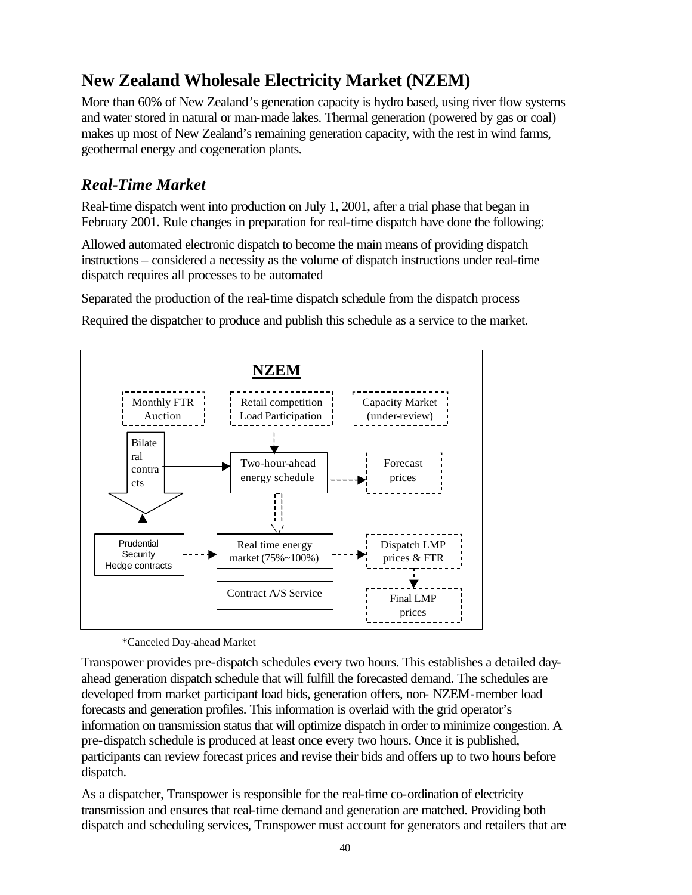## New Zealand Wholesale Electricity Market (NZEM)

More than 60% of New Zealand's generation capacity is hydro based, using river flow systems and water stored in natural or man-made lakes. Thermal generation (powered by gas or coal) makes up most of New Zealand's remaining generation capacity, with the rest in wind farms, geothermal energy and cogeneration plants.

### *Real-Time Market*

Real-time dispatch went into production on July 1, 2001, after a trial phase that began in February 2001. Rule changes in preparation for real-time dispatch have done the following:

Allowed automated electronic dispatch to become the main means of providing dispatch instructions – considered a necessity as the volume of dispatch instructions under real-time dispatch requires all processes to be automated

Separated the production of the real-time dispatch schedule from the dispatch process

Required the dispatcher to produce and publish this schedule as a service to the market.

NZEM

Monthly FTR Auction

Retail competition Load Participation

Capacity Market (under-review)

Bilateral contracts

Two-hour-ahead energy schedule

Forecast prices

Prudential Security Hedge contracts

Real time energy market (75%~100%)

Dispatch LMP prices & FTR

Contract A/S Service

Final LMP prices

*Canceled Day-ahead Market

Transpower provides pre-dispatch schedules every two hours. This establishes a detailed day-ahead generation dispatch schedule that will fulfill the forecasted demand. The schedules are developed from market participant load bids, generation offers, non- NZEM-member load forecasts and generation profiles. This information is overlaid with the grid operator's information on transmission status that will optimize dispatch in order to minimize congestion. A pre-dispatch schedule is produced at least once every two hours. Once it is published, participants can review forecast prices and revise their bids and offers up to two hours before dispatch.

As a dispatcher, Transpower is responsible for the real-time co-ordination of electricity transmission and ensures that real-time demand and generation are matched. Providing both dispatch and scheduling services, Transpower must account for generators and retailers that are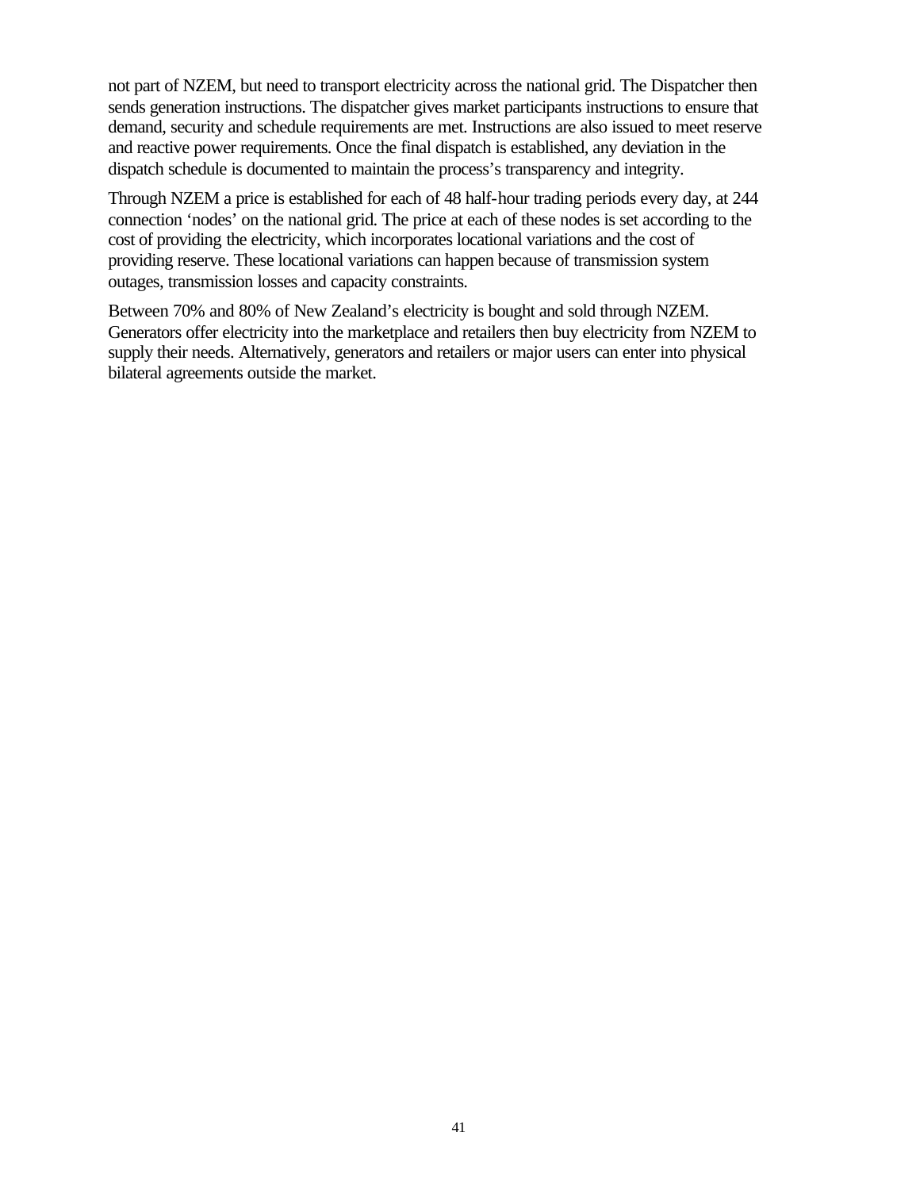not part of NZEM, but need to transport electricity across the national grid. The Dispatcher then sends generation instructions. The dispatcher gives market participants instructions to ensure that demand, security and schedule requirements are met. Instructions are also issued to meet reserve and reactive power requirements. Once the final dispatch is established, any deviation in the dispatch schedule is documented to maintain the process's transparency and integrity.

Through NZEM a price is established for each of 48 half-hour trading periods every day, at 244 connection 'nodes' on the national grid. The price at each of these nodes is set according to the cost of providing the electricity, which incorporates locational variations and the cost of providing reserve. These locational variations can happen because of transmission system outages, transmission losses and capacity constraints.

Between 70% and 80% of New Zealand's electricity is bought and sold through NZEM. Generators offer electricity into the marketplace and retailers then buy electricity from NZEM to supply their needs. Alternatively, generators and retailers or major users can enter into physical bilateral agreements outside the market.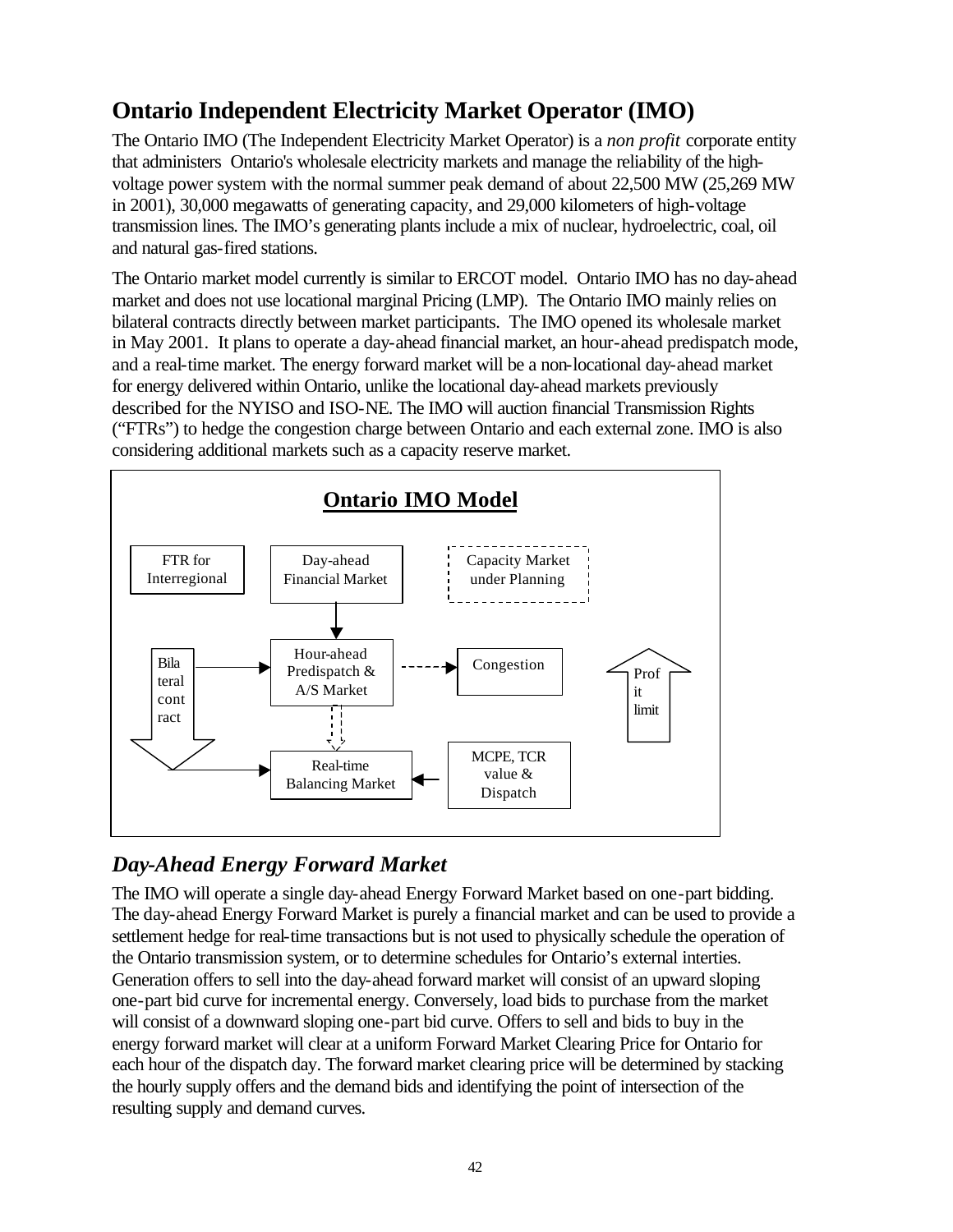## Ontario Independent Electricity Market Operator (IMO)

The Ontario IMO (The Independent Electricity Market Operator) is a *non profit* corporate entity that administers Ontario's wholesale electricity markets and manage the reliability of the high-voltage power system with the normal summer peak demand of about 22,500 MW (25,269 MW in 2001), 30,000 megawatts of generating capacity, and 29,000 kilometers of high-voltage transmission lines. The IMO's generating plants include a mix of nuclear, hydroelectric, coal, oil and natural gas-fired stations.

The Ontario market model currently is similar to ERCOT model. Ontario IMO has no day-ahead market and does not use locational marginal Pricing (LMP). The Ontario IMO mainly relies on bilateral contracts directly between market participants. The IMO opened its wholesale market in May 2001. It plans to operate a day-ahead financial market, an hour-ahead predispatch mode, and a real-time market. The energy forward market will be a non-locational day-ahead market for energy delivered within Ontario, unlike the locational day-ahead markets previously described for the NYISO and ISO-NE. The IMO will auction financial Transmission Rights ("FTRs") to hedge the congestion charge between Ontario and each external zone. IMO is also considering additional markets such as a capacity reserve market.

**Ontario IMO Model**

FTR for Interregional

Day-ahead Financial Market

Capacity Market under Planning

Bilateral contract

Hour-ahead Predispatch & A/S Market

Congestion

Profit limit

Real-time Balancing Market

MCPE, TCR value & Dispatch

### *Day-Ahead Energy Forward Market*

The IMO will operate a single day-ahead Energy Forward Market based on one-part bidding. The day-ahead Energy Forward Market is purely a financial market and can be used to provide a settlement hedge for real-time transactions but is not used to physically schedule the operation of the Ontario transmission system, or to determine schedules for Ontario's external interties. Generation offers to sell into the day-ahead forward market will consist of an upward sloping one-part bid curve for incremental energy. Conversely, load bids to purchase from the market will consist of a downward sloping one-part bid curve. Offers to sell and bids to buy in the energy forward market will clear at a uniform Forward Market Clearing Price for Ontario for each hour of the dispatch day. The forward market clearing price will be determined by stacking the hourly supply offers and the demand bids and identifying the point of intersection of the resulting supply and demand curves.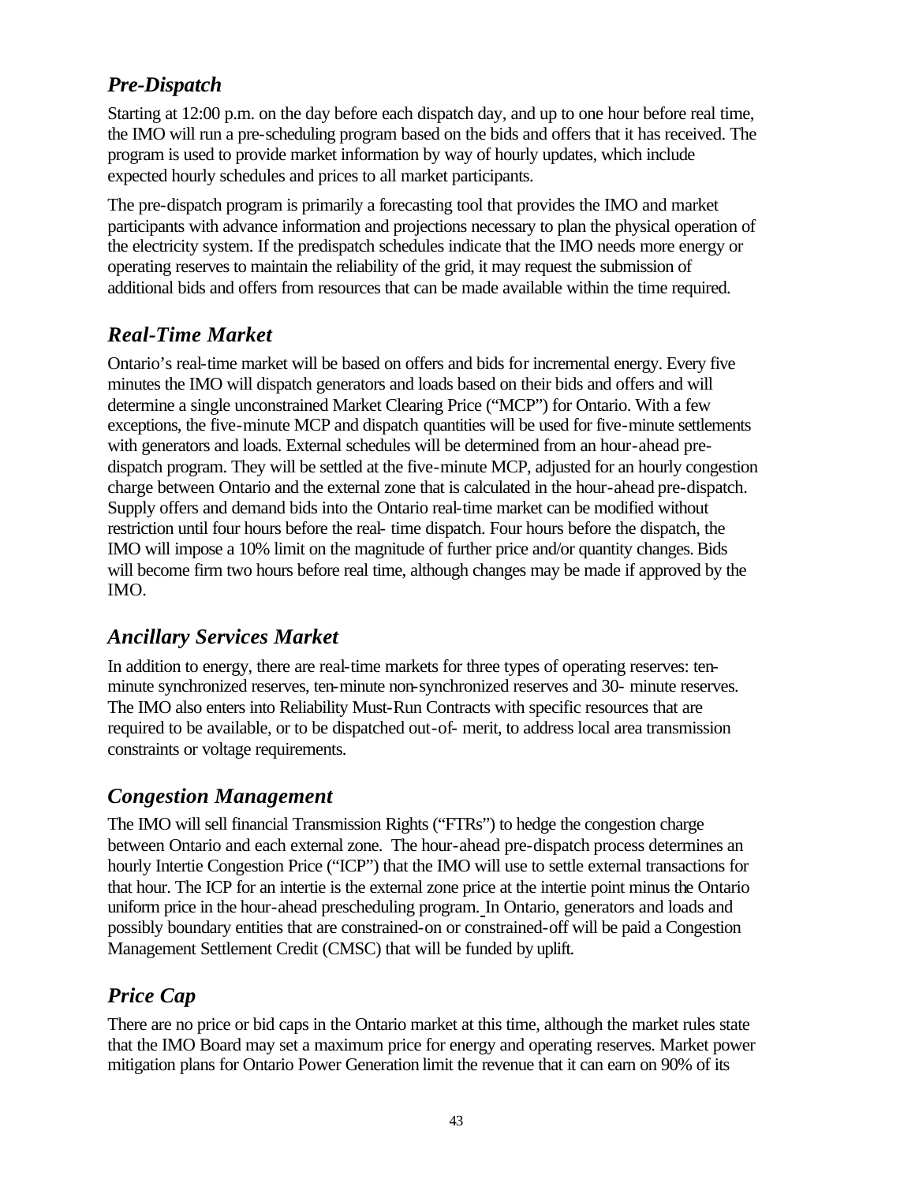### *Pre-Dispatch*

Starting at 12:00 p.m. on the day before each dispatch day, and up to one hour before real time, the IMO will run a pre-scheduling program based on the bids and offers that it has received. The program is used to provide market information by way of hourly updates, which include expected hourly schedules and prices to all market participants.

The pre-dispatch program is primarily a forecasting tool that provides the IMO and market participants with advance information and projections necessary to plan the physical operation of the electricity system. If the predispatch schedules indicate that the IMO needs more energy or operating reserves to maintain the reliability of the grid, it may request the submission of additional bids and offers from resources that can be made available within the time required.

### *Real-Time Market*

Ontario's real-time market will be based on offers and bids for incremental energy. Every five minutes the IMO will dispatch generators and loads based on their bids and offers and will determine a single unconstrained Market Clearing Price ("MCP") for Ontario. With a few exceptions, the five-minute MCP and dispatch quantities will be used for five-minute settlements with generators and loads. External schedules will be determined from an hour-ahead pre-dispatch program. They will be settled at the five-minute MCP, adjusted for an hourly congestion charge between Ontario and the external zone that is calculated in the hour-ahead pre-dispatch. Supply offers and demand bids into the Ontario real-time market can be modified without restriction until four hours before the real- time dispatch. Four hours before the dispatch, the IMO will impose a 10% limit on the magnitude of further price and/or quantity changes. Bids will become firm two hours before real time, although changes may be made if approved by the IMO.

### *Ancillary Services Market*

In addition to energy, there are real-time markets for three types of operating reserves: ten-minute synchronized reserves, ten-minute non-synchronized reserves and 30- minute reserves. The IMO also enters into Reliability Must-Run Contracts with specific resources that are required to be available, or to be dispatched out-of- merit, to address local area transmission constraints or voltage requirements.

### *Congestion Management*

The IMO will sell financial Transmission Rights ("FTRs") to hedge the congestion charge between Ontario and each external zone. The hour-ahead pre-dispatch process determines an hourly Intertie Congestion Price ("ICP") that the IMO will use to settle external transactions for that hour. The ICP for an intertie is the external zone price at the intertie point minus the Ontario uniform price in the hour-ahead prescheduling program. In Ontario, generators and loads and possibly boundary entities that are constrained-on or constrained-off will be paid a Congestion Management Settlement Credit (CMSC) that will be funded by uplift.

### *Price Cap*

There are no price or bid caps in the Ontario market at this time, although the market rules state that the IMO Board may set a maximum price for energy and operating reserves. Market power mitigation plans for Ontario Power Generation limit the revenue that it can earn on 90% of its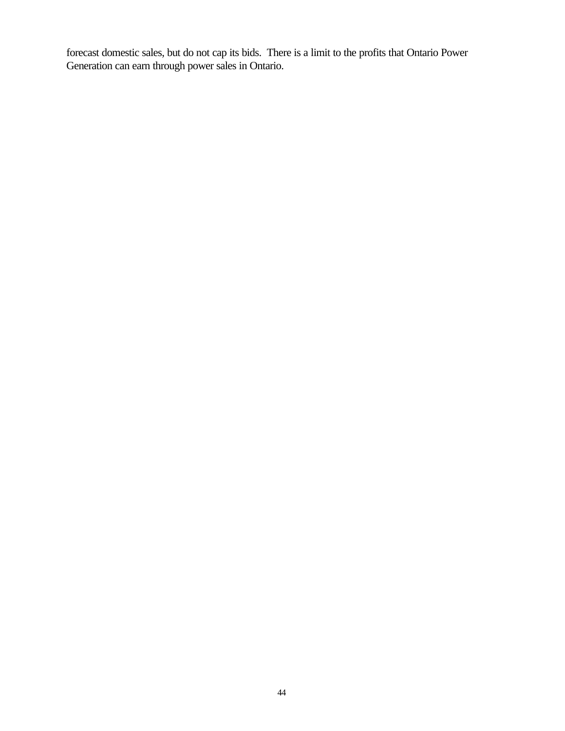forecast domestic sales, but do not cap its bids. There is a limit to the profits that Ontario Power Generation can earn through power sales in Ontario.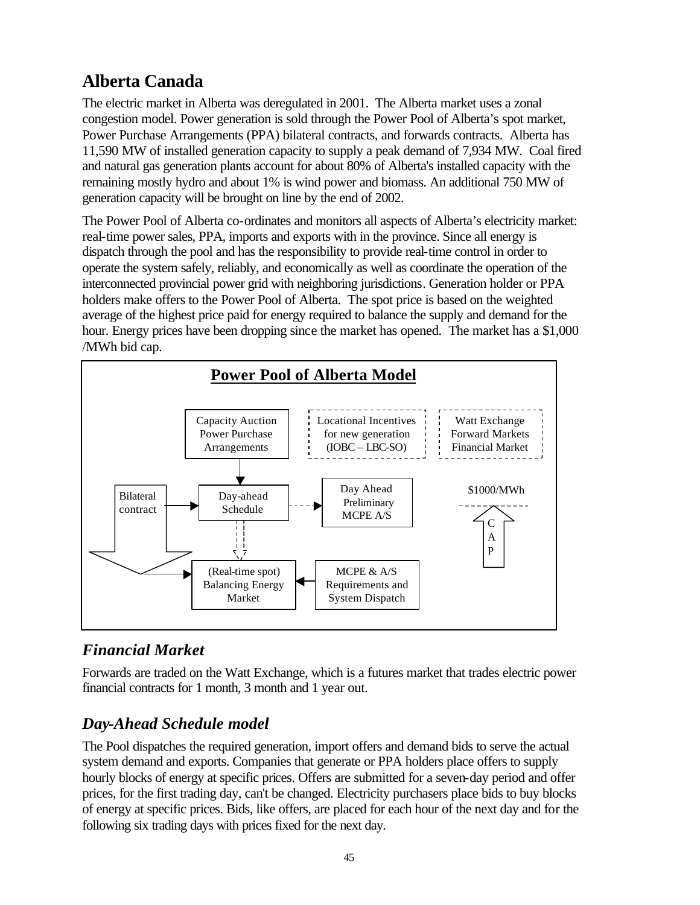## Alberta Canada

The electric market in Alberta was deregulated in 2001. The Alberta market uses a zonal congestion model. Power generation is sold through the Power Pool of Alberta's spot market, Power Purchase Arrangements (PPA) bilateral contracts, and forwards contracts. Alberta has 11,590 MW of installed generation capacity to supply a peak demand of 7,934 MW. Coal fired and natural gas generation plants account for about 80% of Alberta's installed capacity with the remaining mostly hydro and about 1% is wind power and biomass. An additional 750 MW of generation capacity will be brought on line by the end of 2002.

The Power Pool of Alberta co-ordinates and monitors all aspects of Alberta's electricity market: real-time power sales, PPA, imports and exports with in the province. Since all energy is dispatch through the pool and has the responsibility to provide real-time control in order to operate the system safely, reliably, and economically as well as coordinate the operation of the interconnected provincial power grid with neighboring jurisdictions. Generation holder or PPA holders make offers to the Power Pool of Alberta. The spot price is based on the weighted average of the highest price paid for energy required to balance the supply and demand for the hour. Energy prices have been dropping since the market has opened. The market has a $1,000 /MWh bid cap.

**Power Pool of Alberta Model**

Capacity Auction Power Purchase Arrangements

Locational Incentives for new generation (IOBC – LBC-SO)

Watt Exchange Forward Markets Financial Market

Bilateral contract

Day-ahead Schedule

Day Ahead Preliminary MCPE A/S

$1000/MWh

C A P

(Real-time spot) Balancing Energy Market

MCPE & A/S Requirements and System Dispatch

### *Financial Market*

Forwards are traded on the Watt Exchange, which is a futures market that trades electric power financial contracts for 1 month, 3 month and 1 year out.

### *Day-Ahead Schedule model*

The Pool dispatches the required generation, import offers and demand bids to serve the actual system demand and exports. Companies that generate or PPA holders place offers to supply hourly blocks of energy at specific prices. Offers are submitted for a seven-day period and offer prices, for the first trading day, can't be changed. Electricity purchasers place bids to buy blocks of energy at specific prices. Bids, like offers, are placed for each hour of the next day and for the following six trading days with prices fixed for the next day.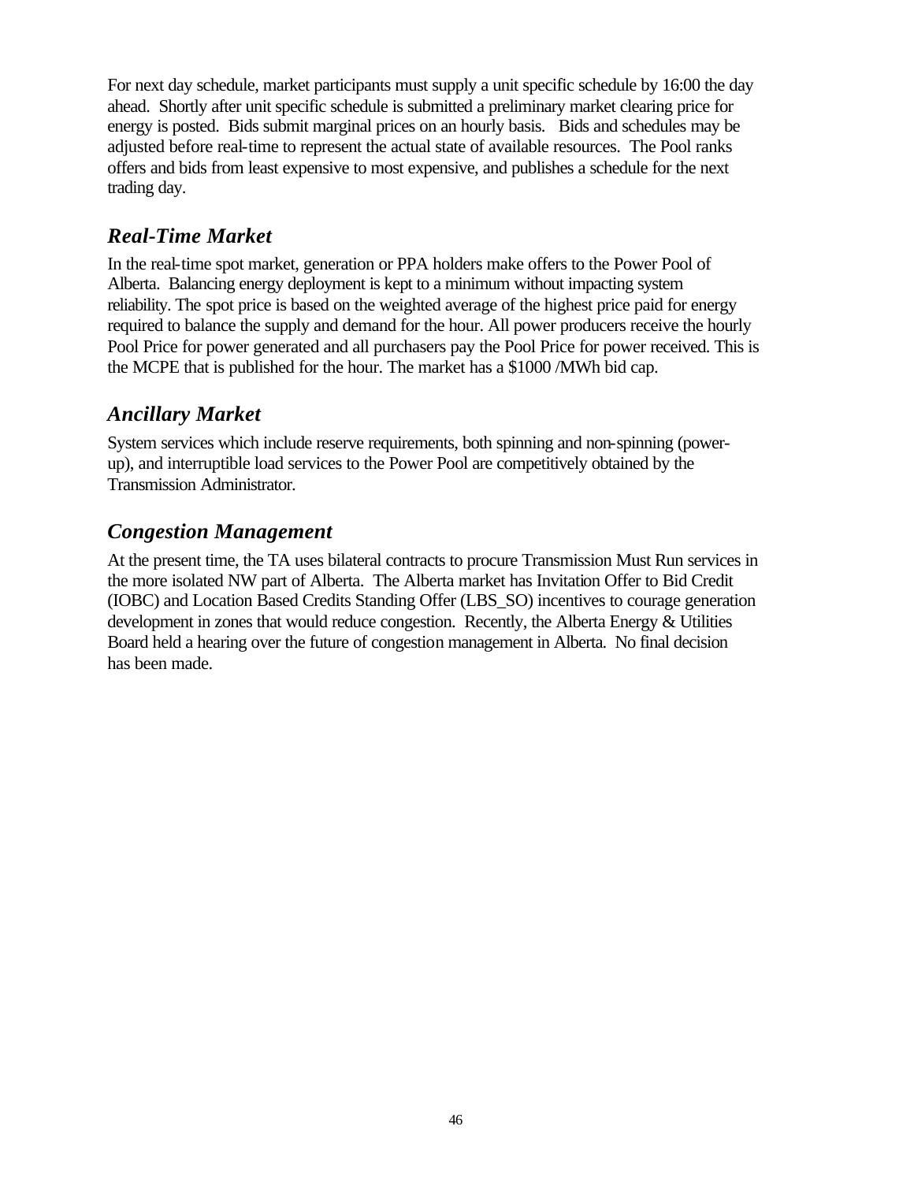For next day schedule, market participants must supply a unit specific schedule by 16:00 the day ahead. Shortly after unit specific schedule is submitted a preliminary market clearing price for energy is posted. Bids submit marginal prices on an hourly basis. Bids and schedules may be adjusted before real-time to represent the actual state of available resources. The Pool ranks offers and bids from least expensive to most expensive, and publishes a schedule for the next trading day.

## *Real-Time Market*

In the real-time spot market, generation or PPA holders make offers to the Power Pool of Alberta. Balancing energy deployment is kept to a minimum without impacting system reliability. The spot price is based on the weighted average of the highest price paid for energy required to balance the supply and demand for the hour. All power producers receive the hourly Pool Price for power generated and all purchasers pay the Pool Price for power received. This is the MCPE that is published for the hour. The market has a $1000 /MWh bid cap.

## *Ancillary Market*

System services which include reserve requirements, both spinning and non-spinning (power-up), and interruptible load services to the Power Pool are competitively obtained by the Transmission Administrator.

## *Congestion Management*

At the present time, the TA uses bilateral contracts to procure Transmission Must Run services in the more isolated NW part of Alberta. The Alberta market has Invitation Offer to Bid Credit (IOBC) and Location Based Credits Standing Offer (LBS_SO) incentives to courage generation development in zones that would reduce congestion. Recently, the Alberta Energy & Utilities Board held a hearing over the future of congestion management in Alberta. No final decision has been made.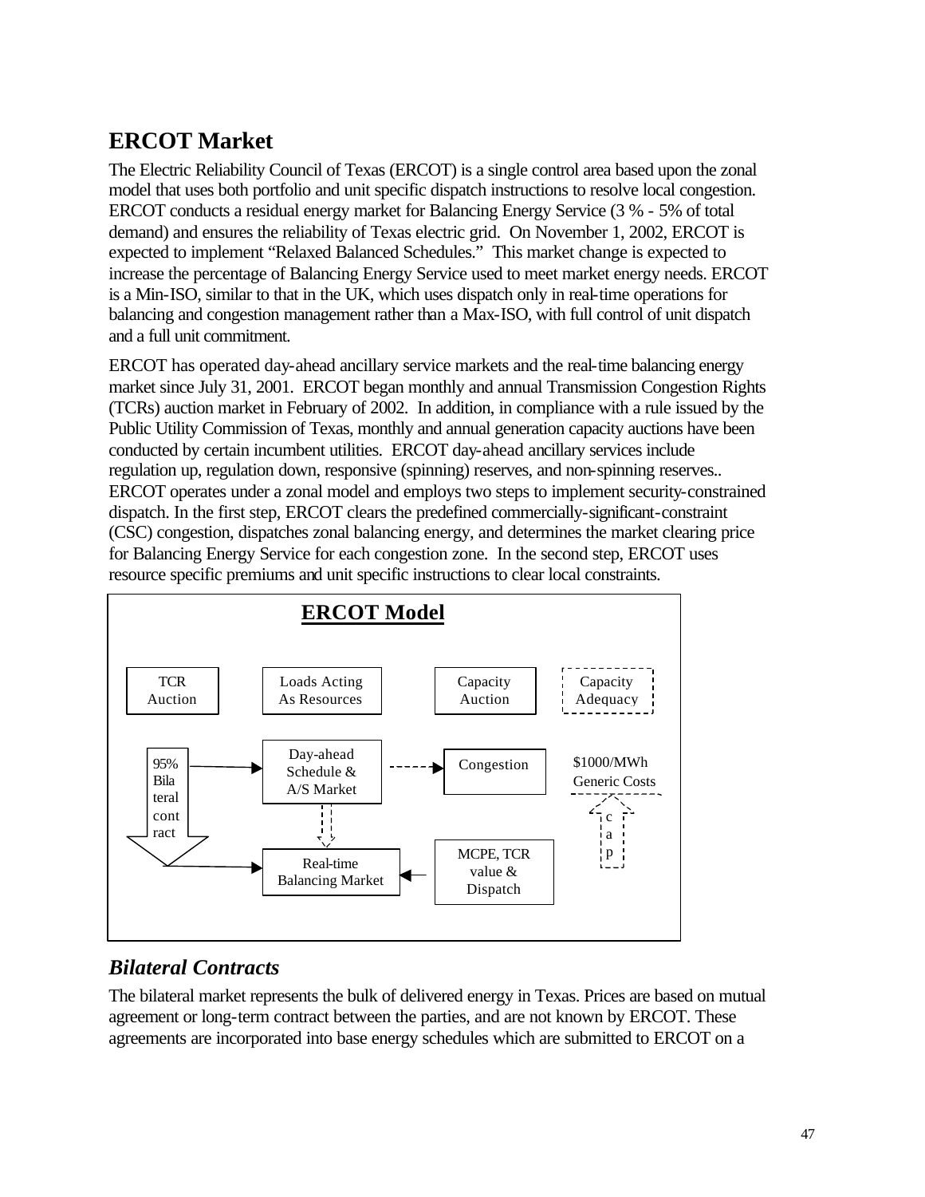## ERCOT Market

The Electric Reliability Council of Texas (ERCOT) is a single control area based upon the zonal model that uses both portfolio and unit specific dispatch instructions to resolve local congestion. ERCOT conducts a residual energy market for Balancing Energy Service (3 % - 5% of total demand) and ensures the reliability of Texas electric grid. On November 1, 2002, ERCOT is expected to implement "Relaxed Balanced Schedules." This market change is expected to increase the percentage of Balancing Energy Service used to meet market energy needs. ERCOT is a Min-ISO, similar to that in the UK, which uses dispatch only in real-time operations for balancing and congestion management rather than a Max-ISO, with full control of unit dispatch and a full unit commitment.

ERCOT has operated day-ahead ancillary service markets and the real-time balancing energy market since July 31, 2001. ERCOT began monthly and annual Transmission Congestion Rights (TCRs) auction market in February of 2002. In addition, in compliance with a rule issued by the Public Utility Commission of Texas, monthly and annual generation capacity auctions have been conducted by certain incumbent utilities. ERCOT day-ahead ancillary services include regulation up, regulation down, responsive (spinning) reserves, and non-spinning reserves.. ERCOT operates under a zonal model and employs two steps to implement security-constrained dispatch. In the first step, ERCOT clears the predefined commercially-significant-constraint (CSC) congestion, dispatches zonal balancing energy, and determines the market clearing price for Balancing Energy Service for each congestion zone. In the second step, ERCOT uses resource specific premiums and unit specific instructions to clear local constraints.

**ERCOT Model**

TCR Auction

Loads Acting As Resources

Capacity Auction

Capacity Adequacy

95% Bilateral contract

Day-ahead Schedule & A/S Market

Congestion

$1000/MWh Generic Costs

cap

Real-time Balancing Market

MCPE, TCR value & Dispatch

### *Bilateral Contracts*

The bilateral market represents the bulk of delivered energy in Texas. Prices are based on mutual agreement or long-term contract between the parties, and are not known by ERCOT. These agreements are incorporated into base energy schedules which are submitted to ERCOT on a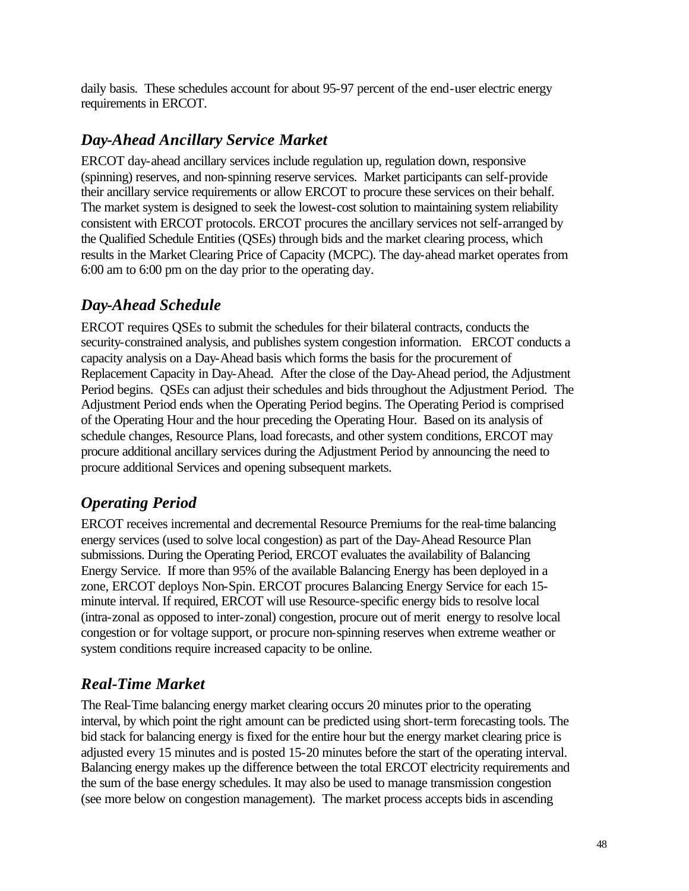daily basis. These schedules account for about 95-97 percent of the end-user electric energy requirements in ERCOT.

## *Day-Ahead Ancillary Service Market*

ERCOT day-ahead ancillary services include regulation up, regulation down, responsive (spinning) reserves, and non-spinning reserve services. Market participants can self-provide their ancillary service requirements or allow ERCOT to procure these services on their behalf. The market system is designed to seek the lowest-cost solution to maintaining system reliability consistent with ERCOT protocols. ERCOT procures the ancillary services not self-arranged by the Qualified Schedule Entities (QSEs) through bids and the market clearing process, which results in the Market Clearing Price of Capacity (MCPC). The day-ahead market operates from 6:00 am to 6:00 pm on the day prior to the operating day.

## *Day-Ahead Schedule*

ERCOT requires QSEs to submit the schedules for their bilateral contracts, conducts the security-constrained analysis, and publishes system congestion information. ERCOT conducts a capacity analysis on a Day-Ahead basis which forms the basis for the procurement of Replacement Capacity in Day-Ahead. After the close of the Day-Ahead period, the Adjustment Period begins. QSEs can adjust their schedules and bids throughout the Adjustment Period. The Adjustment Period ends when the Operating Period begins. The Operating Period is comprised of the Operating Hour and the hour preceding the Operating Hour. Based on its analysis of schedule changes, Resource Plans, load forecasts, and other system conditions, ERCOT may procure additional ancillary services during the Adjustment Period by announcing the need to procure additional Services and opening subsequent markets.

## *Operating Period*

ERCOT receives incremental and decremental Resource Premiums for the real-time balancing energy services (used to solve local congestion) as part of the Day-Ahead Resource Plan submissions. During the Operating Period, ERCOT evaluates the availability of Balancing Energy Service. If more than 95% of the available Balancing Energy has been deployed in a zone, ERCOT deploys Non-Spin. ERCOT procures Balancing Energy Service for each 15-minute interval. If required, ERCOT will use Resource-specific energy bids to resolve local (intra-zonal as opposed to inter-zonal) congestion, procure out of merit energy to resolve local congestion or for voltage support, or procure non-spinning reserves when extreme weather or system conditions require increased capacity to be online.

## *Real-Time Market*

The Real-Time balancing energy market clearing occurs 20 minutes prior to the operating interval, by which point the right amount can be predicted using short-term forecasting tools. The bid stack for balancing energy is fixed for the entire hour but the energy market clearing price is adjusted every 15 minutes and is posted 15-20 minutes before the start of the operating interval. Balancing energy makes up the difference between the total ERCOT electricity requirements and the sum of the base energy schedules. It may also be used to manage transmission congestion (see more below on congestion management). The market process accepts bids in ascending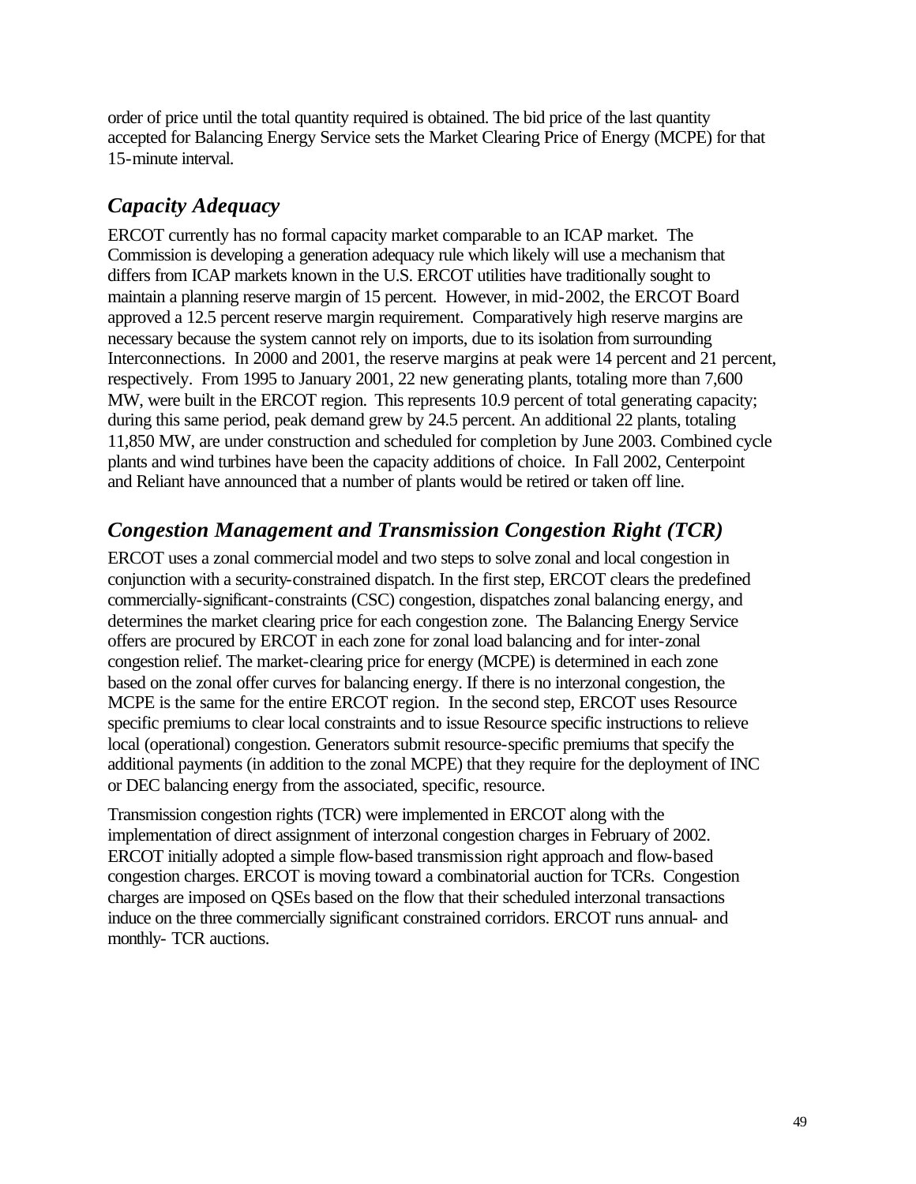order of price until the total quantity required is obtained. The bid price of the last quantity accepted for Balancing Energy Service sets the Market Clearing Price of Energy (MCPE) for that 15-minute interval.

## *Capacity Adequacy*

ERCOT currently has no formal capacity market comparable to an ICAP market. The Commission is developing a generation adequacy rule which likely will use a mechanism that differs from ICAP markets known in the U.S. ERCOT utilities have traditionally sought to maintain a planning reserve margin of 15 percent. However, in mid-2002, the ERCOT Board approved a 12.5 percent reserve margin requirement. Comparatively high reserve margins are necessary because the system cannot rely on imports, due to its isolation from surrounding Interconnections. In 2000 and 2001, the reserve margins at peak were 14 percent and 21 percent, respectively. From 1995 to January 2001, 22 new generating plants, totaling more than 7,600 MW, were built in the ERCOT region. This represents 10.9 percent of total generating capacity; during this same period, peak demand grew by 24.5 percent. An additional 22 plants, totaling 11,850 MW, are under construction and scheduled for completion by June 2003. Combined cycle plants and wind turbines have been the capacity additions of choice. In Fall 2002, Centerpoint and Reliant have announced that a number of plants would be retired or taken off line.

## *Congestion Management and Transmission Congestion Right (TCR)*

ERCOT uses a zonal commercial model and two steps to solve zonal and local congestion in conjunction with a security-constrained dispatch. In the first step, ERCOT clears the predefined commercially-significant-constraints (CSC) congestion, dispatches zonal balancing energy, and determines the market clearing price for each congestion zone. The Balancing Energy Service offers are procured by ERCOT in each zone for zonal load balancing and for inter-zonal congestion relief. The market-clearing price for energy (MCPE) is determined in each zone based on the zonal offer curves for balancing energy. If there is no interzonal congestion, the MCPE is the same for the entire ERCOT region. In the second step, ERCOT uses Resource specific premiums to clear local constraints and to issue Resource specific instructions to relieve local (operational) congestion. Generators submit resource-specific premiums that specify the additional payments (in addition to the zonal MCPE) that they require for the deployment of INC or DEC balancing energy from the associated, specific, resource.

Transmission congestion rights (TCR) were implemented in ERCOT along with the implementation of direct assignment of interzonal congestion charges in February of 2002. ERCOT initially adopted a simple flow-based transmission right approach and flow-based congestion charges. ERCOT is moving toward a combinatorial auction for TCRs. Congestion charges are imposed on QSEs based on the flow that their scheduled interzonal transactions induce on the three commercially significant constrained corridors. ERCOT runs annual- and monthly- TCR auctions.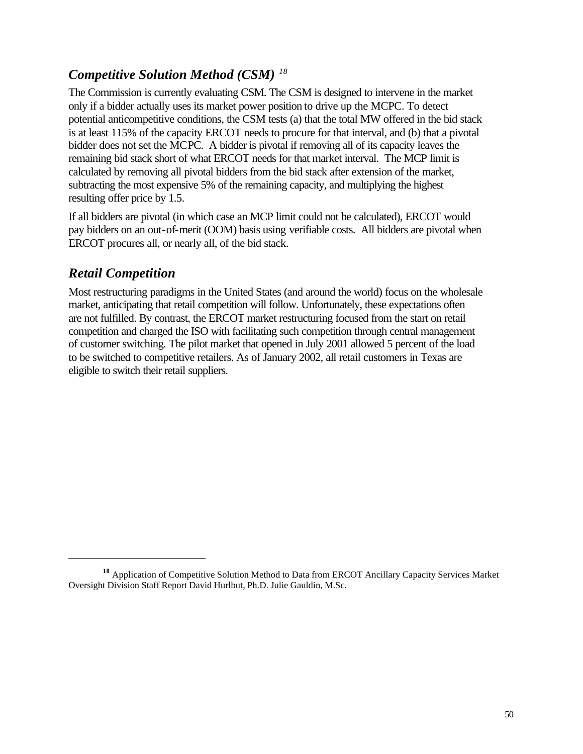## *Competitive Solution Method (CSM)* [18]

The Commission is currently evaluating CSM. The CSM is designed to intervene in the market only if a bidder actually uses its market power position to drive up the MCPC. To detect potential anticompetitive conditions, the CSM tests (a) that the total MW offered in the bid stack is at least 115% of the capacity ERCOT needs to procure for that interval, and (b) that a pivotal bidder does not set the MCPC. A bidder is pivotal if removing all of its capacity leaves the remaining bid stack short of what ERCOT needs for that market interval. The MCP limit is calculated by removing all pivotal bidders from the bid stack after extension of the market, subtracting the most expensive 5% of the remaining capacity, and multiplying the highest resulting offer price by 1.5.

If all bidders are pivotal (in which case an MCP limit could not be calculated), ERCOT would pay bidders on an out-of-merit (OOM) basis using verifiable costs. All bidders are pivotal when ERCOT procures all, or nearly all, of the bid stack.

## *Retail Competition*

Most restructuring paradigms in the United States (and around the world) focus on the wholesale market, anticipating that retail competition will follow. Unfortunately, these expectations often are not fulfilled. By contrast, the ERCOT market restructuring focused from the start on retail competition and charged the ISO with facilitating such competition through central management of customer switching. The pilot market that opened in July 2001 allowed 5 percent of the load to be switched to competitive retailers. As of January 2002, all retail customers in Texas are eligible to switch their retail suppliers.

---

[18] Application of Competitive Solution Method to Data from ERCOT Ancillary Capacity Services Market Oversight Division Staff Report David Hurlbut, Ph.D. Julie Gauldin, M.Sc.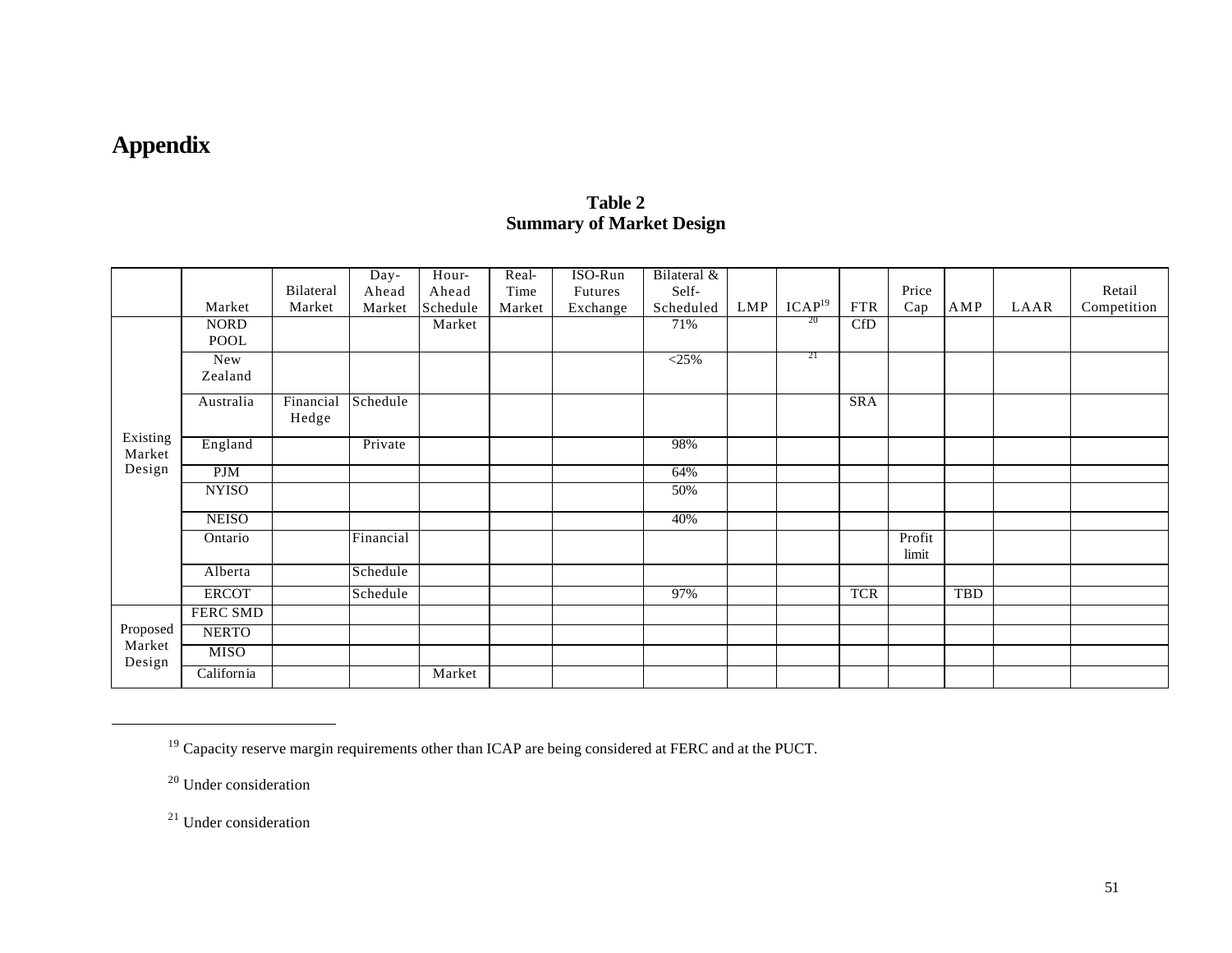# Appendix

**Table 2**
**Summary of Market Design**

| | Market | Bilateral Market | Day-Ahead Market | Hour-Ahead Schedule | Real-Time Market | ISO-Run Futures Exchange | Bilateral & Self-Scheduled | LMP | ICAP[19] | FTR | Price Cap | AMP | LAAR | Retail Competition |
|---|---|---|---|---|---|---|---|---|---|---|---|---|---|---|
| Existing Market Design | NORD POOL | | | Market | | | 71% | | [20] | CfD | | | | |
| | New Zealand | | | | | | <25% | | [21] | | | | | |
| | Australia | Financial Hedge | Schedule | | | | | | | SRA | | | | |
| | England | | Private | | | | 98% | | | | | | | |
| | PJM | | | | | | 64% | | | | | | | |
| | NYISO | | | | | | 50% | | | | | | | |
| | NEISO | | | | | | 40% | | | | | | | |
| | Ontario | | Financial | | | | | | | | Profit limit | | | |
| | Alberta | | Schedule | | | | | | | | | | | |
| | ERCOT | | Schedule | | | | 97% | | | TCR | | TBD | | |
| Proposed Market Design | FERC SMD | | | | | | | | | | | | | |
| | NERTO | | | | | | | | | | | | | |
| | MISO | | | | | | | | | | | | | |
| | California | | | Market | | | | | | | | | | |

[19] Capacity reserve margin requirements other than ICAP are being considered at FERC and at the PUCT.

[20] Under consideration

[21] Under consideration